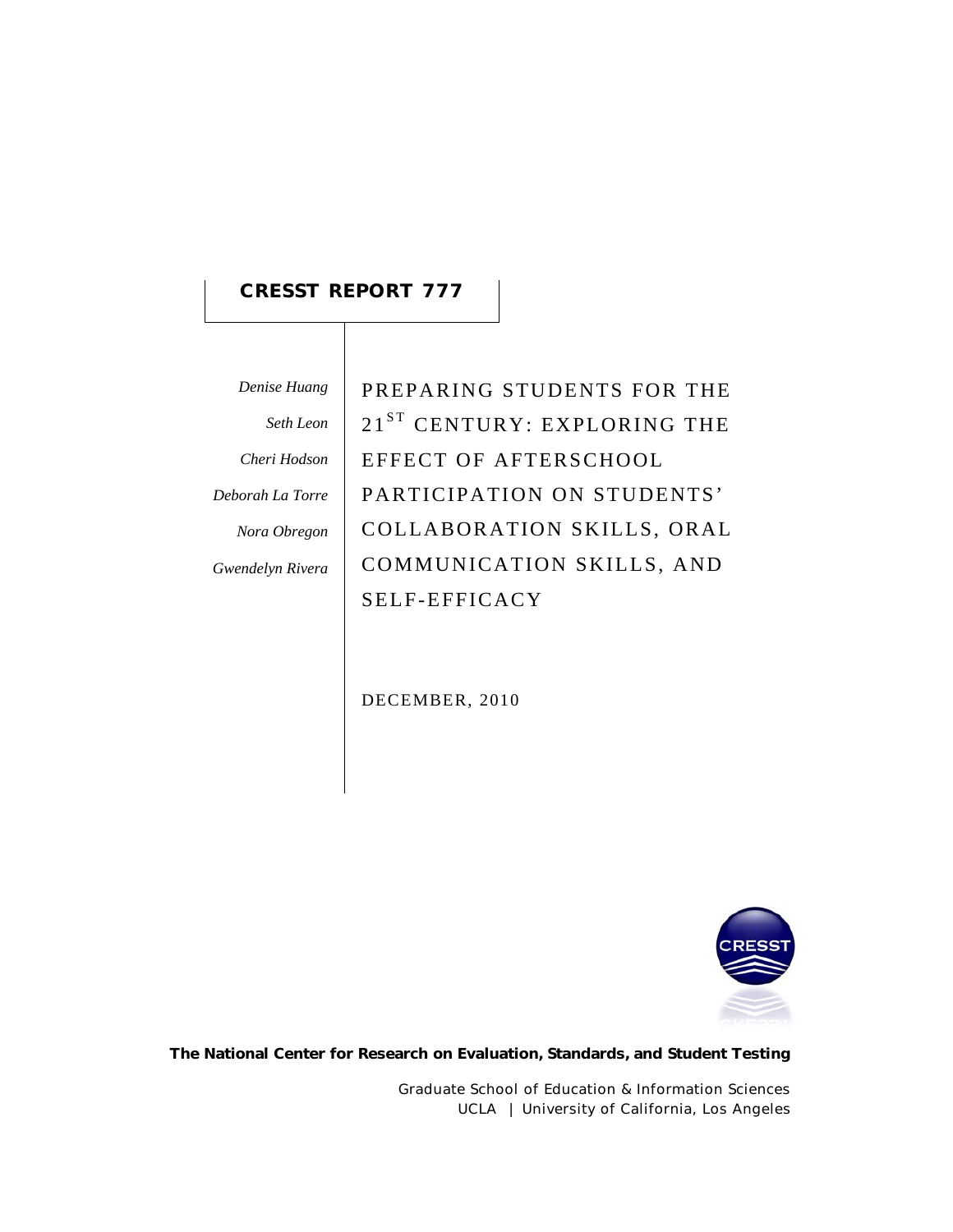**CRESST REPORT 777**

*Denise Huang*

*Seth Leon*

*Cheri Hodson*

*Deborah La Torre*

*Nora Obregon*

*Gwendelyn Rivera*

# PREPARING STUDENTS FOR THE 21ST CENTURY: EXPLORING THE EFFECT OF AFTERSCHOOL PARTICIPATION ON STUDENTS' COLLABORATION SKILLS, ORAL COMMUNICATION SKILLS, AND SELF-EFFICACY

DECEMBER, 2010

**The National Center for Research on Evaluation, Standards, and Student Testing**

Graduate School of Education & Information Sciences
UCLA | University of California, Los Angeles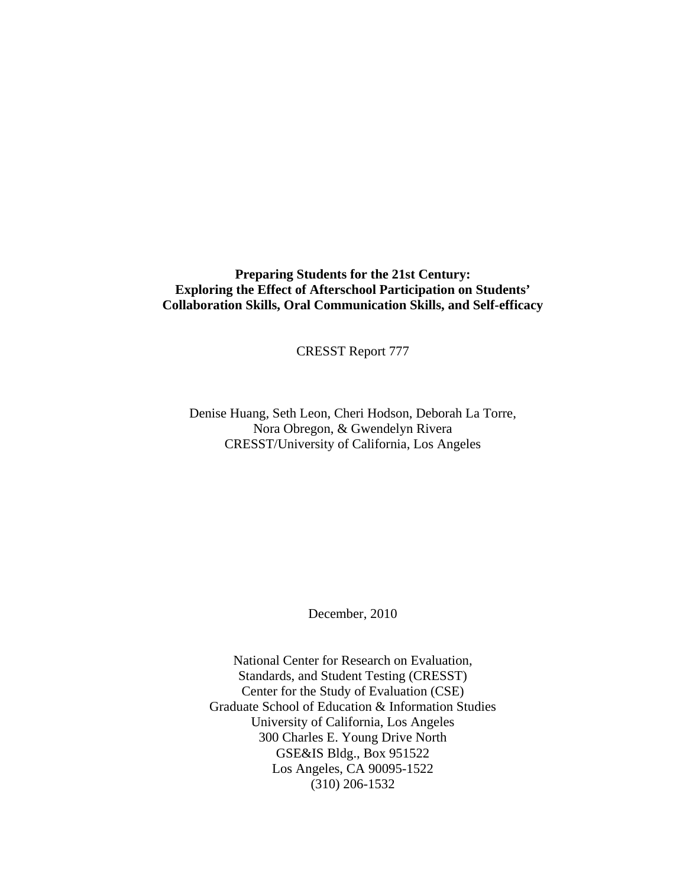**Preparing Students for the 21st Century:**
**Exploring the Effect of Afterschool Participation on Students' Collaboration Skills, Oral Communication Skills, and Self-efficacy**

CRESST Report 777

Denise Huang, Seth Leon, Cheri Hodson, Deborah La Torre,
Nora Obregon, & Gwendelyn Rivera
CRESST/University of California, Los Angeles

December, 2010

National Center for Research on Evaluation,
Standards, and Student Testing (CRESST)
Center for the Study of Evaluation (CSE)
Graduate School of Education & Information Studies
University of California, Los Angeles
300 Charles E. Young Drive North
GSE&IS Bldg., Box 951522
Los Angeles, CA 90095-1522
(310) 206-1532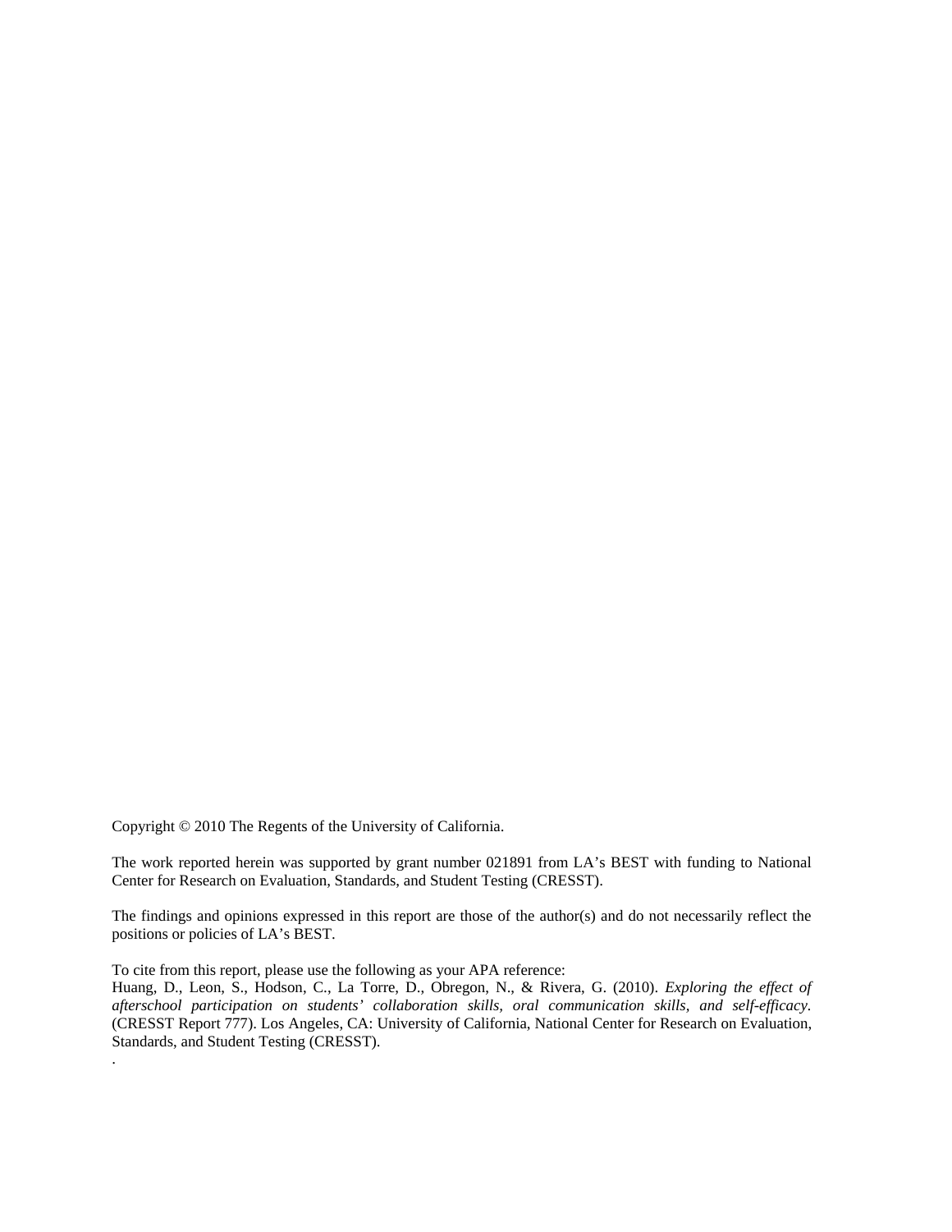Copyright © 2010 The Regents of the University of California.

The work reported herein was supported by grant number 021891 from LA's BEST with funding to National Center for Research on Evaluation, Standards, and Student Testing (CRESST).

The findings and opinions expressed in this report are those of the author(s) and do not necessarily reflect the positions or policies of LA's BEST.

To cite from this report, please use the following as your APA reference:
Huang, D., Leon, S., Hodson, C., La Torre, D., Obregon, N., & Rivera, G. (2010). *Exploring the effect of afterschool participation on students' collaboration skills, oral communication skills, and self-efficacy.* (CRESST Report 777). Los Angeles, CA: University of California, National Center for Research on Evaluation, Standards, and Student Testing (CRESST).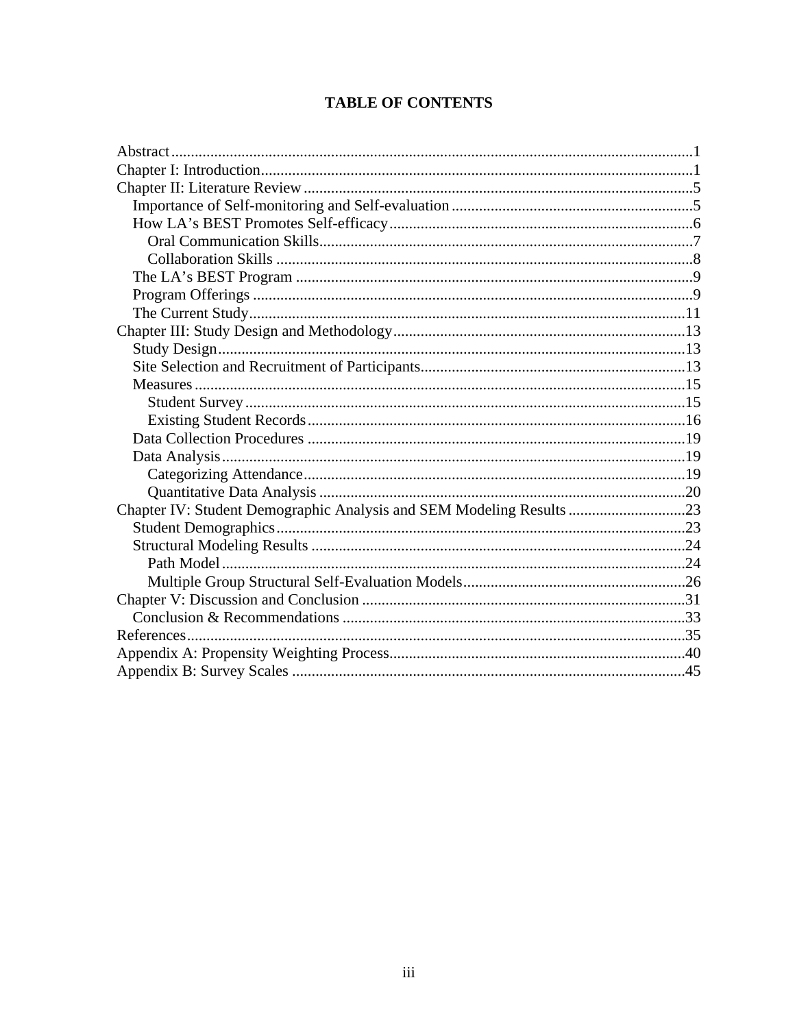# TABLE OF CONTENTS

- Abstract ........ 1
- Chapter I: Introduction ........ 1
- Chapter II: Literature Review ........ 5
  - Importance of Self-monitoring and Self-evaluation ........ 5
  - How LA's BEST Promotes Self-efficacy ........ 6
    - Oral Communication Skills ........ 7
    - Collaboration Skills ........ 8
  - The LA's BEST Program ........ 9
  - Program Offerings ........ 9
  - The Current Study ........ 11
- Chapter III: Study Design and Methodology ........ 13
  - Study Design ........ 13
  - Site Selection and Recruitment of Participants ........ 13
  - Measures ........ 15
    - Student Survey ........ 15
    - Existing Student Records ........ 16
  - Data Collection Procedures ........ 19
  - Data Analysis ........ 19
    - Categorizing Attendance ........ 19
    - Quantitative Data Analysis ........ 20
- Chapter IV: Student Demographic Analysis and SEM Modeling Results ........ 23
  - Student Demographics ........ 23
  - Structural Modeling Results ........ 24
    - Path Model ........ 24
    - Multiple Group Structural Self-Evaluation Models ........ 26
- Chapter V: Discussion and Conclusion ........ 31
  - Conclusion & Recommendations ........ 33
- References ........ 35
- Appendix A: Propensity Weighting Process ........ 40
- Appendix B: Survey Scales ........ 45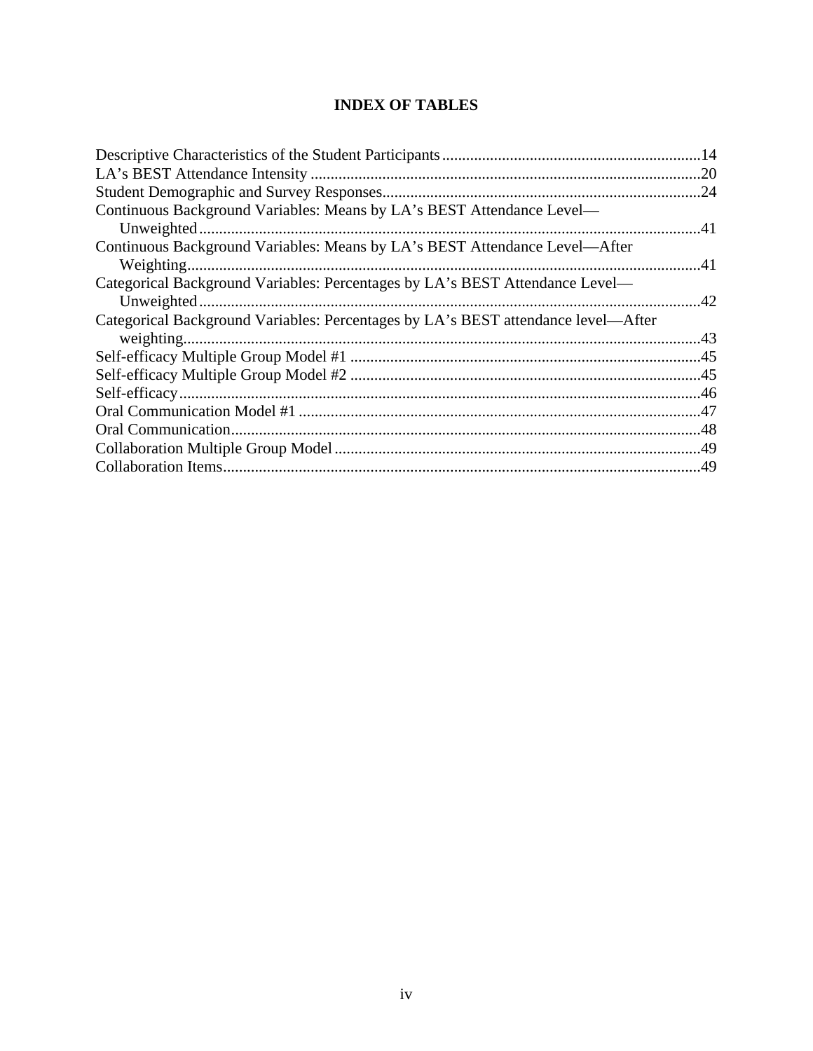# INDEX OF TABLES

Descriptive Characteristics of the Student Participants ................................................................14
LA's BEST Attendance Intensity .................................................................................................20
Student Demographic and Survey Responses...............................................................................24
Continuous Background Variables: Means by LA's BEST Attendance Level—Unweighted .............................................................................................................................41
Continuous Background Variables: Means by LA's BEST Attendance Level—After Weighting................................................................................................................................41
Categorical Background Variables: Percentages by LA's BEST Attendance Level—Unweighted .............................................................................................................................42
Categorical Background Variables: Percentages by LA's BEST attendance level—After weighting.................................................................................................................................43
Self-efficacy Multiple Group Model #1 ........................................................................................45
Self-efficacy Multiple Group Model #2 ........................................................................................45
Self-efficacy..................................................................................................................................46
Oral Communication Model #1 ....................................................................................................47
Oral Communication.....................................................................................................................48
Collaboration Multiple Group Model ...........................................................................................49
Collaboration Items.......................................................................................................................49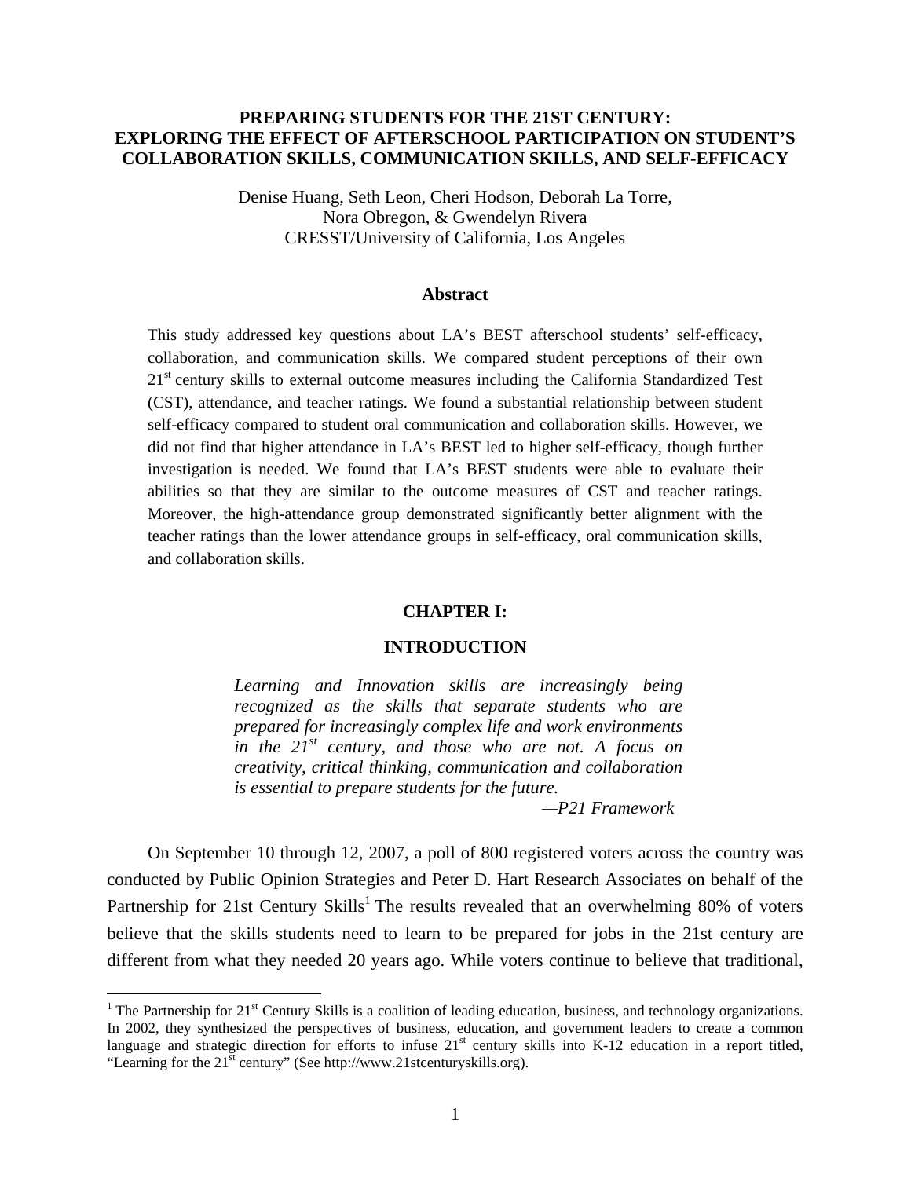# PREPARING STUDENTS FOR THE 21ST CENTURY: EXPLORING THE EFFECT OF AFTERSCHOOL PARTICIPATION ON STUDENT'S COLLABORATION SKILLS, COMMUNICATION SKILLS, AND SELF-EFFICACY

Denise Huang, Seth Leon, Cheri Hodson, Deborah La Torre, Nora Obregon, & Gwendelyn Rivera
CRESST/University of California, Los Angeles

### Abstract

This study addressed key questions about LA's BEST afterschool students' self-efficacy, collaboration, and communication skills. We compared student perceptions of their own 21st century skills to external outcome measures including the California Standardized Test (CST), attendance, and teacher ratings. We found a substantial relationship between student self-efficacy compared to student oral communication and collaboration skills. However, we did not find that higher attendance in LA's BEST led to higher self-efficacy, though further investigation is needed. We found that LA's BEST students were able to evaluate their abilities so that they are similar to the outcome measures of CST and teacher ratings. Moreover, the high-attendance group demonstrated significantly better alignment with the teacher ratings than the lower attendance groups in self-efficacy, oral communication skills, and collaboration skills.

## CHAPTER I:

## INTRODUCTION

> *Learning and Innovation skills are increasingly being recognized as the skills that separate students who are prepared for increasingly complex life and work environments in the 21st century, and those who are not. A focus on creativity, critical thinking, communication and collaboration is essential to prepare students for the future.*
>
> *—P21 Framework*

On September 10 through 12, 2007, a poll of 800 registered voters across the country was conducted by Public Opinion Strategies and Peter D. Hart Research Associates on behalf of the Partnership for 21st Century Skills[1] The results revealed that an overwhelming 80% of voters believe that the skills students need to learn to be prepared for jobs in the 21st century are different from what they needed 20 years ago. While voters continue to believe that traditional,

[1] The Partnership for 21st Century Skills is a coalition of leading education, business, and technology organizations. In 2002, they synthesized the perspectives of business, education, and government leaders to create a common language and strategic direction for efforts to infuse 21st century skills into K-12 education in a report titled, "Learning for the 21st century" (See http://www.21stcenturyskills.org).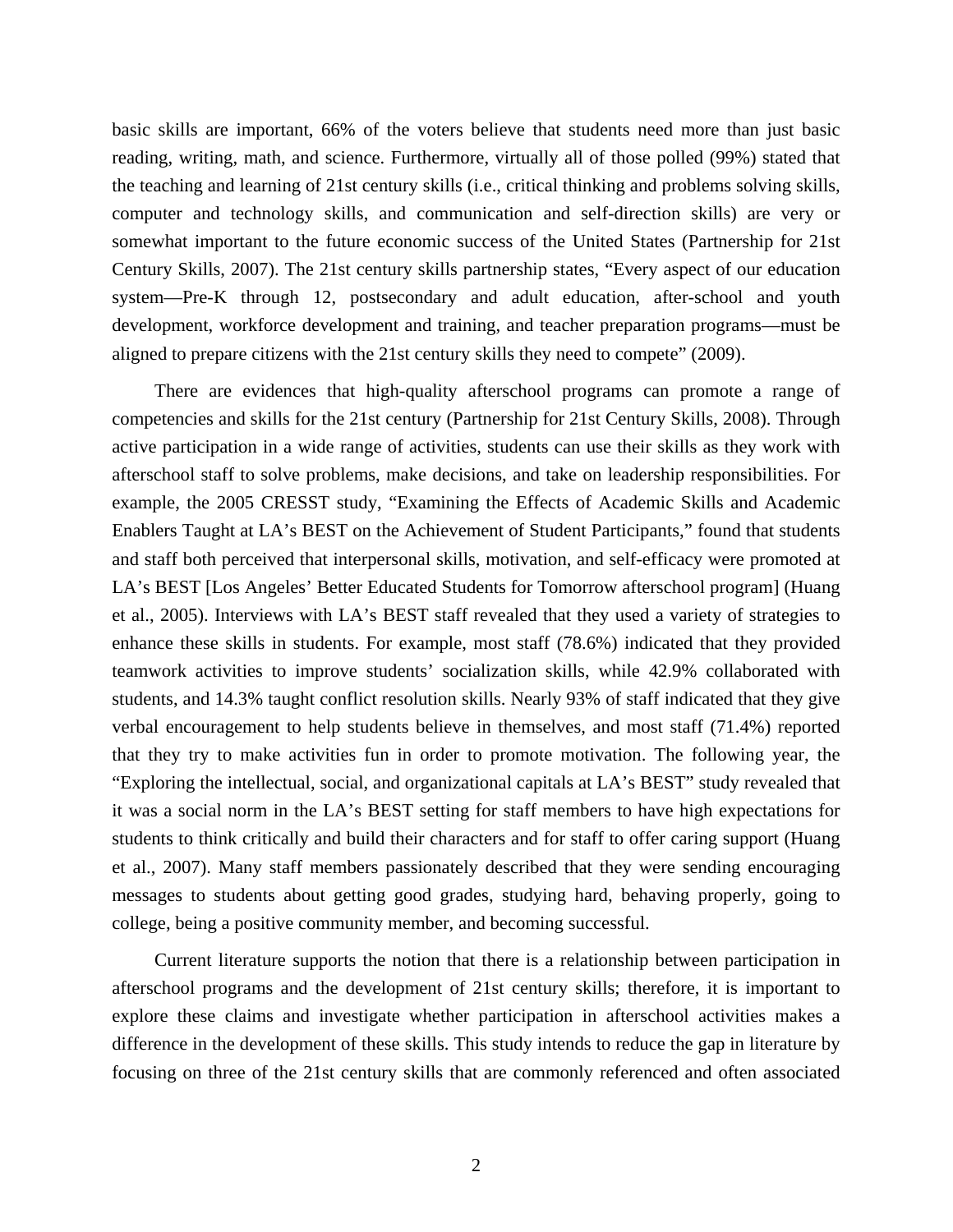basic skills are important, 66% of the voters believe that students need more than just basic reading, writing, math, and science. Furthermore, virtually all of those polled (99%) stated that the teaching and learning of 21st century skills (i.e., critical thinking and problems solving skills, computer and technology skills, and communication and self-direction skills) are very or somewhat important to the future economic success of the United States (Partnership for 21st Century Skills, 2007). The 21st century skills partnership states, “Every aspect of our education system—Pre-K through 12, postsecondary and adult education, after-school and youth development, workforce development and training, and teacher preparation programs—must be aligned to prepare citizens with the 21st century skills they need to compete” (2009).

There are evidences that high-quality afterschool programs can promote a range of competencies and skills for the 21st century (Partnership for 21st Century Skills, 2008). Through active participation in a wide range of activities, students can use their skills as they work with afterschool staff to solve problems, make decisions, and take on leadership responsibilities. For example, the 2005 CRESST study, “Examining the Effects of Academic Skills and Academic Enablers Taught at LA’s BEST on the Achievement of Student Participants,” found that students and staff both perceived that interpersonal skills, motivation, and self-efficacy were promoted at LA’s BEST [Los Angeles’ Better Educated Students for Tomorrow afterschool program] (Huang et al., 2005). Interviews with LA’s BEST staff revealed that they used a variety of strategies to enhance these skills in students. For example, most staff (78.6%) indicated that they provided teamwork activities to improve students’ socialization skills, while 42.9% collaborated with students, and 14.3% taught conflict resolution skills. Nearly 93% of staff indicated that they give verbal encouragement to help students believe in themselves, and most staff (71.4%) reported that they try to make activities fun in order to promote motivation. The following year, the “Exploring the intellectual, social, and organizational capitals at LA’s BEST” study revealed that it was a social norm in the LA’s BEST setting for staff members to have high expectations for students to think critically and build their characters and for staff to offer caring support (Huang et al., 2007). Many staff members passionately described that they were sending encouraging messages to students about getting good grades, studying hard, behaving properly, going to college, being a positive community member, and becoming successful.

Current literature supports the notion that there is a relationship between participation in afterschool programs and the development of 21st century skills; therefore, it is important to explore these claims and investigate whether participation in afterschool activities makes a difference in the development of these skills. This study intends to reduce the gap in literature by focusing on three of the 21st century skills that are commonly referenced and often associated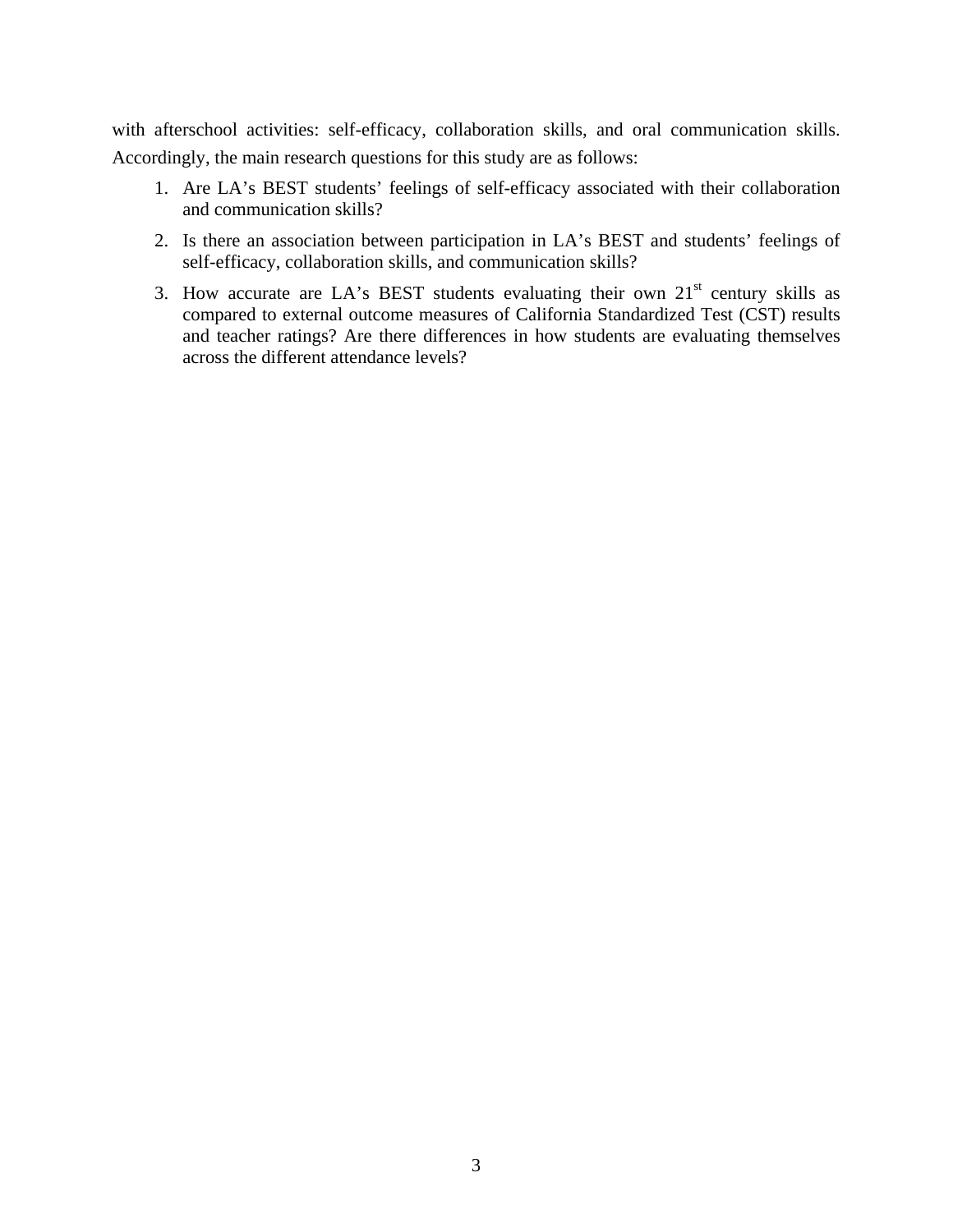with afterschool activities: self-efficacy, collaboration skills, and oral communication skills. Accordingly, the main research questions for this study are as follows:

1. Are LA's BEST students' feelings of self-efficacy associated with their collaboration and communication skills?
2. Is there an association between participation in LA's BEST and students' feelings of self-efficacy, collaboration skills, and communication skills?
3. How accurate are LA's BEST students evaluating their own 21st century skills as compared to external outcome measures of California Standardized Test (CST) results and teacher ratings? Are there differences in how students are evaluating themselves across the different attendance levels?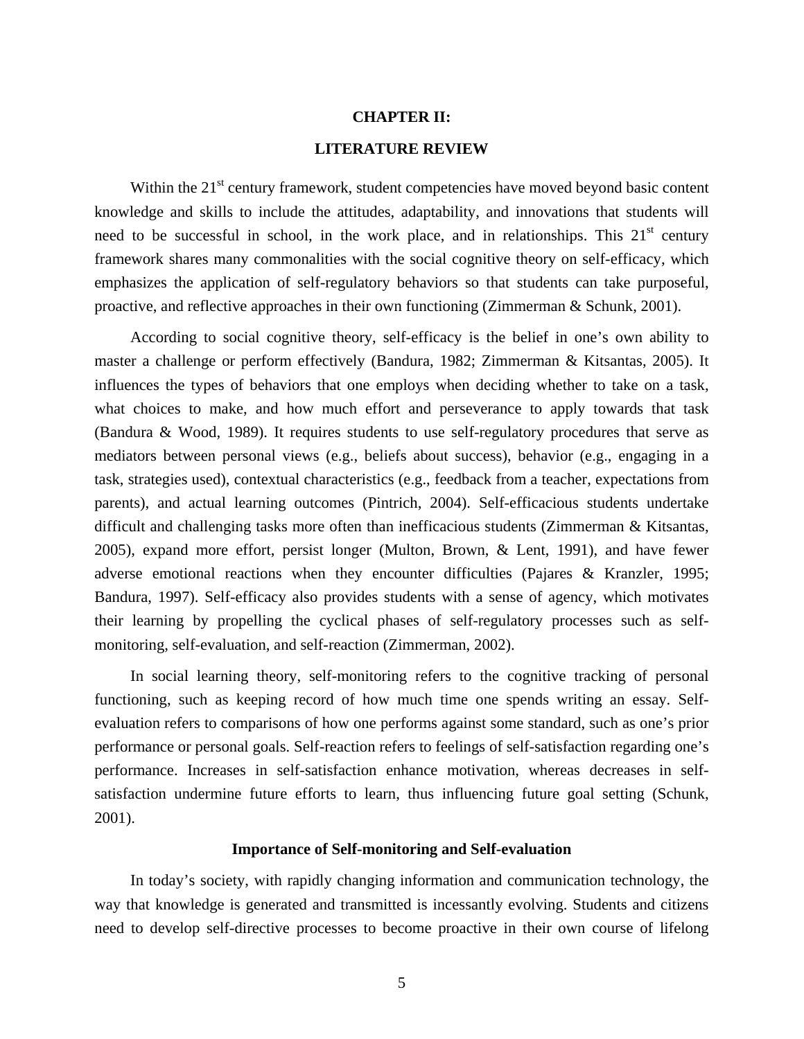# CHAPTER II:

# LITERATURE REVIEW

Within the 21st century framework, student competencies have moved beyond basic content knowledge and skills to include the attitudes, adaptability, and innovations that students will need to be successful in school, in the work place, and in relationships. This 21st century framework shares many commonalities with the social cognitive theory on self-efficacy, which emphasizes the application of self-regulatory behaviors so that students can take purposeful, proactive, and reflective approaches in their own functioning (Zimmerman & Schunk, 2001).

According to social cognitive theory, self-efficacy is the belief in one's own ability to master a challenge or perform effectively (Bandura, 1982; Zimmerman & Kitsantas, 2005). It influences the types of behaviors that one employs when deciding whether to take on a task, what choices to make, and how much effort and perseverance to apply towards that task (Bandura & Wood, 1989). It requires students to use self-regulatory procedures that serve as mediators between personal views (e.g., beliefs about success), behavior (e.g., engaging in a task, strategies used), contextual characteristics (e.g., feedback from a teacher, expectations from parents), and actual learning outcomes (Pintrich, 2004). Self-efficacious students undertake difficult and challenging tasks more often than inefficacious students (Zimmerman & Kitsantas, 2005), expand more effort, persist longer (Multon, Brown, & Lent, 1991), and have fewer adverse emotional reactions when they encounter difficulties (Pajares & Kranzler, 1995; Bandura, 1997). Self-efficacy also provides students with a sense of agency, which motivates their learning by propelling the cyclical phases of self-regulatory processes such as self-monitoring, self-evaluation, and self-reaction (Zimmerman, 2002).

In social learning theory, self-monitoring refers to the cognitive tracking of personal functioning, such as keeping record of how much time one spends writing an essay. Self-evaluation refers to comparisons of how one performs against some standard, such as one's prior performance or personal goals. Self-reaction refers to feelings of self-satisfaction regarding one's performance. Increases in self-satisfaction enhance motivation, whereas decreases in self-satisfaction undermine future efforts to learn, thus influencing future goal setting (Schunk, 2001).

## Importance of Self-monitoring and Self-evaluation

In today's society, with rapidly changing information and communication technology, the way that knowledge is generated and transmitted is incessantly evolving. Students and citizens need to develop self-directive processes to become proactive in their own course of lifelong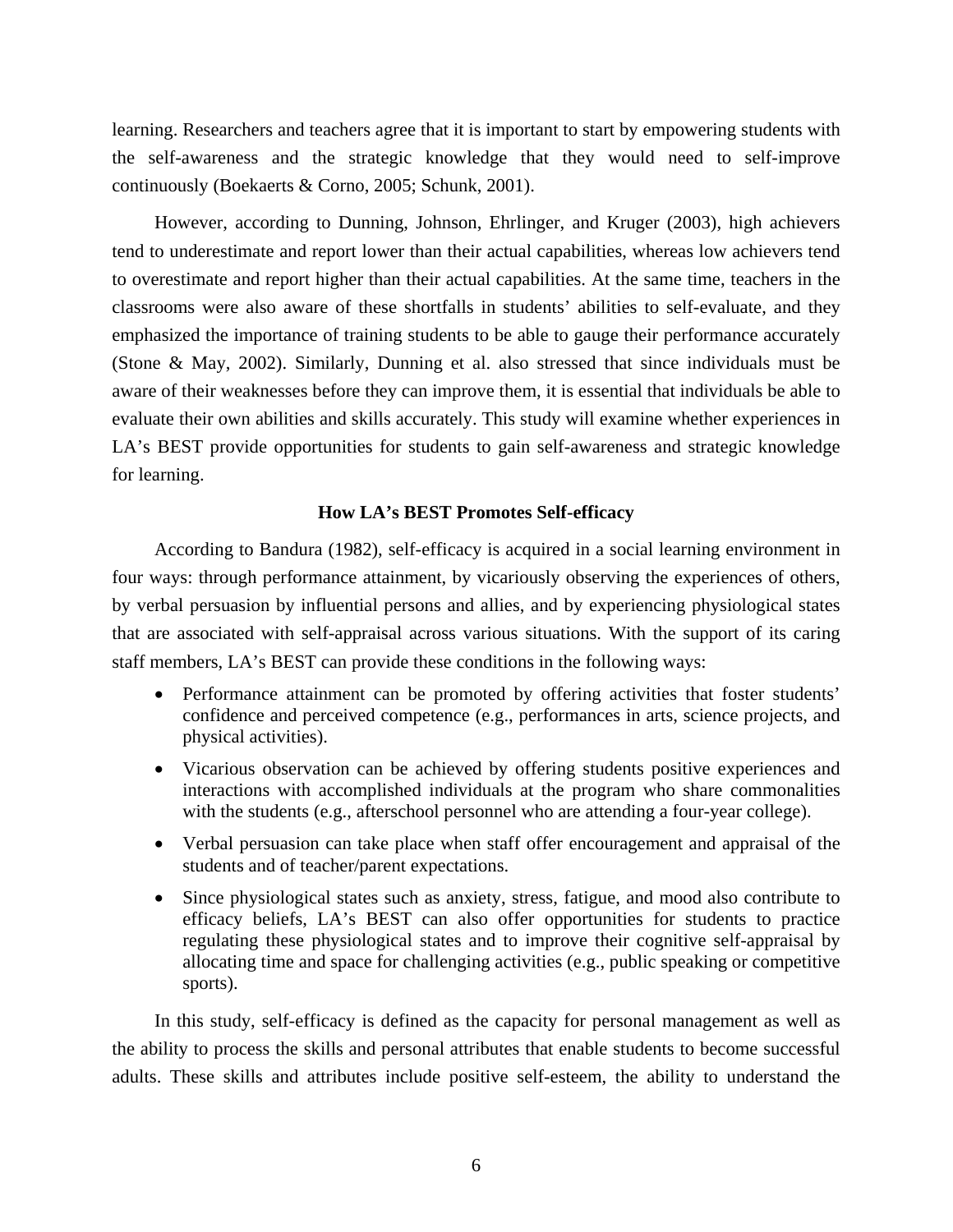learning. Researchers and teachers agree that it is important to start by empowering students with the self-awareness and the strategic knowledge that they would need to self-improve continuously (Boekaerts & Corno, 2005; Schunk, 2001).

However, according to Dunning, Johnson, Ehrlinger, and Kruger (2003), high achievers tend to underestimate and report lower than their actual capabilities, whereas low achievers tend to overestimate and report higher than their actual capabilities. At the same time, teachers in the classrooms were also aware of these shortfalls in students' abilities to self-evaluate, and they emphasized the importance of training students to be able to gauge their performance accurately (Stone & May, 2002). Similarly, Dunning et al. also stressed that since individuals must be aware of their weaknesses before they can improve them, it is essential that individuals be able to evaluate their own abilities and skills accurately. This study will examine whether experiences in LA's BEST provide opportunities for students to gain self-awareness and strategic knowledge for learning.

### How LA's BEST Promotes Self-efficacy

According to Bandura (1982), self-efficacy is acquired in a social learning environment in four ways: through performance attainment, by vicariously observing the experiences of others, by verbal persuasion by influential persons and allies, and by experiencing physiological states that are associated with self-appraisal across various situations. With the support of its caring staff members, LA's BEST can provide these conditions in the following ways:

- Performance attainment can be promoted by offering activities that foster students' confidence and perceived competence (e.g., performances in arts, science projects, and physical activities).
- Vicarious observation can be achieved by offering students positive experiences and interactions with accomplished individuals at the program who share commonalities with the students (e.g., afterschool personnel who are attending a four-year college).
- Verbal persuasion can take place when staff offer encouragement and appraisal of the students and of teacher/parent expectations.
- Since physiological states such as anxiety, stress, fatigue, and mood also contribute to efficacy beliefs, LA's BEST can also offer opportunities for students to practice regulating these physiological states and to improve their cognitive self-appraisal by allocating time and space for challenging activities (e.g., public speaking or competitive sports).

In this study, self-efficacy is defined as the capacity for personal management as well as the ability to process the skills and personal attributes that enable students to become successful adults. These skills and attributes include positive self-esteem, the ability to understand the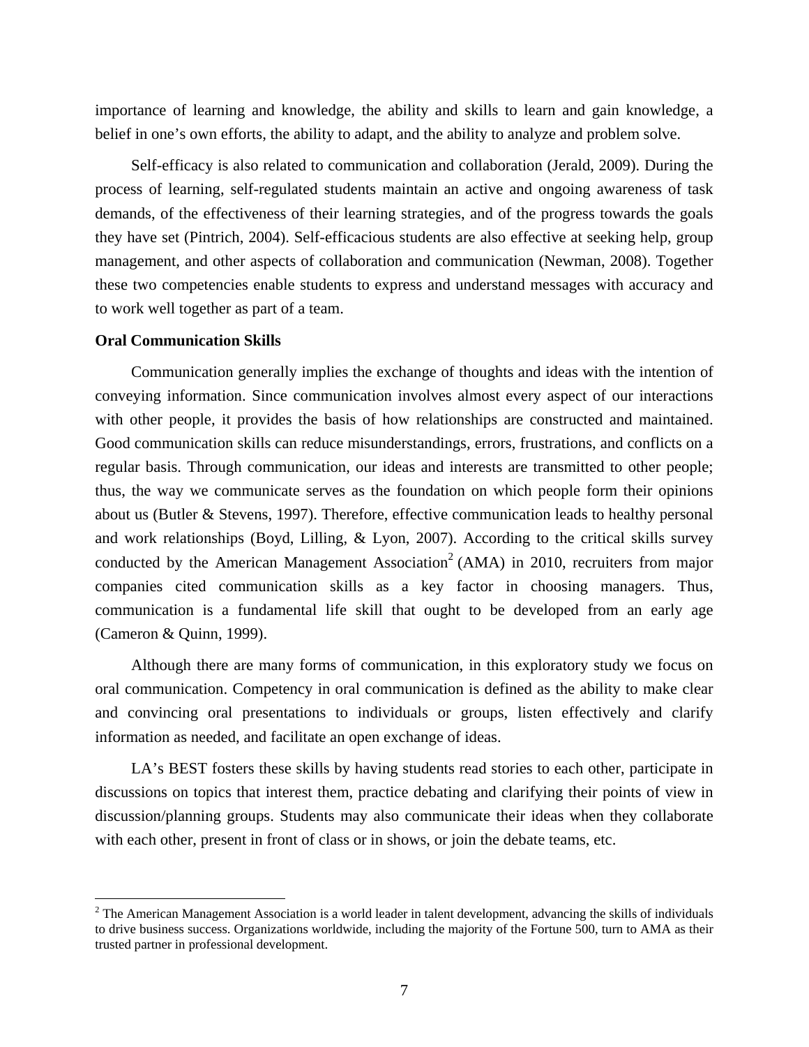importance of learning and knowledge, the ability and skills to learn and gain knowledge, a belief in one's own efforts, the ability to adapt, and the ability to analyze and problem solve.

Self-efficacy is also related to communication and collaboration (Jerald, 2009). During the process of learning, self-regulated students maintain an active and ongoing awareness of task demands, of the effectiveness of their learning strategies, and of the progress towards the goals they have set (Pintrich, 2004). Self-efficacious students are also effective at seeking help, group management, and other aspects of collaboration and communication (Newman, 2008). Together these two competencies enable students to express and understand messages with accuracy and to work well together as part of a team.

**Oral Communication Skills**

Communication generally implies the exchange of thoughts and ideas with the intention of conveying information. Since communication involves almost every aspect of our interactions with other people, it provides the basis of how relationships are constructed and maintained. Good communication skills can reduce misunderstandings, errors, frustrations, and conflicts on a regular basis. Through communication, our ideas and interests are transmitted to other people; thus, the way we communicate serves as the foundation on which people form their opinions about us (Butler & Stevens, 1997). Therefore, effective communication leads to healthy personal and work relationships (Boyd, Lilling, & Lyon, 2007). According to the critical skills survey conducted by the American Management Association[2] (AMA) in 2010, recruiters from major companies cited communication skills as a key factor in choosing managers. Thus, communication is a fundamental life skill that ought to be developed from an early age (Cameron & Quinn, 1999).

Although there are many forms of communication, in this exploratory study we focus on oral communication. Competency in oral communication is defined as the ability to make clear and convincing oral presentations to individuals or groups, listen effectively and clarify information as needed, and facilitate an open exchange of ideas.

LA's BEST fosters these skills by having students read stories to each other, participate in discussions on topics that interest them, practice debating and clarifying their points of view in discussion/planning groups. Students may also communicate their ideas when they collaborate with each other, present in front of class or in shows, or join the debate teams, etc.

---

[2] The American Management Association is a world leader in talent development, advancing the skills of individuals to drive business success. Organizations worldwide, including the majority of the Fortune 500, turn to AMA as their trusted partner in professional development.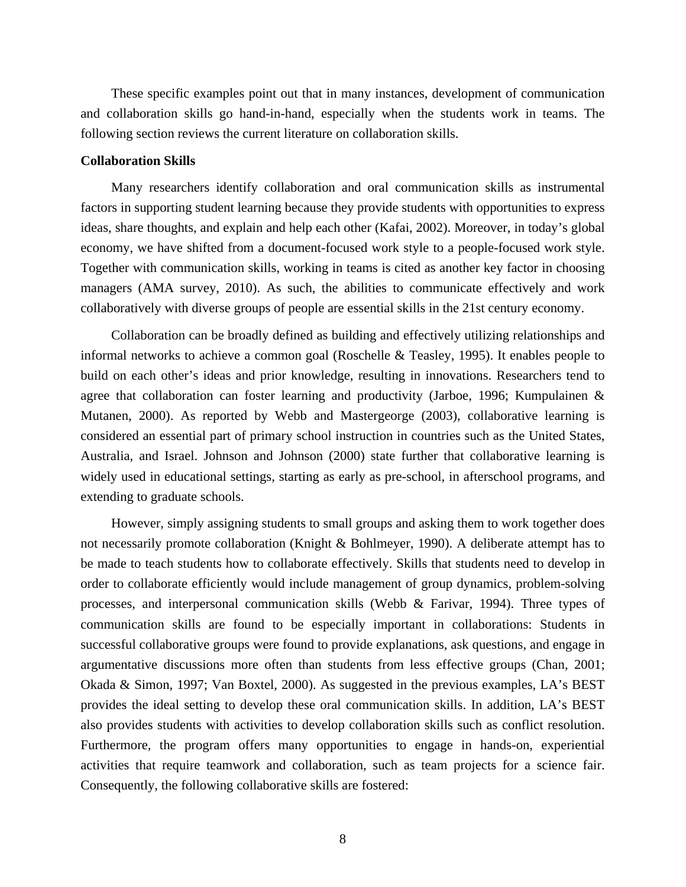These specific examples point out that in many instances, development of communication and collaboration skills go hand-in-hand, especially when the students work in teams. The following section reviews the current literature on collaboration skills.

**Collaboration Skills**

Many researchers identify collaboration and oral communication skills as instrumental factors in supporting student learning because they provide students with opportunities to express ideas, share thoughts, and explain and help each other (Kafai, 2002). Moreover, in today's global economy, we have shifted from a document-focused work style to a people-focused work style. Together with communication skills, working in teams is cited as another key factor in choosing managers (AMA survey, 2010). As such, the abilities to communicate effectively and work collaboratively with diverse groups of people are essential skills in the 21st century economy.

Collaboration can be broadly defined as building and effectively utilizing relationships and informal networks to achieve a common goal (Roschelle & Teasley, 1995). It enables people to build on each other's ideas and prior knowledge, resulting in innovations. Researchers tend to agree that collaboration can foster learning and productivity (Jarboe, 1996; Kumpulainen & Mutanen, 2000). As reported by Webb and Mastergeorge (2003), collaborative learning is considered an essential part of primary school instruction in countries such as the United States, Australia, and Israel. Johnson and Johnson (2000) state further that collaborative learning is widely used in educational settings, starting as early as pre-school, in afterschool programs, and extending to graduate schools.

However, simply assigning students to small groups and asking them to work together does not necessarily promote collaboration (Knight & Bohlmeyer, 1990). A deliberate attempt has to be made to teach students how to collaborate effectively. Skills that students need to develop in order to collaborate efficiently would include management of group dynamics, problem-solving processes, and interpersonal communication skills (Webb & Farivar, 1994). Three types of communication skills are found to be especially important in collaborations: Students in successful collaborative groups were found to provide explanations, ask questions, and engage in argumentative discussions more often than students from less effective groups (Chan, 2001; Okada & Simon, 1997; Van Boxtel, 2000). As suggested in the previous examples, LA's BEST provides the ideal setting to develop these oral communication skills. In addition, LA's BEST also provides students with activities to develop collaboration skills such as conflict resolution. Furthermore, the program offers many opportunities to engage in hands-on, experiential activities that require teamwork and collaboration, such as team projects for a science fair. Consequently, the following collaborative skills are fostered: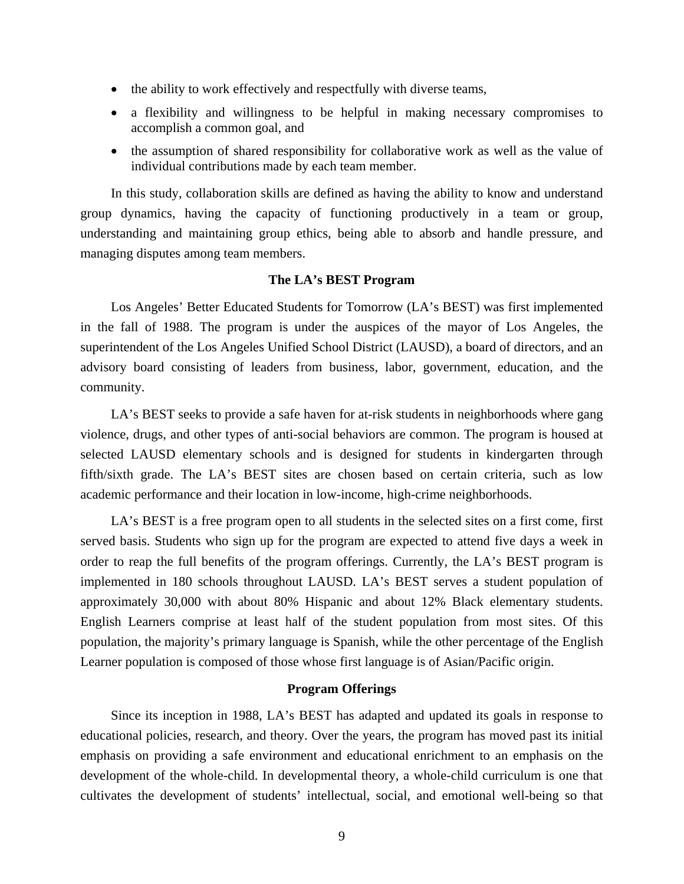- the ability to work effectively and respectfully with diverse teams,
- a flexibility and willingness to be helpful in making necessary compromises to accomplish a common goal, and
- the assumption of shared responsibility for collaborative work as well as the value of individual contributions made by each team member.

In this study, collaboration skills are defined as having the ability to know and understand group dynamics, having the capacity of functioning productively in a team or group, understanding and maintaining group ethics, being able to absorb and handle pressure, and managing disputes among team members.

## The LA's BEST Program

Los Angeles' Better Educated Students for Tomorrow (LA's BEST) was first implemented in the fall of 1988. The program is under the auspices of the mayor of Los Angeles, the superintendent of the Los Angeles Unified School District (LAUSD), a board of directors, and an advisory board consisting of leaders from business, labor, government, education, and the community.

LA's BEST seeks to provide a safe haven for at-risk students in neighborhoods where gang violence, drugs, and other types of anti-social behaviors are common. The program is housed at selected LAUSD elementary schools and is designed for students in kindergarten through fifth/sixth grade. The LA's BEST sites are chosen based on certain criteria, such as low academic performance and their location in low-income, high-crime neighborhoods.

LA's BEST is a free program open to all students in the selected sites on a first come, first served basis. Students who sign up for the program are expected to attend five days a week in order to reap the full benefits of the program offerings. Currently, the LA's BEST program is implemented in 180 schools throughout LAUSD. LA's BEST serves a student population of approximately 30,000 with about 80% Hispanic and about 12% Black elementary students. English Learners comprise at least half of the student population from most sites. Of this population, the majority's primary language is Spanish, while the other percentage of the English Learner population is composed of those whose first language is of Asian/Pacific origin.

## Program Offerings

Since its inception in 1988, LA's BEST has adapted and updated its goals in response to educational policies, research, and theory. Over the years, the program has moved past its initial emphasis on providing a safe environment and educational enrichment to an emphasis on the development of the whole-child. In developmental theory, a whole-child curriculum is one that cultivates the development of students' intellectual, social, and emotional well-being so that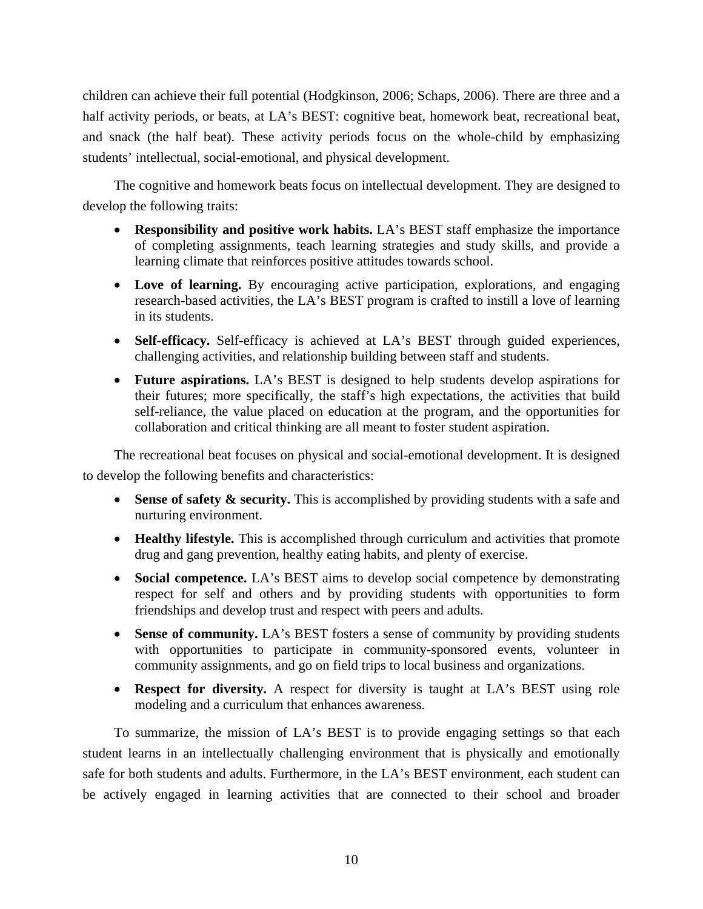children can achieve their full potential (Hodgkinson, 2006; Schaps, 2006). There are three and a half activity periods, or beats, at LA's BEST: cognitive beat, homework beat, recreational beat, and snack (the half beat). These activity periods focus on the whole-child by emphasizing students' intellectual, social-emotional, and physical development.

The cognitive and homework beats focus on intellectual development. They are designed to develop the following traits:

- **Responsibility and positive work habits.** LA's BEST staff emphasize the importance of completing assignments, teach learning strategies and study skills, and provide a learning climate that reinforces positive attitudes towards school.
- **Love of learning.** By encouraging active participation, explorations, and engaging research-based activities, the LA's BEST program is crafted to instill a love of learning in its students.
- **Self-efficacy.** Self-efficacy is achieved at LA's BEST through guided experiences, challenging activities, and relationship building between staff and students.
- **Future aspirations.** LA's BEST is designed to help students develop aspirations for their futures; more specifically, the staff's high expectations, the activities that build self-reliance, the value placed on education at the program, and the opportunities for collaboration and critical thinking are all meant to foster student aspiration.

The recreational beat focuses on physical and social-emotional development. It is designed to develop the following benefits and characteristics:

- **Sense of safety & security.** This is accomplished by providing students with a safe and nurturing environment.
- **Healthy lifestyle.** This is accomplished through curriculum and activities that promote drug and gang prevention, healthy eating habits, and plenty of exercise.
- **Social competence.** LA's BEST aims to develop social competence by demonstrating respect for self and others and by providing students with opportunities to form friendships and develop trust and respect with peers and adults.
- **Sense of community.** LA's BEST fosters a sense of community by providing students with opportunities to participate in community-sponsored events, volunteer in community assignments, and go on field trips to local business and organizations.
- **Respect for diversity.** A respect for diversity is taught at LA's BEST using role modeling and a curriculum that enhances awareness.

To summarize, the mission of LA's BEST is to provide engaging settings so that each student learns in an intellectually challenging environment that is physically and emotionally safe for both students and adults. Furthermore, in the LA's BEST environment, each student can be actively engaged in learning activities that are connected to their school and broader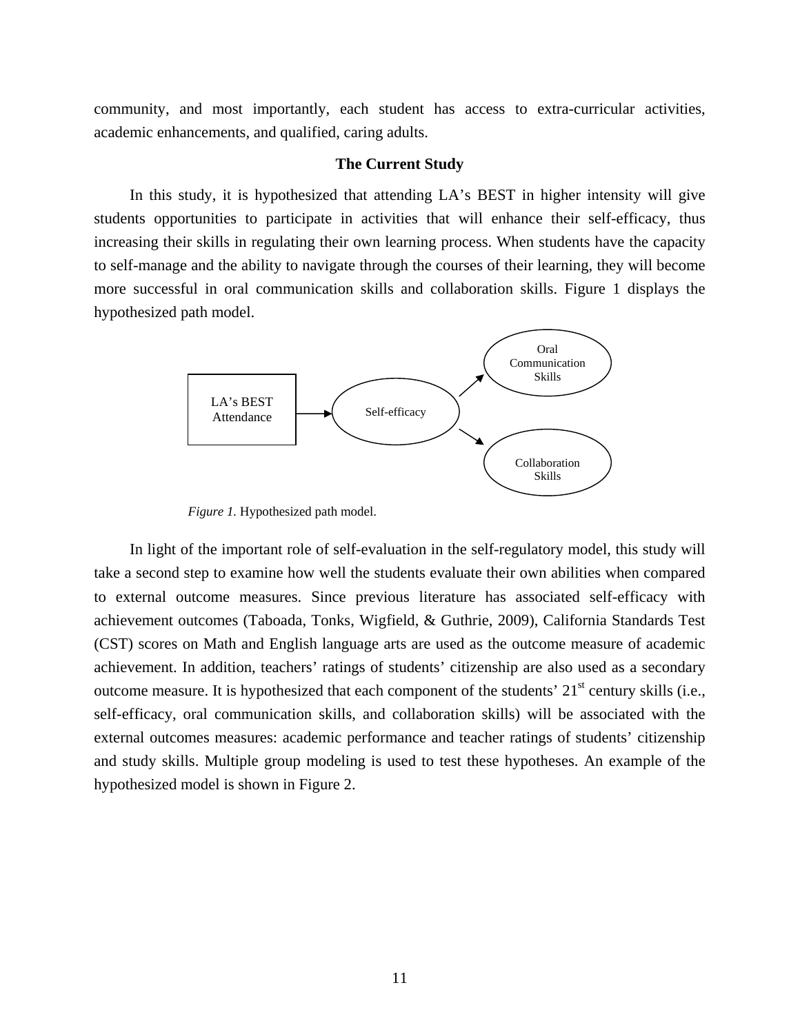community, and most importantly, each student has access to extra-curricular activities, academic enhancements, and qualified, caring adults.

## The Current Study

In this study, it is hypothesized that attending LA's BEST in higher intensity will give students opportunities to participate in activities that will enhance their self-efficacy, thus increasing their skills in regulating their own learning process. When students have the capacity to self-manage and the ability to navigate through the courses of their learning, they will become more successful in oral communication skills and collaboration skills. Figure 1 displays the hypothesized path model.

LA's BEST Attendance → Self-efficacy → Oral Communication Skills

Self-efficacy → Collaboration Skills

*Figure 1.* Hypothesized path model.

In light of the important role of self-evaluation in the self-regulatory model, this study will take a second step to examine how well the students evaluate their own abilities when compared to external outcome measures. Since previous literature has associated self-efficacy with achievement outcomes (Taboada, Tonks, Wigfield, & Guthrie, 2009), California Standards Test (CST) scores on Math and English language arts are used as the outcome measure of academic achievement. In addition, teachers' ratings of students' citizenship are also used as a secondary outcome measure. It is hypothesized that each component of the students' 21st century skills (i.e., self-efficacy, oral communication skills, and collaboration skills) will be associated with the external outcomes measures: academic performance and teacher ratings of students' citizenship and study skills. Multiple group modeling is used to test these hypotheses. An example of the hypothesized model is shown in Figure 2.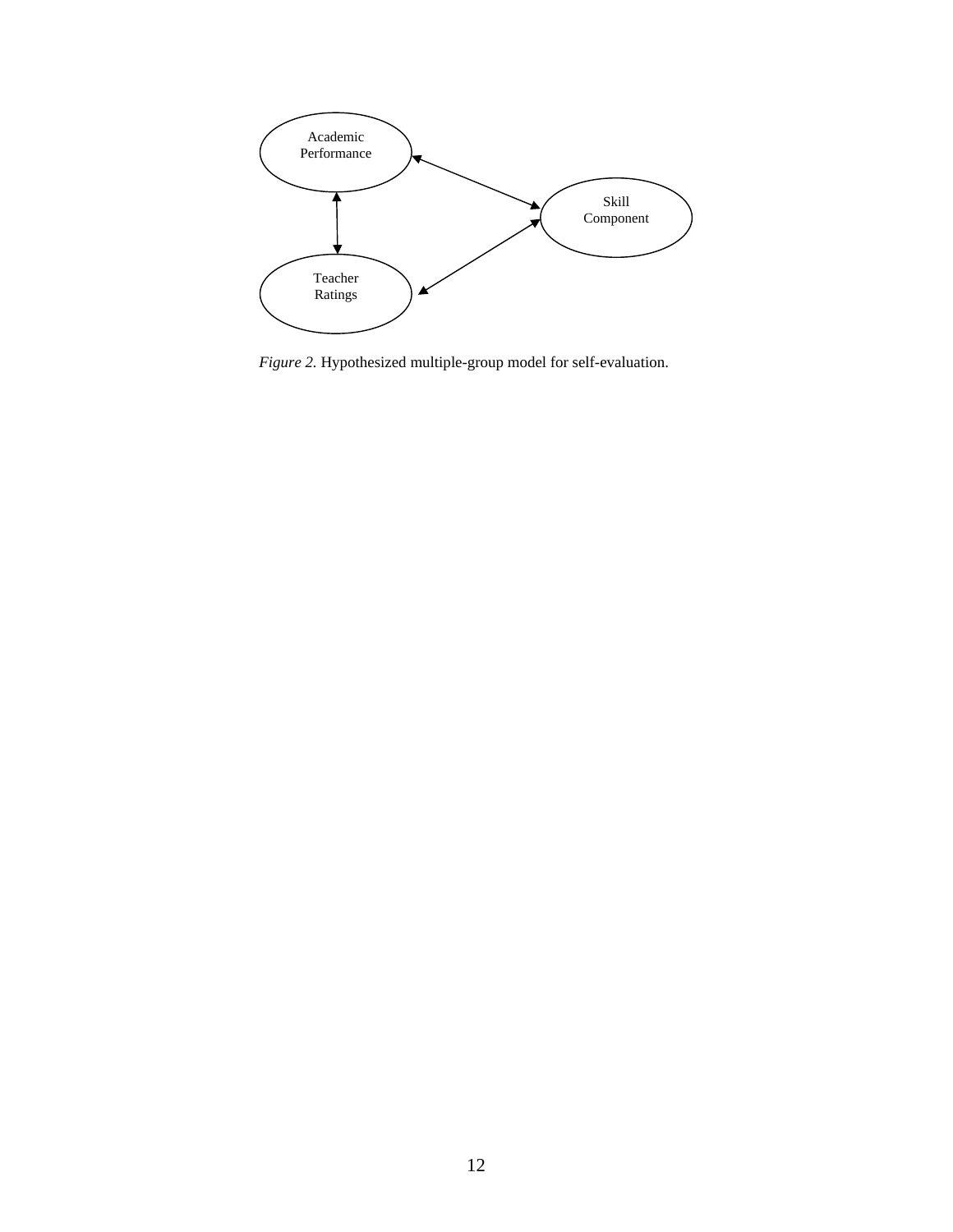Academic Performance

Skill Component

Teacher Ratings

*Figure 2.* Hypothesized multiple-group model for self-evaluation.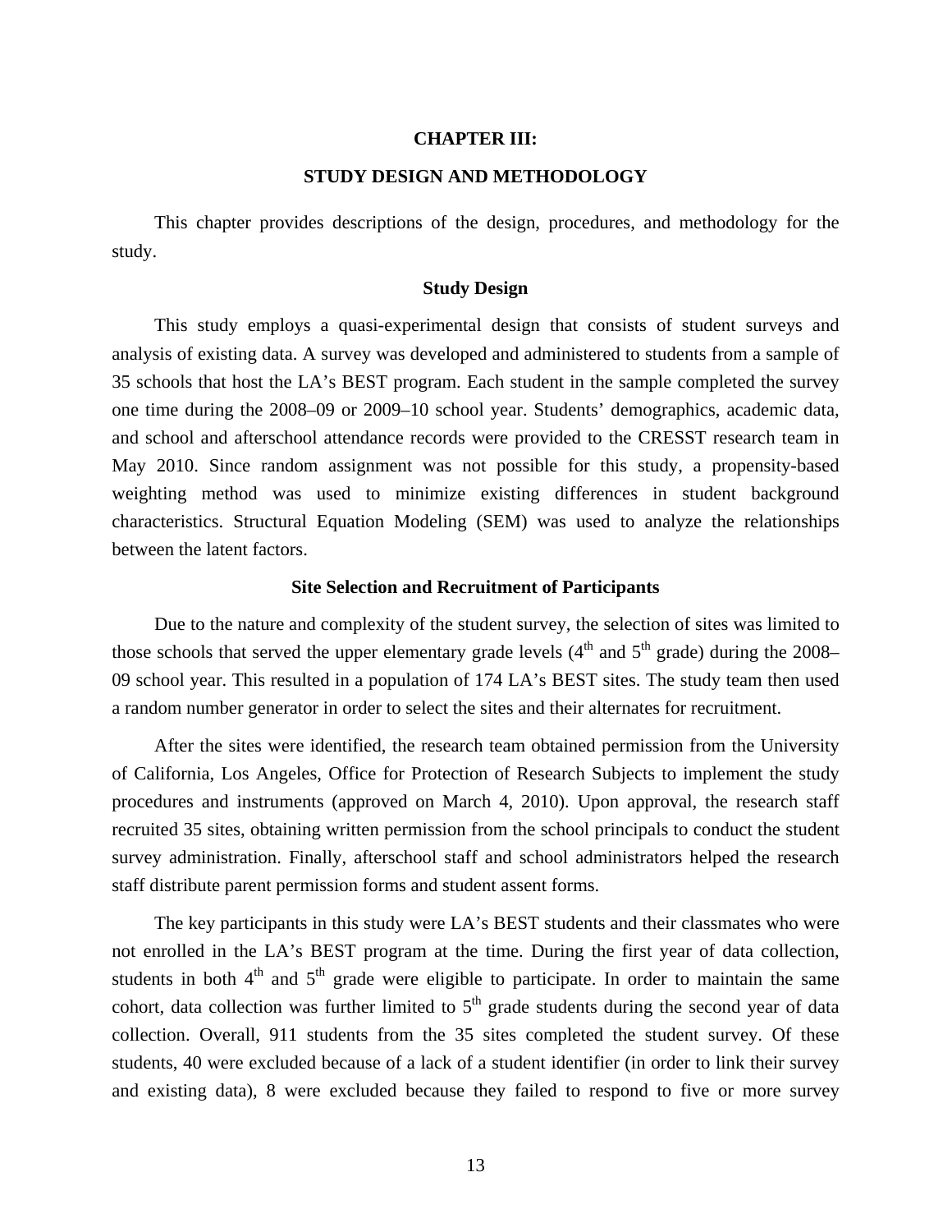# CHAPTER III:

# STUDY DESIGN AND METHODOLOGY

This chapter provides descriptions of the design, procedures, and methodology for the study.

## Study Design

This study employs a quasi-experimental design that consists of student surveys and analysis of existing data. A survey was developed and administered to students from a sample of 35 schools that host the LA's BEST program. Each student in the sample completed the survey one time during the 2008–09 or 2009–10 school year. Students' demographics, academic data, and school and afterschool attendance records were provided to the CRESST research team in May 2010. Since random assignment was not possible for this study, a propensity-based weighting method was used to minimize existing differences in student background characteristics. Structural Equation Modeling (SEM) was used to analyze the relationships between the latent factors.

## Site Selection and Recruitment of Participants

Due to the nature and complexity of the student survey, the selection of sites was limited to those schools that served the upper elementary grade levels (4th and 5th grade) during the 2008–09 school year. This resulted in a population of 174 LA's BEST sites. The study team then used a random number generator in order to select the sites and their alternates for recruitment.

After the sites were identified, the research team obtained permission from the University of California, Los Angeles, Office for Protection of Research Subjects to implement the study procedures and instruments (approved on March 4, 2010). Upon approval, the research staff recruited 35 sites, obtaining written permission from the school principals to conduct the student survey administration. Finally, afterschool staff and school administrators helped the research staff distribute parent permission forms and student assent forms.

The key participants in this study were LA's BEST students and their classmates who were not enrolled in the LA's BEST program at the time. During the first year of data collection, students in both 4th and 5th grade were eligible to participate. In order to maintain the same cohort, data collection was further limited to 5th grade students during the second year of data collection. Overall, 911 students from the 35 sites completed the student survey. Of these students, 40 were excluded because of a lack of a student identifier (in order to link their survey and existing data), 8 were excluded because they failed to respond to five or more survey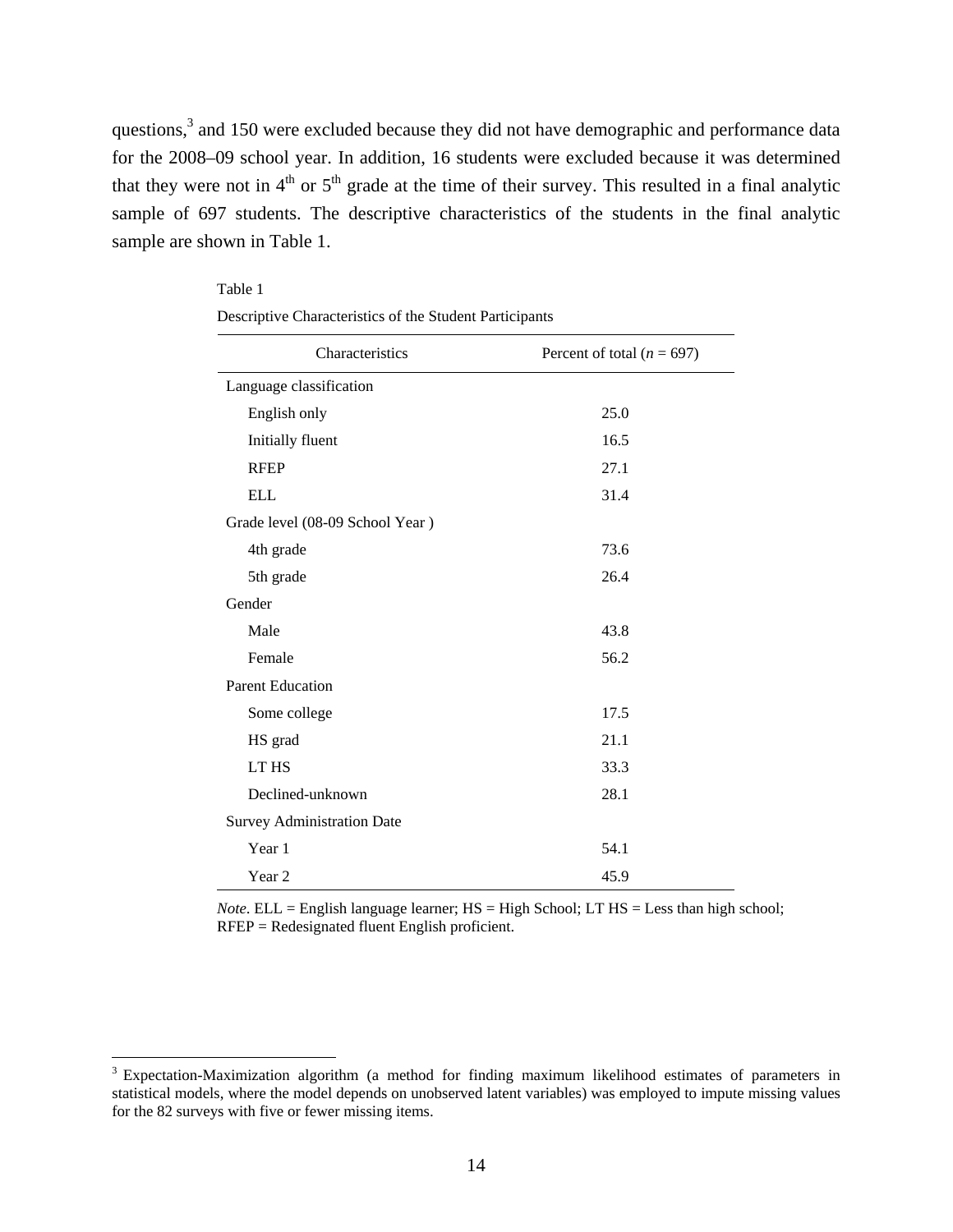questions,[3] and 150 were excluded because they did not have demographic and performance data for the 2008–09 school year. In addition, 16 students were excluded because it was determined that they were not in 4th or 5th grade at the time of their survey. This resulted in a final analytic sample of 697 students. The descriptive characteristics of the students in the final analytic sample are shown in Table 1.

Table 1

Descriptive Characteristics of the Student Participants

| Characteristics | Percent of total (*n* = 697) |
|---|---|
| Language classification | |
| English only | 25.0 |
| Initially fluent | 16.5 |
| RFEP | 27.1 |
| ELL | 31.4 |
| Grade level (08-09 School Year ) | |
| 4th grade | 73.6 |
| 5th grade | 26.4 |
| Gender | |
| Male | 43.8 |
| Female | 56.2 |
| Parent Education | |
| Some college | 17.5 |
| HS grad | 21.1 |
| LT HS | 33.3 |
| Declined-unknown | 28.1 |
| Survey Administration Date | |
| Year 1 | 54.1 |
| Year 2 | 45.9 |

*Note*. ELL = English language learner; HS = High School; LT HS = Less than high school; RFEP = Redesignated fluent English proficient.

[3] Expectation-Maximization algorithm (a method for finding maximum likelihood estimates of parameters in statistical models, where the model depends on unobserved latent variables) was employed to impute missing values for the 82 surveys with five or fewer missing items.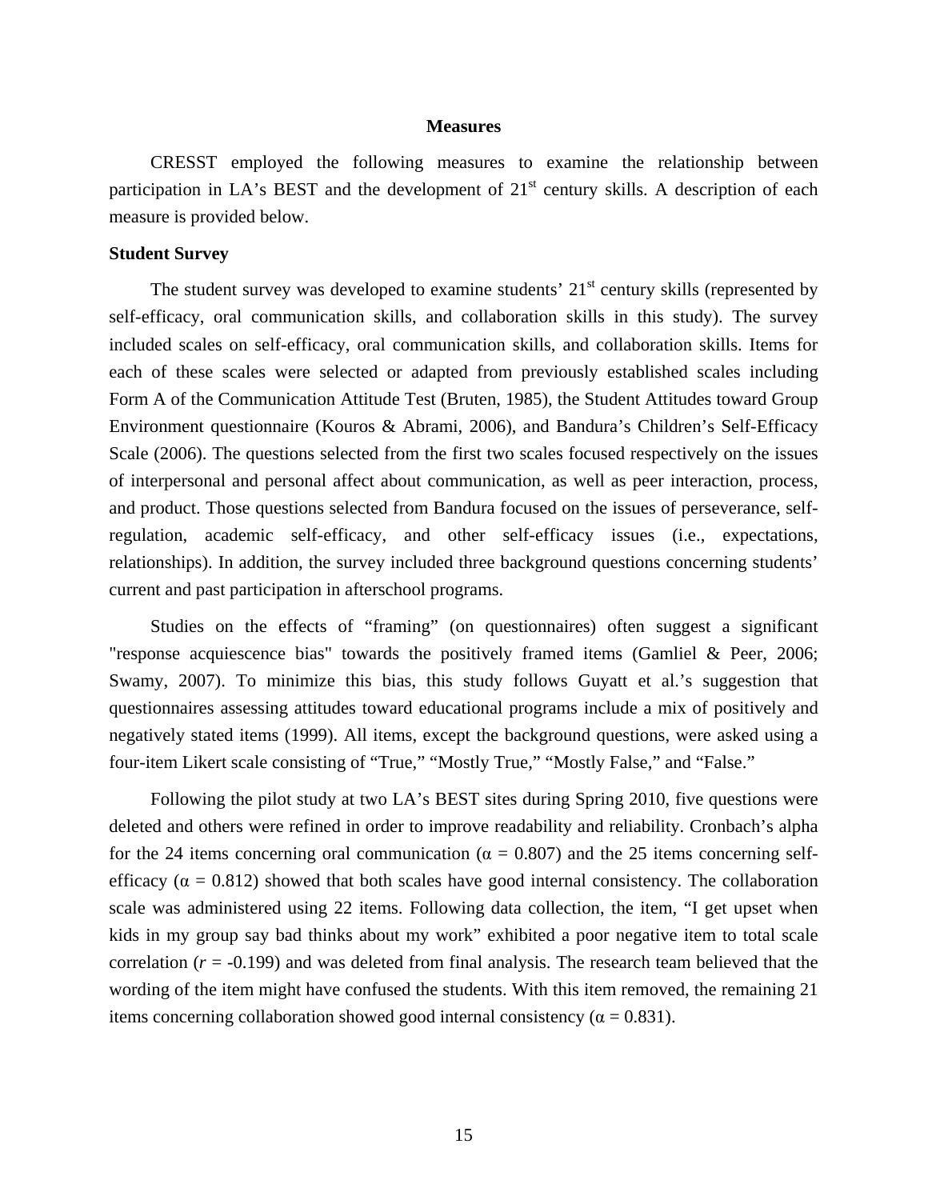## Measures

CRESST employed the following measures to examine the relationship between participation in LA's BEST and the development of 21st century skills. A description of each measure is provided below.

### Student Survey

The student survey was developed to examine students' 21st century skills (represented by self-efficacy, oral communication skills, and collaboration skills in this study). The survey included scales on self-efficacy, oral communication skills, and collaboration skills. Items for each of these scales were selected or adapted from previously established scales including Form A of the Communication Attitude Test (Bruten, 1985), the Student Attitudes toward Group Environment questionnaire (Kouros & Abrami, 2006), and Bandura's Children's Self-Efficacy Scale (2006). The questions selected from the first two scales focused respectively on the issues of interpersonal and personal affect about communication, as well as peer interaction, process, and product. Those questions selected from Bandura focused on the issues of perseverance, self-regulation, academic self-efficacy, and other self-efficacy issues (i.e., expectations, relationships). In addition, the survey included three background questions concerning students' current and past participation in afterschool programs.

Studies on the effects of "framing" (on questionnaires) often suggest a significant "response acquiescence bias" towards the positively framed items (Gamliel & Peer, 2006; Swamy, 2007). To minimize this bias, this study follows Guyatt et al.'s suggestion that questionnaires assessing attitudes toward educational programs include a mix of positively and negatively stated items (1999). All items, except the background questions, were asked using a four-item Likert scale consisting of "True," "Mostly True," "Mostly False," and "False."

Following the pilot study at two LA's BEST sites during Spring 2010, five questions were deleted and others were refined in order to improve readability and reliability. Cronbach's alpha for the 24 items concerning oral communication ($\alpha = 0.807$) and the 25 items concerning self-efficacy ($\alpha = 0.812$) showed that both scales have good internal consistency. The collaboration scale was administered using 22 items. Following data collection, the item, "I get upset when kids in my group say bad thinks about my work" exhibited a poor negative item to total scale correlation ($r = -0.199$) and was deleted from final analysis. The research team believed that the wording of the item might have confused the students. With this item removed, the remaining 21 items concerning collaboration showed good internal consistency ($\alpha = 0.831$).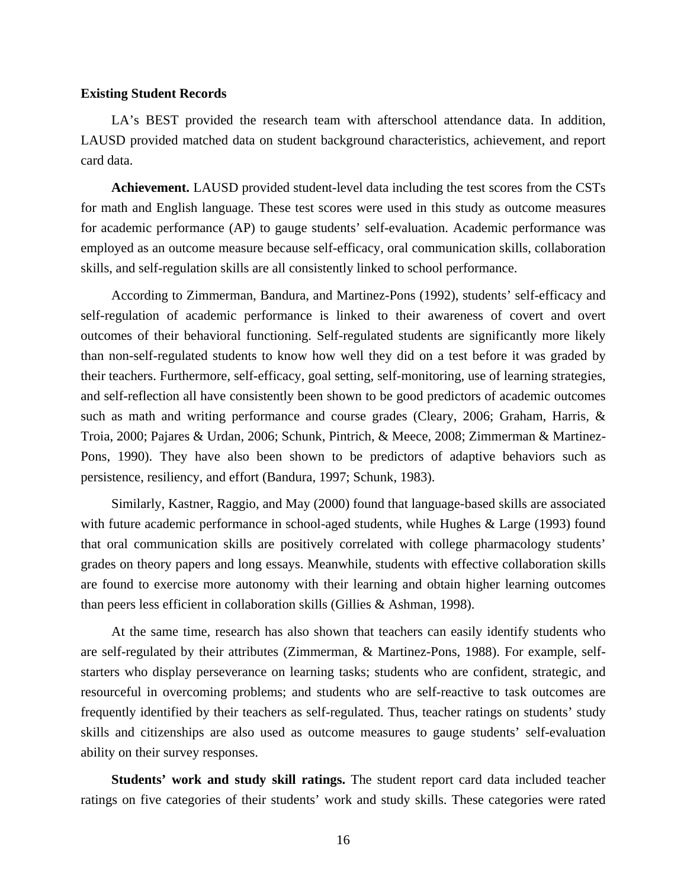**Existing Student Records**

LA's BEST provided the research team with afterschool attendance data. In addition, LAUSD provided matched data on student background characteristics, achievement, and report card data.

**Achievement.** LAUSD provided student-level data including the test scores from the CSTs for math and English language. These test scores were used in this study as outcome measures for academic performance (AP) to gauge students' self-evaluation. Academic performance was employed as an outcome measure because self-efficacy, oral communication skills, collaboration skills, and self-regulation skills are all consistently linked to school performance.

According to Zimmerman, Bandura, and Martinez-Pons (1992), students' self-efficacy and self-regulation of academic performance is linked to their awareness of covert and overt outcomes of their behavioral functioning. Self-regulated students are significantly more likely than non-self-regulated students to know how well they did on a test before it was graded by their teachers. Furthermore, self-efficacy, goal setting, self-monitoring, use of learning strategies, and self-reflection all have consistently been shown to be good predictors of academic outcomes such as math and writing performance and course grades (Cleary, 2006; Graham, Harris, & Troia, 2000; Pajares & Urdan, 2006; Schunk, Pintrich, & Meece, 2008; Zimmerman & Martinez-Pons, 1990). They have also been shown to be predictors of adaptive behaviors such as persistence, resiliency, and effort (Bandura, 1997; Schunk, 1983).

Similarly, Kastner, Raggio, and May (2000) found that language-based skills are associated with future academic performance in school-aged students, while Hughes & Large (1993) found that oral communication skills are positively correlated with college pharmacology students' grades on theory papers and long essays. Meanwhile, students with effective collaboration skills are found to exercise more autonomy with their learning and obtain higher learning outcomes than peers less efficient in collaboration skills (Gillies & Ashman, 1998).

At the same time, research has also shown that teachers can easily identify students who are self-regulated by their attributes (Zimmerman, & Martinez-Pons, 1988). For example, self-starters who display perseverance on learning tasks; students who are confident, strategic, and resourceful in overcoming problems; and students who are self-reactive to task outcomes are frequently identified by their teachers as self-regulated. Thus, teacher ratings on students' study skills and citizenships are also used as outcome measures to gauge students' self-evaluation ability on their survey responses.

**Students' work and study skill ratings.** The student report card data included teacher ratings on five categories of their students' work and study skills. These categories were rated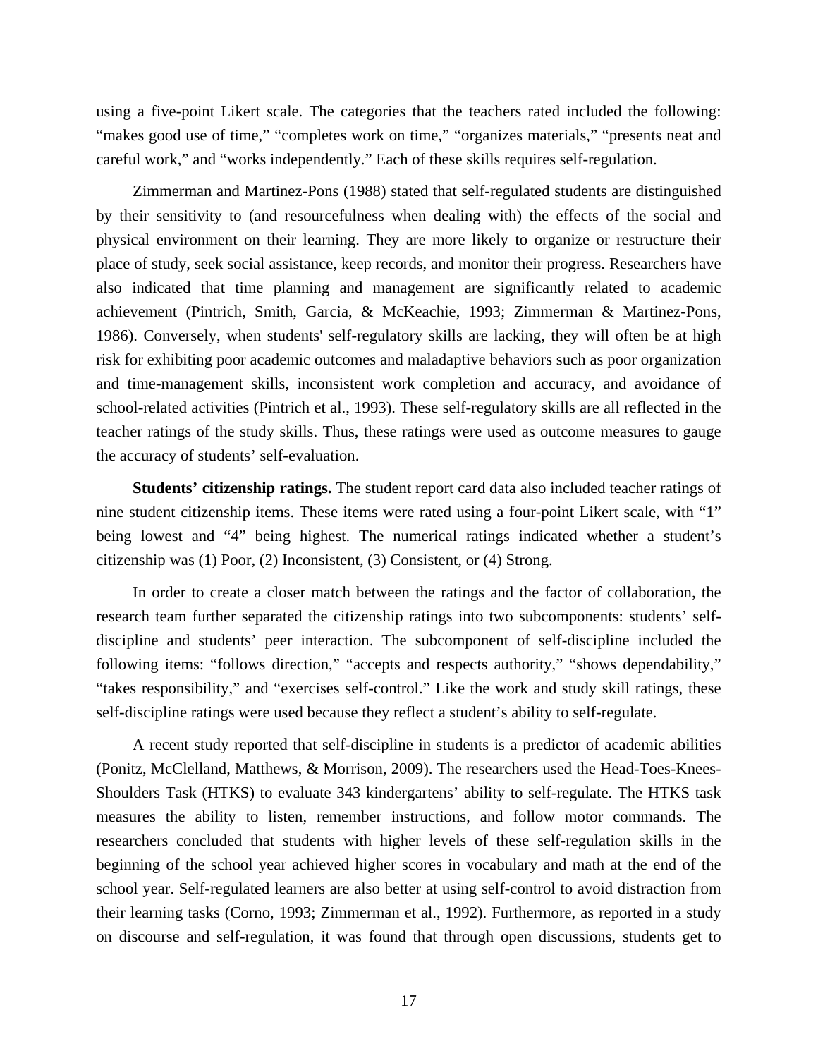using a five-point Likert scale. The categories that the teachers rated included the following: "makes good use of time," "completes work on time," "organizes materials," "presents neat and careful work," and "works independently." Each of these skills requires self-regulation.

Zimmerman and Martinez-Pons (1988) stated that self-regulated students are distinguished by their sensitivity to (and resourcefulness when dealing with) the effects of the social and physical environment on their learning. They are more likely to organize or restructure their place of study, seek social assistance, keep records, and monitor their progress. Researchers have also indicated that time planning and management are significantly related to academic achievement (Pintrich, Smith, Garcia, & McKeachie, 1993; Zimmerman & Martinez-Pons, 1986). Conversely, when students' self-regulatory skills are lacking, they will often be at high risk for exhibiting poor academic outcomes and maladaptive behaviors such as poor organization and time-management skills, inconsistent work completion and accuracy, and avoidance of school-related activities (Pintrich et al., 1993). These self-regulatory skills are all reflected in the teacher ratings of the study skills. Thus, these ratings were used as outcome measures to gauge the accuracy of students' self-evaluation.

**Students' citizenship ratings.** The student report card data also included teacher ratings of nine student citizenship items. These items were rated using a four-point Likert scale, with "1" being lowest and "4" being highest. The numerical ratings indicated whether a student's citizenship was (1) Poor, (2) Inconsistent, (3) Consistent, or (4) Strong.

In order to create a closer match between the ratings and the factor of collaboration, the research team further separated the citizenship ratings into two subcomponents: students' self-discipline and students' peer interaction. The subcomponent of self-discipline included the following items: "follows direction," "accepts and respects authority," "shows dependability," "takes responsibility," and "exercises self-control." Like the work and study skill ratings, these self-discipline ratings were used because they reflect a student's ability to self-regulate.

A recent study reported that self-discipline in students is a predictor of academic abilities (Ponitz, McClelland, Matthews, & Morrison, 2009). The researchers used the Head-Toes-Knees-Shoulders Task (HTKS) to evaluate 343 kindergartens' ability to self-regulate. The HTKS task measures the ability to listen, remember instructions, and follow motor commands. The researchers concluded that students with higher levels of these self-regulation skills in the beginning of the school year achieved higher scores in vocabulary and math at the end of the school year. Self-regulated learners are also better at using self-control to avoid distraction from their learning tasks (Corno, 1993; Zimmerman et al., 1992). Furthermore, as reported in a study on discourse and self-regulation, it was found that through open discussions, students get to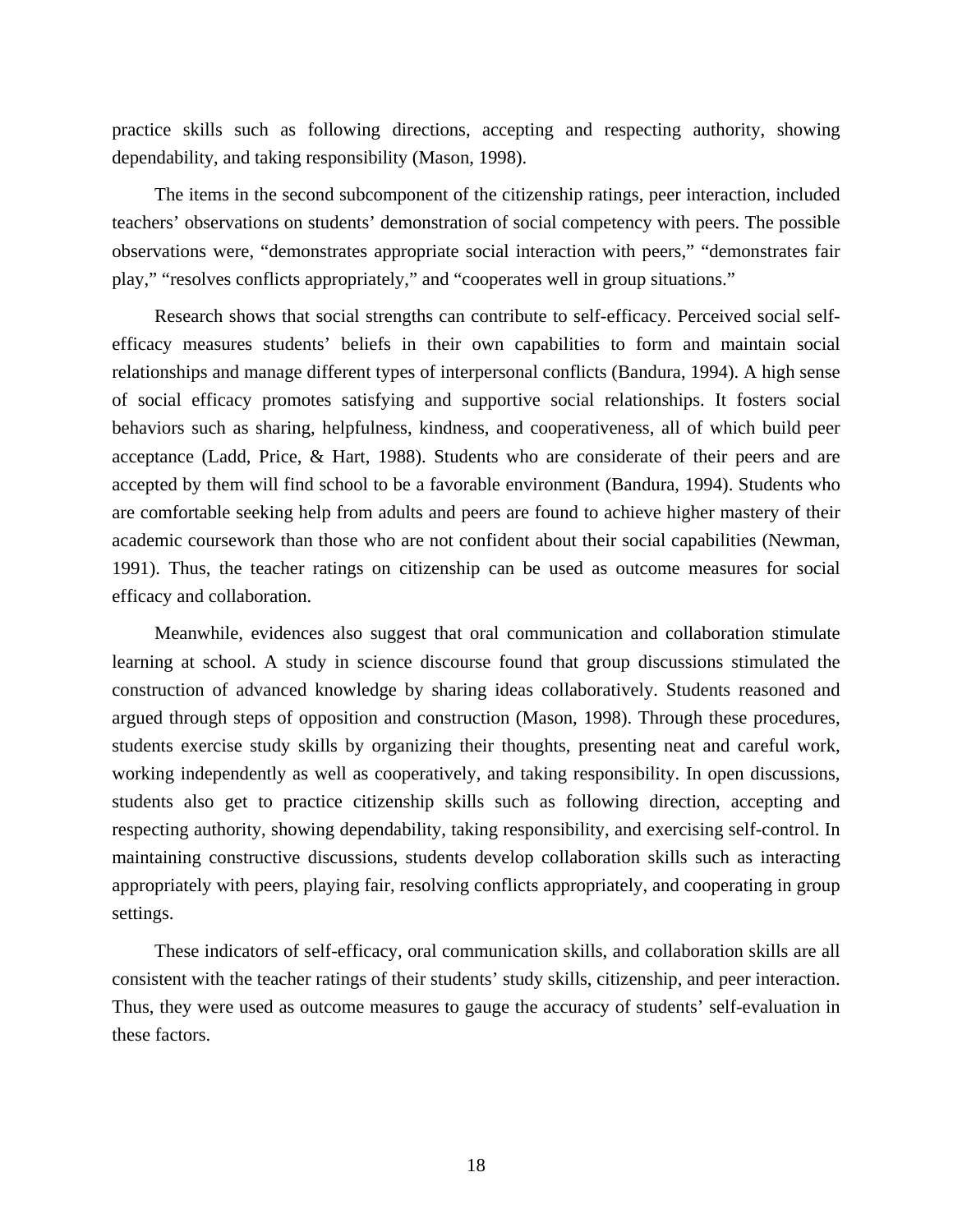practice skills such as following directions, accepting and respecting authority, showing dependability, and taking responsibility (Mason, 1998).

The items in the second subcomponent of the citizenship ratings, peer interaction, included teachers' observations on students' demonstration of social competency with peers. The possible observations were, "demonstrates appropriate social interaction with peers," "demonstrates fair play," "resolves conflicts appropriately," and "cooperates well in group situations."

Research shows that social strengths can contribute to self-efficacy. Perceived social self-efficacy measures students' beliefs in their own capabilities to form and maintain social relationships and manage different types of interpersonal conflicts (Bandura, 1994). A high sense of social efficacy promotes satisfying and supportive social relationships. It fosters social behaviors such as sharing, helpfulness, kindness, and cooperativeness, all of which build peer acceptance (Ladd, Price, & Hart, 1988). Students who are considerate of their peers and are accepted by them will find school to be a favorable environment (Bandura, 1994). Students who are comfortable seeking help from adults and peers are found to achieve higher mastery of their academic coursework than those who are not confident about their social capabilities (Newman, 1991). Thus, the teacher ratings on citizenship can be used as outcome measures for social efficacy and collaboration.

Meanwhile, evidences also suggest that oral communication and collaboration stimulate learning at school. A study in science discourse found that group discussions stimulated the construction of advanced knowledge by sharing ideas collaboratively. Students reasoned and argued through steps of opposition and construction (Mason, 1998). Through these procedures, students exercise study skills by organizing their thoughts, presenting neat and careful work, working independently as well as cooperatively, and taking responsibility. In open discussions, students also get to practice citizenship skills such as following direction, accepting and respecting authority, showing dependability, taking responsibility, and exercising self-control. In maintaining constructive discussions, students develop collaboration skills such as interacting appropriately with peers, playing fair, resolving conflicts appropriately, and cooperating in group settings.

These indicators of self-efficacy, oral communication skills, and collaboration skills are all consistent with the teacher ratings of their students' study skills, citizenship, and peer interaction. Thus, they were used as outcome measures to gauge the accuracy of students' self-evaluation in these factors.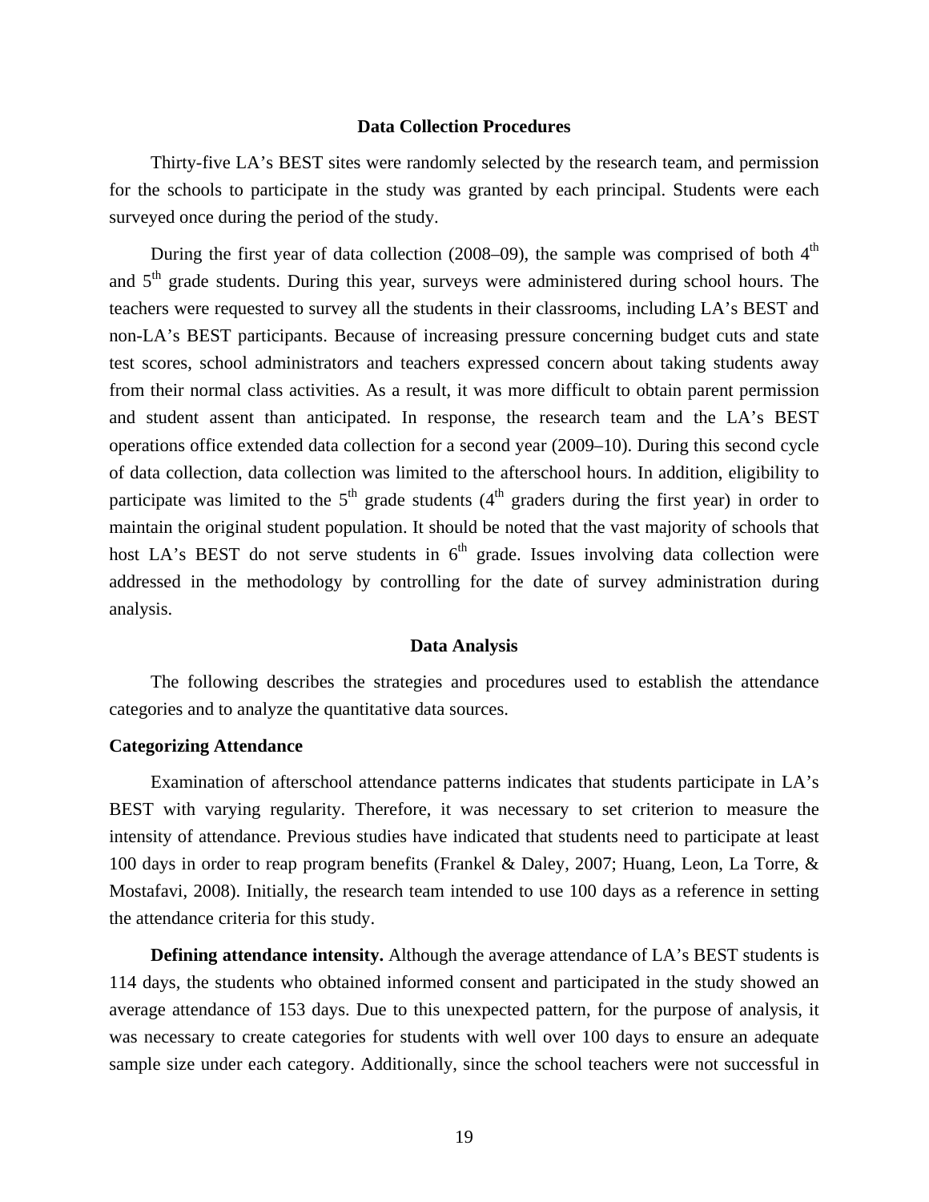## Data Collection Procedures

Thirty-five LA's BEST sites were randomly selected by the research team, and permission for the schools to participate in the study was granted by each principal. Students were each surveyed once during the period of the study.

During the first year of data collection (2008–09), the sample was comprised of both 4th and 5th grade students. During this year, surveys were administered during school hours. The teachers were requested to survey all the students in their classrooms, including LA's BEST and non-LA's BEST participants. Because of increasing pressure concerning budget cuts and state test scores, school administrators and teachers expressed concern about taking students away from their normal class activities. As a result, it was more difficult to obtain parent permission and student assent than anticipated. In response, the research team and the LA's BEST operations office extended data collection for a second year (2009–10). During this second cycle of data collection, data collection was limited to the afterschool hours. In addition, eligibility to participate was limited to the 5th grade students (4th graders during the first year) in order to maintain the original student population. It should be noted that the vast majority of schools that host LA's BEST do not serve students in 6th grade. Issues involving data collection were addressed in the methodology by controlling for the date of survey administration during analysis.

## Data Analysis

The following describes the strategies and procedures used to establish the attendance categories and to analyze the quantitative data sources.

### Categorizing Attendance

Examination of afterschool attendance patterns indicates that students participate in LA's BEST with varying regularity. Therefore, it was necessary to set criterion to measure the intensity of attendance. Previous studies have indicated that students need to participate at least 100 days in order to reap program benefits (Frankel & Daley, 2007; Huang, Leon, La Torre, & Mostafavi, 2008). Initially, the research team intended to use 100 days as a reference in setting the attendance criteria for this study.

**Defining attendance intensity.** Although the average attendance of LA's BEST students is 114 days, the students who obtained informed consent and participated in the study showed an average attendance of 153 days. Due to this unexpected pattern, for the purpose of analysis, it was necessary to create categories for students with well over 100 days to ensure an adequate sample size under each category. Additionally, since the school teachers were not successful in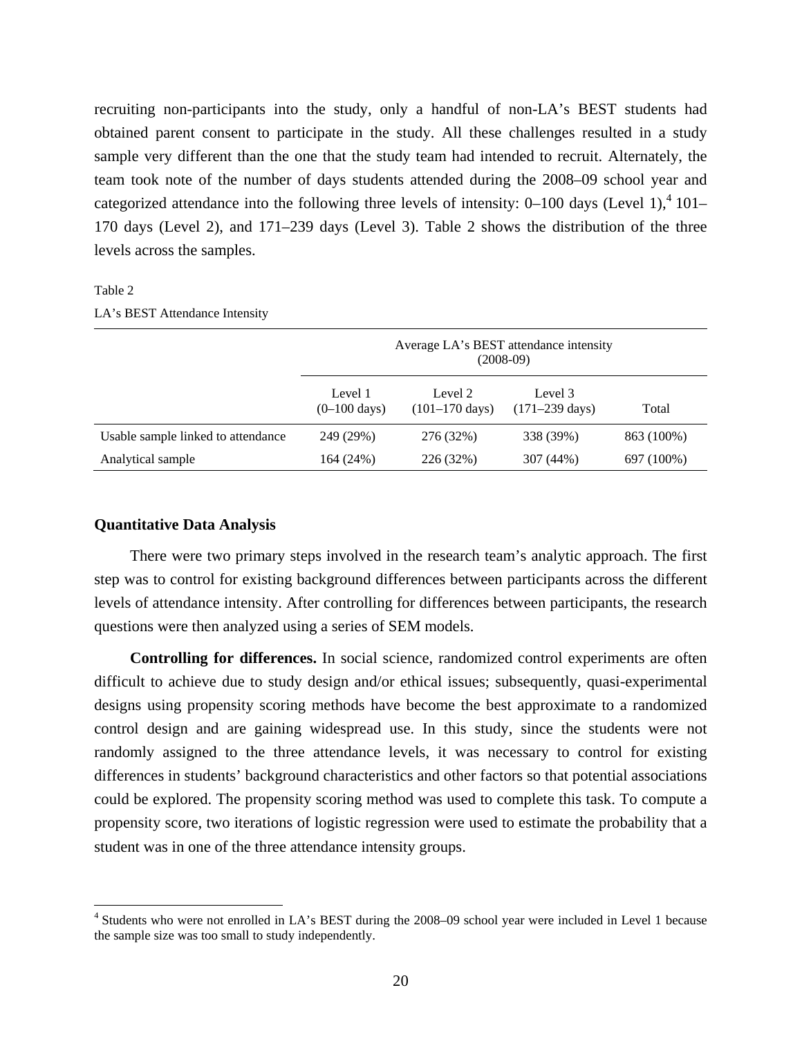recruiting non-participants into the study, only a handful of non-LA's BEST students had obtained parent consent to participate in the study. All these challenges resulted in a study sample very different than the one that the study team had intended to recruit. Alternately, the team took note of the number of days students attended during the 2008–09 school year and categorized attendance into the following three levels of intensity: 0–100 days (Level 1),[4] 101–170 days (Level 2), and 171–239 days (Level 3). Table 2 shows the distribution of the three levels across the samples.

Table 2

LA's BEST Attendance Intensity

| | Average LA's BEST attendance intensity (2008-09) | | | |
|---|---|---|---|---|
| | Level 1 (0–100 days) | Level 2 (101–170 days) | Level 3 (171–239 days) | Total |
| Usable sample linked to attendance | 249 (29%) | 276 (32%) | 338 (39%) | 863 (100%) |
| Analytical sample | 164 (24%) | 226 (32%) | 307 (44%) | 697 (100%) |

## Quantitative Data Analysis

There were two primary steps involved in the research team's analytic approach. The first step was to control for existing background differences between participants across the different levels of attendance intensity. After controlling for differences between participants, the research questions were then analyzed using a series of SEM models.

**Controlling for differences.** In social science, randomized control experiments are often difficult to achieve due to study design and/or ethical issues; subsequently, quasi-experimental designs using propensity scoring methods have become the best approximate to a randomized control design and are gaining widespread use. In this study, since the students were not randomly assigned to the three attendance levels, it was necessary to control for existing differences in students' background characteristics and other factors so that potential associations could be explored. The propensity scoring method was used to complete this task. To compute a propensity score, two iterations of logistic regression were used to estimate the probability that a student was in one of the three attendance intensity groups.

[4] Students who were not enrolled in LA's BEST during the 2008–09 school year were included in Level 1 because the sample size was too small to study independently.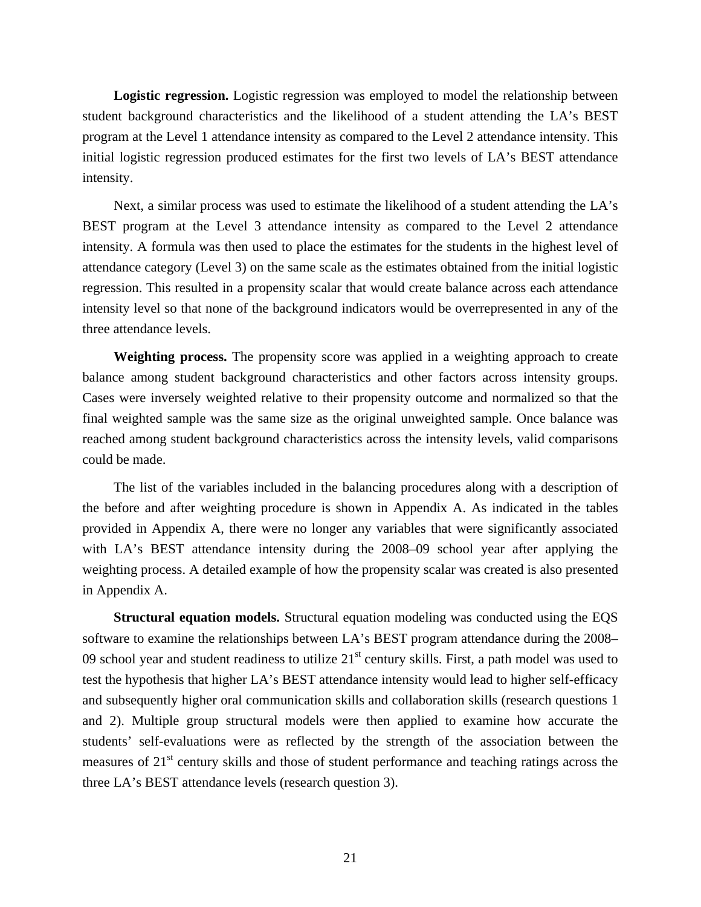**Logistic regression.** Logistic regression was employed to model the relationship between student background characteristics and the likelihood of a student attending the LA's BEST program at the Level 1 attendance intensity as compared to the Level 2 attendance intensity. This initial logistic regression produced estimates for the first two levels of LA's BEST attendance intensity.

Next, a similar process was used to estimate the likelihood of a student attending the LA's BEST program at the Level 3 attendance intensity as compared to the Level 2 attendance intensity. A formula was then used to place the estimates for the students in the highest level of attendance category (Level 3) on the same scale as the estimates obtained from the initial logistic regression. This resulted in a propensity scalar that would create balance across each attendance intensity level so that none of the background indicators would be overrepresented in any of the three attendance levels.

**Weighting process.** The propensity score was applied in a weighting approach to create balance among student background characteristics and other factors across intensity groups. Cases were inversely weighted relative to their propensity outcome and normalized so that the final weighted sample was the same size as the original unweighted sample. Once balance was reached among student background characteristics across the intensity levels, valid comparisons could be made.

The list of the variables included in the balancing procedures along with a description of the before and after weighting procedure is shown in Appendix A. As indicated in the tables provided in Appendix A, there were no longer any variables that were significantly associated with LA's BEST attendance intensity during the 2008–09 school year after applying the weighting process. A detailed example of how the propensity scalar was created is also presented in Appendix A.

**Structural equation models.** Structural equation modeling was conducted using the EQS software to examine the relationships between LA's BEST program attendance during the 2008–09 school year and student readiness to utilize 21st century skills. First, a path model was used to test the hypothesis that higher LA's BEST attendance intensity would lead to higher self-efficacy and subsequently higher oral communication skills and collaboration skills (research questions 1 and 2). Multiple group structural models were then applied to examine how accurate the students' self-evaluations were as reflected by the strength of the association between the measures of 21st century skills and those of student performance and teaching ratings across the three LA's BEST attendance levels (research question 3).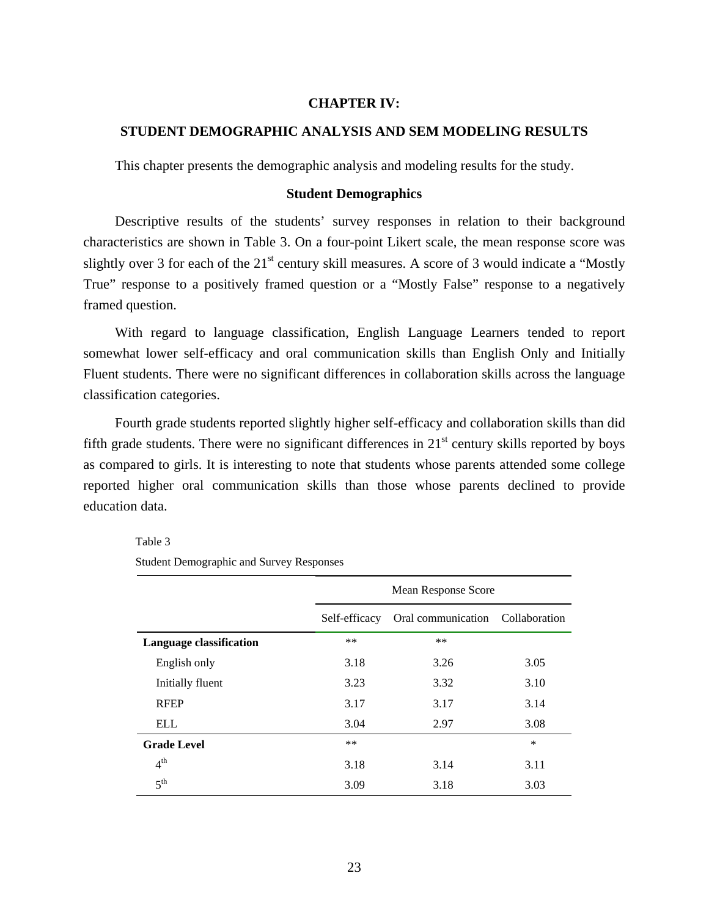# CHAPTER IV:

## STUDENT DEMOGRAPHIC ANALYSIS AND SEM MODELING RESULTS

This chapter presents the demographic analysis and modeling results for the study.

### Student Demographics

Descriptive results of the students' survey responses in relation to their background characteristics are shown in Table 3. On a four-point Likert scale, the mean response score was slightly over 3 for each of the 21st century skill measures. A score of 3 would indicate a "Mostly True" response to a positively framed question or a "Mostly False" response to a negatively framed question.

With regard to language classification, English Language Learners tended to report somewhat lower self-efficacy and oral communication skills than English Only and Initially Fluent students. There were no significant differences in collaboration skills across the language classification categories.

Fourth grade students reported slightly higher self-efficacy and collaboration skills than did fifth grade students. There were no significant differences in 21st century skills reported by boys as compared to girls. It is interesting to note that students whose parents attended some college reported higher oral communication skills than those whose parents declined to provide education data.

Table 3

Student Demographic and Survey Responses

| | Mean Response Score | | |
|---|---|---|---|
| | Self-efficacy | Oral communication | Collaboration |
| **Language classification** | ** | ** | |
| English only | 3.18 | 3.26 | 3.05 |
| Initially fluent | 3.23 | 3.32 | 3.10 |
| RFEP | 3.17 | 3.17 | 3.14 |
| ELL | 3.04 | 2.97 | 3.08 |
| **Grade Level** | ** | | * |
| 4th | 3.18 | 3.14 | 3.11 |
| 5th | 3.09 | 3.18 | 3.03 |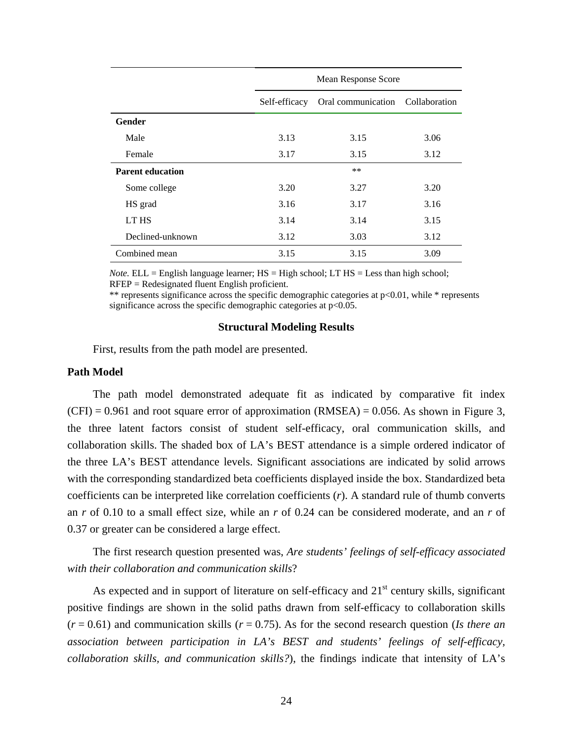| | Mean Response Score | | |
|---|---|---|---|
| | Self-efficacy | Oral communication | Collaboration |
| **Gender** | | | |
| Male | 3.13 | 3.15 | 3.06 |
| Female | 3.17 | 3.15 | 3.12 |
| **Parent education** | | ** | |
| Some college | 3.20 | 3.27 | 3.20 |
| HS grad | 3.16 | 3.17 | 3.16 |
| LT HS | 3.14 | 3.14 | 3.15 |
| Declined-unknown | 3.12 | 3.03 | 3.12 |
| Combined mean | 3.15 | 3.15 | 3.09 |

*Note.* ELL = English language learner; HS = High school; LT HS = Less than high school; RFEP = Redesignated fluent English proficient.
** represents significance across the specific demographic categories at $p<0.01$, while * represents significance across the specific demographic categories at $p<0.05$.

## Structural Modeling Results

First, results from the path model are presented.

### Path Model

The path model demonstrated adequate fit as indicated by comparative fit index (CFI) = 0.961 and root square error of approximation (RMSEA) = 0.056. As shown in Figure 3, the three latent factors consist of student self-efficacy, oral communication skills, and collaboration skills. The shaded box of LA's BEST attendance is a simple ordered indicator of the three LA's BEST attendance levels. Significant associations are indicated by solid arrows with the corresponding standardized beta coefficients displayed inside the box. Standardized beta coefficients can be interpreted like correlation coefficients ($r$). A standard rule of thumb converts an $r$ of 0.10 to a small effect size, while an $r$ of 0.24 can be considered moderate, and an $r$ of 0.37 or greater can be considered a large effect.

The first research question presented was, *Are students' feelings of self-efficacy associated with their collaboration and communication skills*?

As expected and in support of literature on self-efficacy and 21st century skills, significant positive findings are shown in the solid paths drawn from self-efficacy to collaboration skills ($r = 0.61$) and communication skills ($r = 0.75$). As for the second research question (*Is there an association between participation in LA's BEST and students' feelings of self-efficacy, collaboration skills, and communication skills?*), the findings indicate that intensity of LA's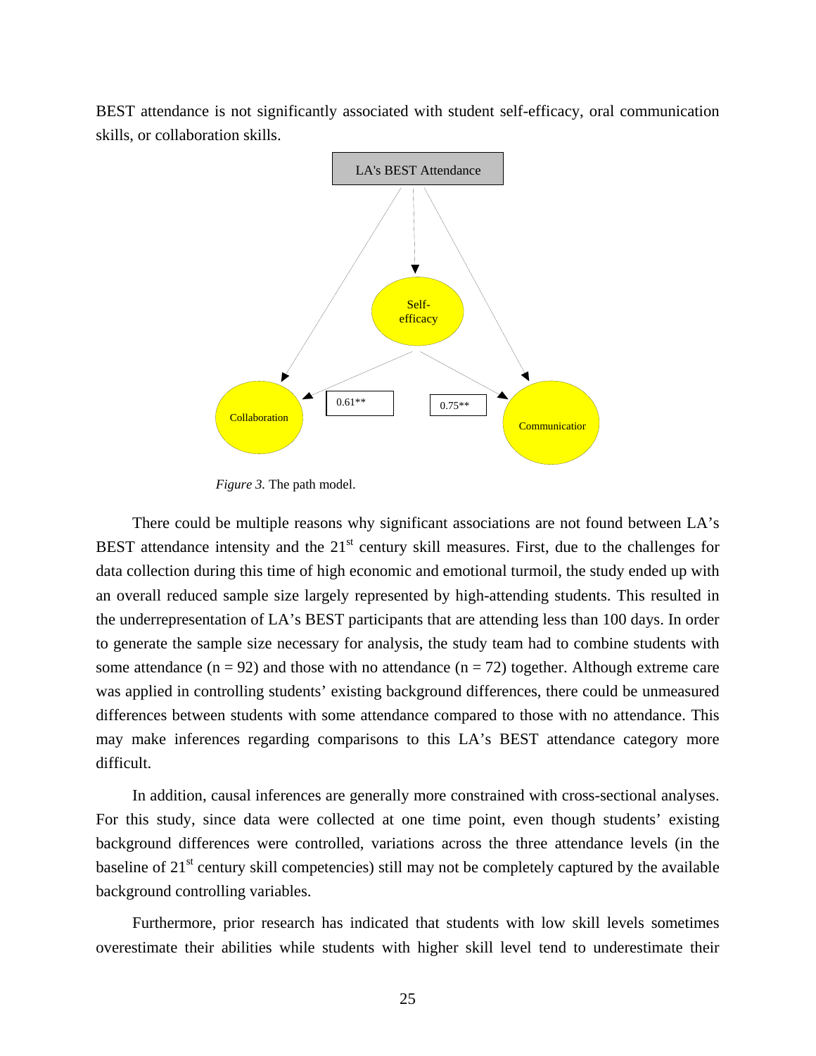BEST attendance is not significantly associated with student self-efficacy, oral communication skills, or collaboration skills.

LA's BEST Attendance

Self-efficacy

Collaboration

Communication

0.61**

0.75**

*Figure 3.* The path model.

There could be multiple reasons why significant associations are not found between LA's BEST attendance intensity and the 21st century skill measures. First, due to the challenges for data collection during this time of high economic and emotional turmoil, the study ended up with an overall reduced sample size largely represented by high-attending students. This resulted in the underrepresentation of LA's BEST participants that are attending less than 100 days. In order to generate the sample size necessary for analysis, the study team had to combine students with some attendance ($n = 92$) and those with no attendance ($n = 72$) together. Although extreme care was applied in controlling students' existing background differences, there could be unmeasured differences between students with some attendance compared to those with no attendance. This may make inferences regarding comparisons to this LA's BEST attendance category more difficult.

In addition, causal inferences are generally more constrained with cross-sectional analyses. For this study, since data were collected at one time point, even though students' existing background differences were controlled, variations across the three attendance levels (in the baseline of 21st century skill competencies) still may not be completely captured by the available background controlling variables.

Furthermore, prior research has indicated that students with low skill levels sometimes overestimate their abilities while students with higher skill level tend to underestimate their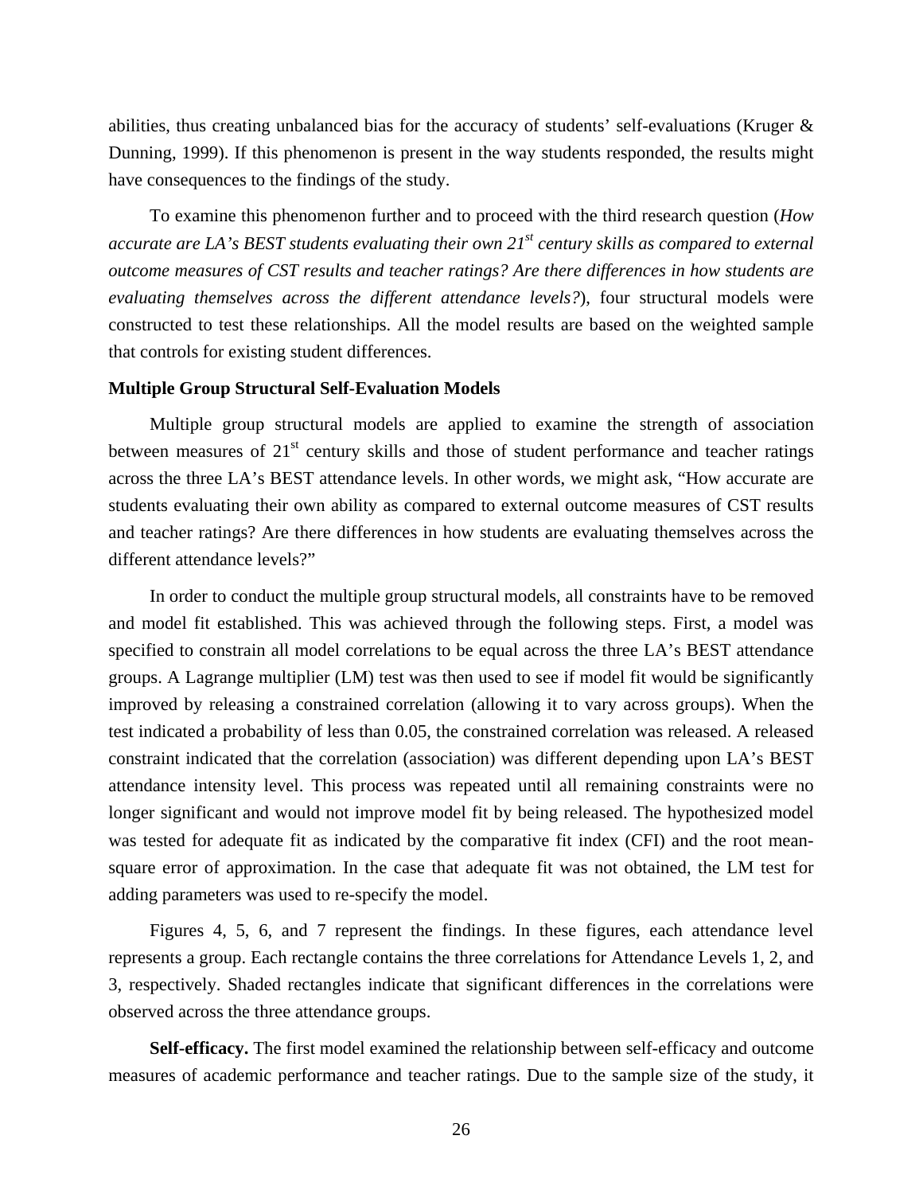abilities, thus creating unbalanced bias for the accuracy of students' self-evaluations (Kruger & Dunning, 1999). If this phenomenon is present in the way students responded, the results might have consequences to the findings of the study.

To examine this phenomenon further and to proceed with the third research question (*How accurate are LA's BEST students evaluating their own 21^st^ century skills as compared to external outcome measures of CST results and teacher ratings? Are there differences in how students are evaluating themselves across the different attendance levels?*), four structural models were constructed to test these relationships. All the model results are based on the weighted sample that controls for existing student differences.

### Multiple Group Structural Self-Evaluation Models

Multiple group structural models are applied to examine the strength of association between measures of 21^st^ century skills and those of student performance and teacher ratings across the three LA's BEST attendance levels. In other words, we might ask, "How accurate are students evaluating their own ability as compared to external outcome measures of CST results and teacher ratings? Are there differences in how students are evaluating themselves across the different attendance levels?"

In order to conduct the multiple group structural models, all constraints have to be removed and model fit established. This was achieved through the following steps. First, a model was specified to constrain all model correlations to be equal across the three LA's BEST attendance groups. A Lagrange multiplier (LM) test was then used to see if model fit would be significantly improved by releasing a constrained correlation (allowing it to vary across groups). When the test indicated a probability of less than 0.05, the constrained correlation was released. A released constraint indicated that the correlation (association) was different depending upon LA's BEST attendance intensity level. This process was repeated until all remaining constraints were no longer significant and would not improve model fit by being released. The hypothesized model was tested for adequate fit as indicated by the comparative fit index (CFI) and the root mean-square error of approximation. In the case that adequate fit was not obtained, the LM test for adding parameters was used to re-specify the model.

Figures 4, 5, 6, and 7 represent the findings. In these figures, each attendance level represents a group. Each rectangle contains the three correlations for Attendance Levels 1, 2, and 3, respectively. Shaded rectangles indicate that significant differences in the correlations were observed across the three attendance groups.

**Self-efficacy.** The first model examined the relationship between self-efficacy and outcome measures of academic performance and teacher ratings. Due to the sample size of the study, it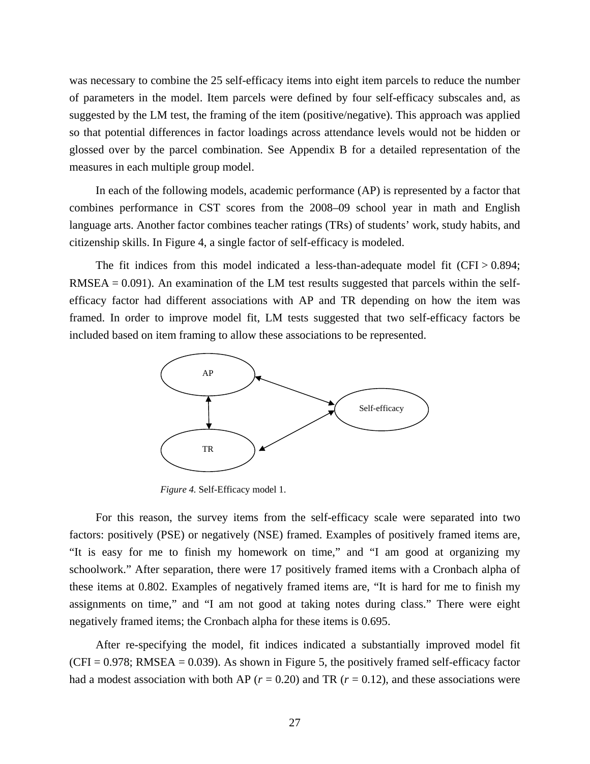was necessary to combine the 25 self-efficacy items into eight item parcels to reduce the number of parameters in the model. Item parcels were defined by four self-efficacy subscales and, as suggested by the LM test, the framing of the item (positive/negative). This approach was applied so that potential differences in factor loadings across attendance levels would not be hidden or glossed over by the parcel combination. See Appendix B for a detailed representation of the measures in each multiple group model.

In each of the following models, academic performance (AP) is represented by a factor that combines performance in CST scores from the 2008–09 school year in math and English language arts. Another factor combines teacher ratings (TRs) of students' work, study habits, and citizenship skills. In Figure 4, a single factor of self-efficacy is modeled.

The fit indices from this model indicated a less-than-adequate model fit (CFI > 0.894; RMSEA = 0.091). An examination of the LM test results suggested that parcels within the self-efficacy factor had different associations with AP and TR depending on how the item was framed. In order to improve model fit, LM tests suggested that two self-efficacy factors be included based on item framing to allow these associations to be represented.

AP

Self-efficacy

TR

*Figure 4.* Self-Efficacy model 1.

For this reason, the survey items from the self-efficacy scale were separated into two factors: positively (PSE) or negatively (NSE) framed. Examples of positively framed items are, "It is easy for me to finish my homework on time," and "I am good at organizing my schoolwork." After separation, there were 17 positively framed items with a Cronbach alpha of these items at 0.802. Examples of negatively framed items are, "It is hard for me to finish my assignments on time," and "I am not good at taking notes during class." There were eight negatively framed items; the Cronbach alpha for these items is 0.695.

After re-specifying the model, fit indices indicated a substantially improved model fit (CFI = 0.978; RMSEA = 0.039). As shown in Figure 5, the positively framed self-efficacy factor had a modest association with both AP ($r$ = 0.20) and TR ($r$ = 0.12), and these associations were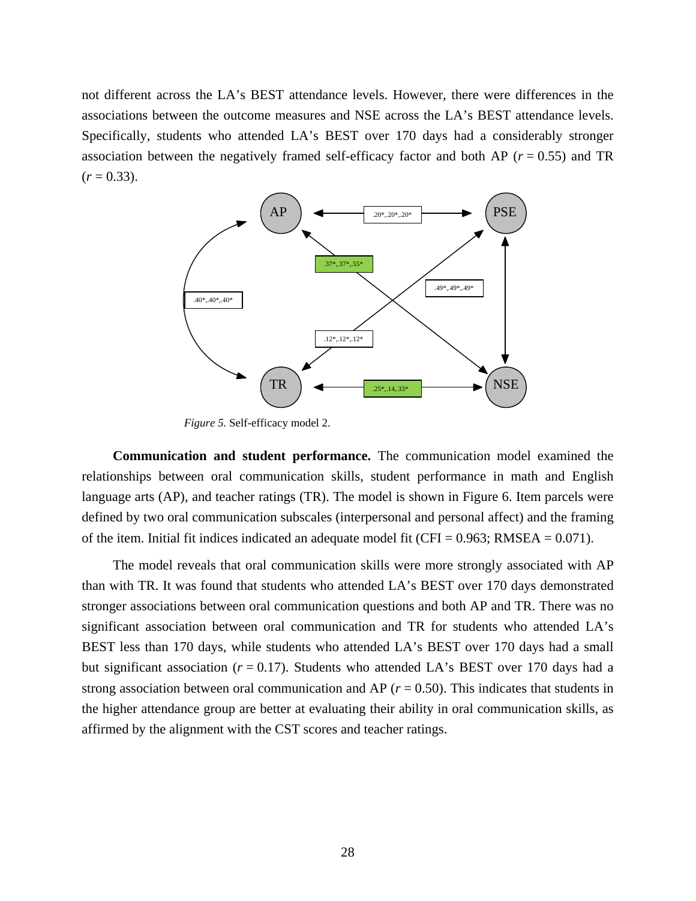not different across the LA's BEST attendance levels. However, there were differences in the associations between the outcome measures and NSE across the LA's BEST attendance levels. Specifically, students who attended LA's BEST over 170 days had a considerably stronger association between the negatively framed self-efficacy factor and both AP ($r = 0.55$) and TR ($r = 0.33$).

*Figure 5.* Self-efficacy model 2.

**Communication and student performance.** The communication model examined the relationships between oral communication skills, student performance in math and English language arts (AP), and teacher ratings (TR). The model is shown in Figure 6. Item parcels were defined by two oral communication subscales (interpersonal and personal affect) and the framing of the item. Initial fit indices indicated an adequate model fit (CFI = 0.963; RMSEA = 0.071).

The model reveals that oral communication skills were more strongly associated with AP than with TR. It was found that students who attended LA's BEST over 170 days demonstrated stronger associations between oral communication questions and both AP and TR. There was no significant association between oral communication and TR for students who attended LA's BEST less than 170 days, while students who attended LA's BEST over 170 days had a small but significant association ($r = 0.17$). Students who attended LA's BEST over 170 days had a strong association between oral communication and AP ($r = 0.50$). This indicates that students in the higher attendance group are better at evaluating their ability in oral communication skills, as affirmed by the alignment with the CST scores and teacher ratings.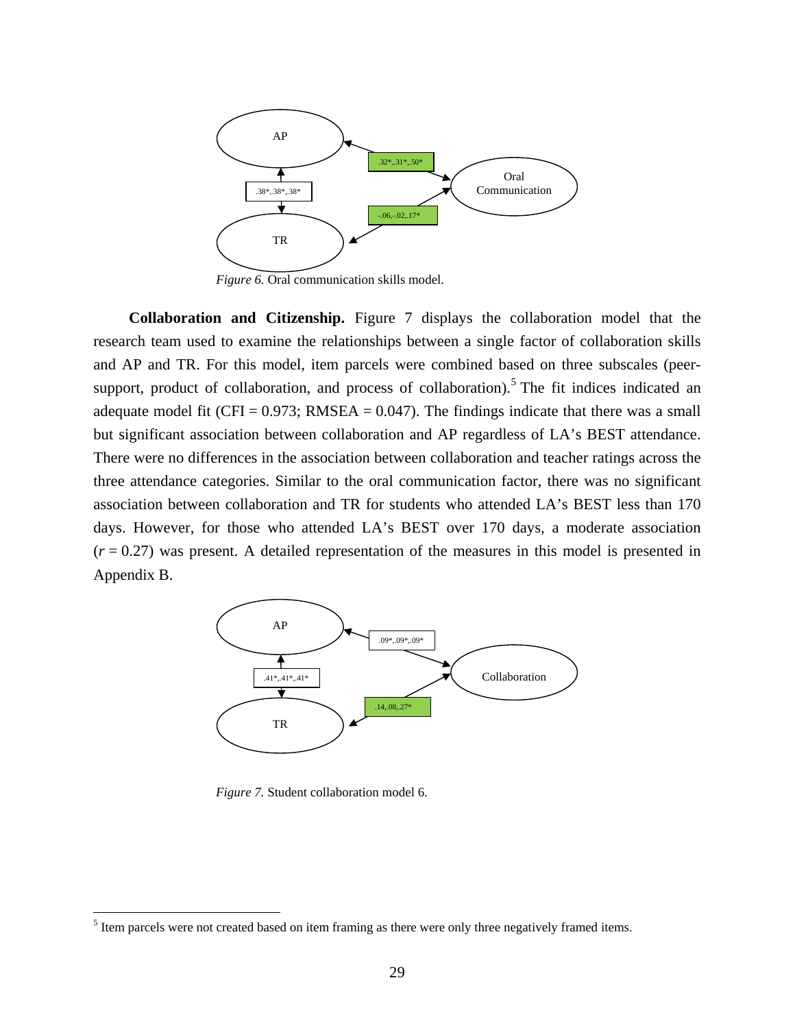AP

.32*,.31*,.50*

.38*,.38*,.38*

Oral Communication

-.06,-.02,.17*

TR

*Figure 6.* Oral communication skills model.

**Collaboration and Citizenship.** Figure 7 displays the collaboration model that the research team used to examine the relationships between a single factor of collaboration skills and AP and TR. For this model, item parcels were combined based on three subscales (peer-support, product of collaboration, and process of collaboration).[5] The fit indices indicated an adequate model fit (CFI = 0.973; RMSEA = 0.047). The findings indicate that there was a small but significant association between collaboration and AP regardless of LA's BEST attendance. There were no differences in the association between collaboration and teacher ratings across the three attendance categories. Similar to the oral communication factor, there was no significant association between collaboration and TR for students who attended LA's BEST less than 170 days. However, for those who attended LA's BEST over 170 days, a moderate association ($r$ = 0.27) was present. A detailed representation of the measures in this model is presented in Appendix B.

AP

.09*,.09*,.09*

.41*,.41*,.41*

Collaboration

.14,.08,.27*

TR

*Figure 7.* Student collaboration model 6.

[5] Item parcels were not created based on item framing as there were only three negatively framed items.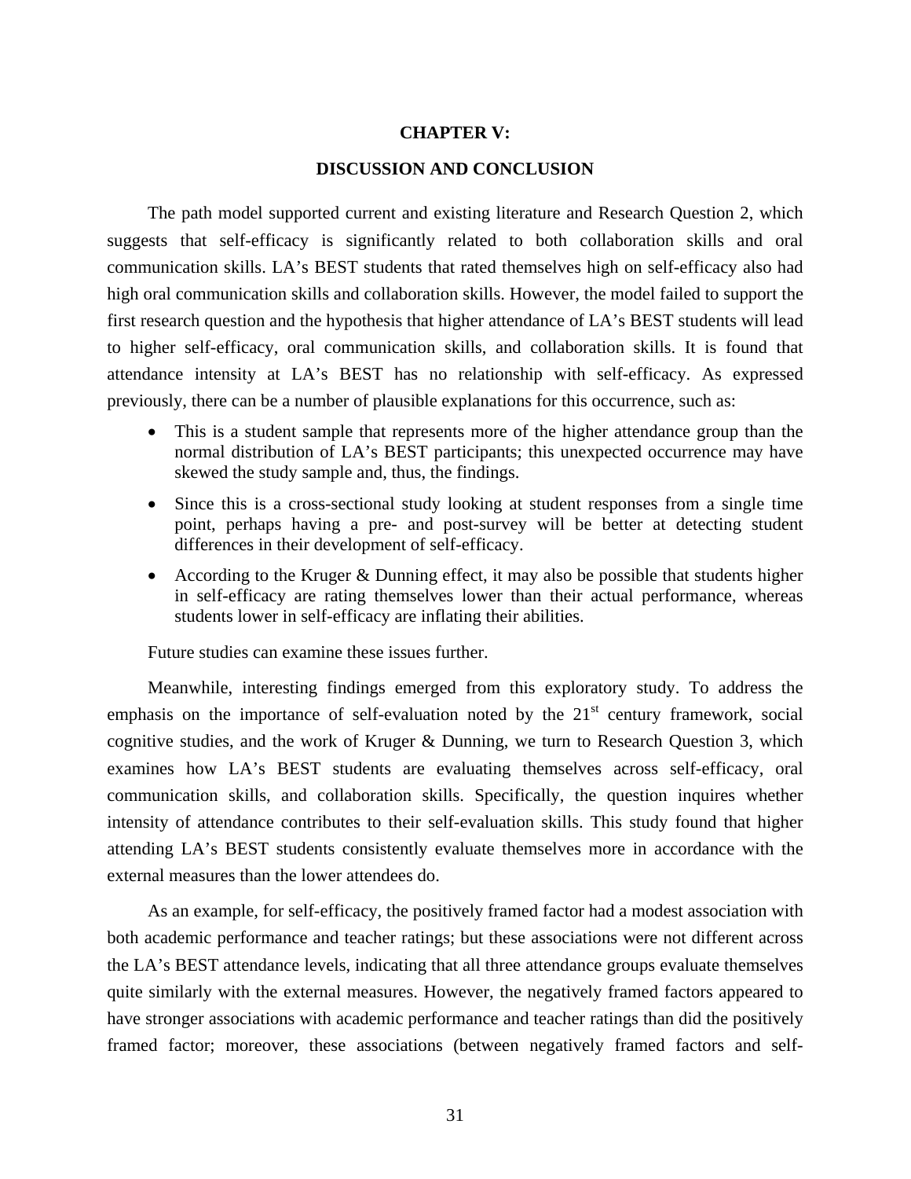# CHAPTER V:

# DISCUSSION AND CONCLUSION

The path model supported current and existing literature and Research Question 2, which suggests that self-efficacy is significantly related to both collaboration skills and oral communication skills. LA's BEST students that rated themselves high on self-efficacy also had high oral communication skills and collaboration skills. However, the model failed to support the first research question and the hypothesis that higher attendance of LA's BEST students will lead to higher self-efficacy, oral communication skills, and collaboration skills. It is found that attendance intensity at LA's BEST has no relationship with self-efficacy. As expressed previously, there can be a number of plausible explanations for this occurrence, such as:

- This is a student sample that represents more of the higher attendance group than the normal distribution of LA's BEST participants; this unexpected occurrence may have skewed the study sample and, thus, the findings.
- Since this is a cross-sectional study looking at student responses from a single time point, perhaps having a pre- and post-survey will be better at detecting student differences in their development of self-efficacy.
- According to the Kruger & Dunning effect, it may also be possible that students higher in self-efficacy are rating themselves lower than their actual performance, whereas students lower in self-efficacy are inflating their abilities.

Future studies can examine these issues further.

Meanwhile, interesting findings emerged from this exploratory study. To address the emphasis on the importance of self-evaluation noted by the 21st century framework, social cognitive studies, and the work of Kruger & Dunning, we turn to Research Question 3, which examines how LA's BEST students are evaluating themselves across self-efficacy, oral communication skills, and collaboration skills. Specifically, the question inquires whether intensity of attendance contributes to their self-evaluation skills. This study found that higher attending LA's BEST students consistently evaluate themselves more in accordance with the external measures than the lower attendees do.

As an example, for self-efficacy, the positively framed factor had a modest association with both academic performance and teacher ratings; but these associations were not different across the LA's BEST attendance levels, indicating that all three attendance groups evaluate themselves quite similarly with the external measures. However, the negatively framed factors appeared to have stronger associations with academic performance and teacher ratings than did the positively framed factor; moreover, these associations (between negatively framed factors and self-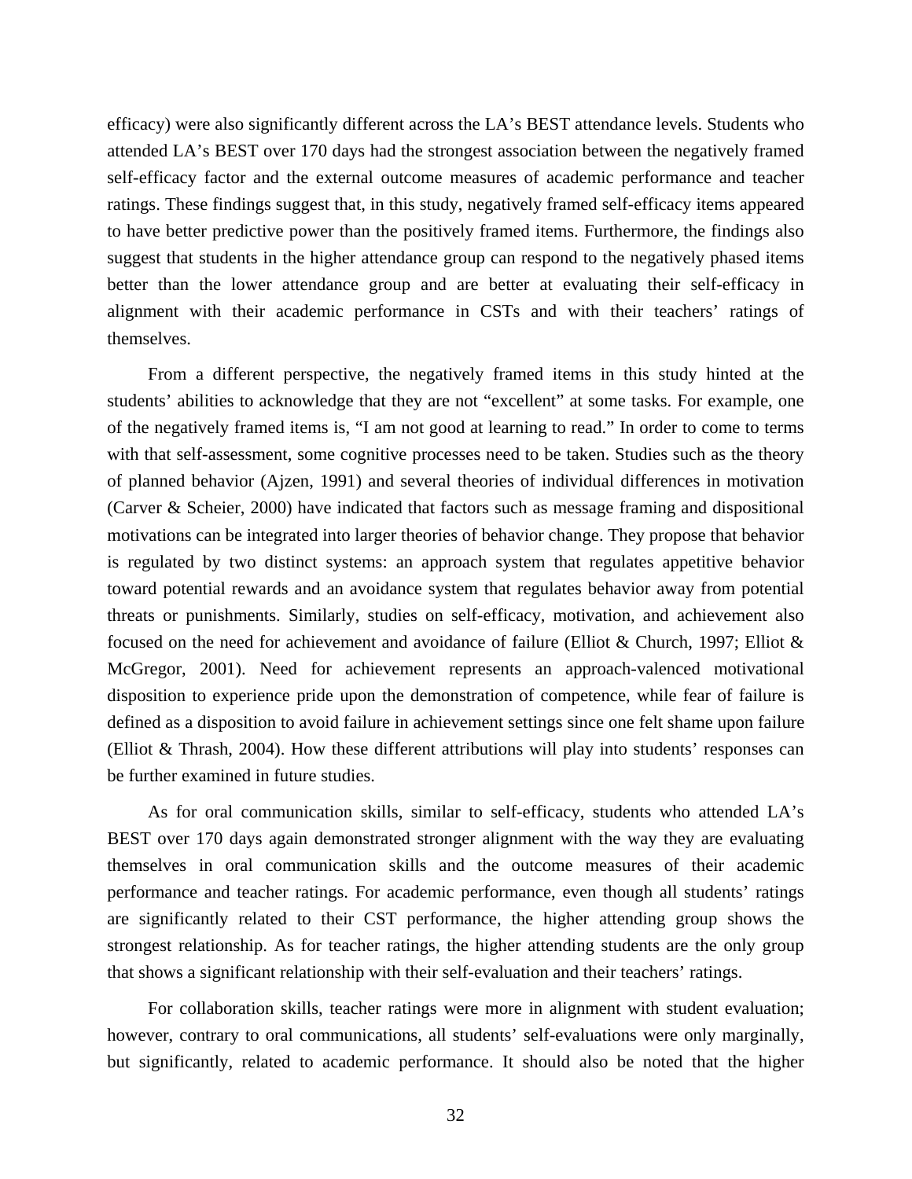efficacy) were also significantly different across the LA's BEST attendance levels. Students who attended LA's BEST over 170 days had the strongest association between the negatively framed self-efficacy factor and the external outcome measures of academic performance and teacher ratings. These findings suggest that, in this study, negatively framed self-efficacy items appeared to have better predictive power than the positively framed items. Furthermore, the findings also suggest that students in the higher attendance group can respond to the negatively phased items better than the lower attendance group and are better at evaluating their self-efficacy in alignment with their academic performance in CSTs and with their teachers' ratings of themselves.

From a different perspective, the negatively framed items in this study hinted at the students' abilities to acknowledge that they are not "excellent" at some tasks. For example, one of the negatively framed items is, "I am not good at learning to read." In order to come to terms with that self-assessment, some cognitive processes need to be taken. Studies such as the theory of planned behavior (Ajzen, 1991) and several theories of individual differences in motivation (Carver & Scheier, 2000) have indicated that factors such as message framing and dispositional motivations can be integrated into larger theories of behavior change. They propose that behavior is regulated by two distinct systems: an approach system that regulates appetitive behavior toward potential rewards and an avoidance system that regulates behavior away from potential threats or punishments. Similarly, studies on self-efficacy, motivation, and achievement also focused on the need for achievement and avoidance of failure (Elliot & Church, 1997; Elliot & McGregor, 2001). Need for achievement represents an approach-valenced motivational disposition to experience pride upon the demonstration of competence, while fear of failure is defined as a disposition to avoid failure in achievement settings since one felt shame upon failure (Elliot & Thrash, 2004). How these different attributions will play into students' responses can be further examined in future studies.

As for oral communication skills, similar to self-efficacy, students who attended LA's BEST over 170 days again demonstrated stronger alignment with the way they are evaluating themselves in oral communication skills and the outcome measures of their academic performance and teacher ratings. For academic performance, even though all students' ratings are significantly related to their CST performance, the higher attending group shows the strongest relationship. As for teacher ratings, the higher attending students are the only group that shows a significant relationship with their self-evaluation and their teachers' ratings.

For collaboration skills, teacher ratings were more in alignment with student evaluation; however, contrary to oral communications, all students' self-evaluations were only marginally, but significantly, related to academic performance. It should also be noted that the higher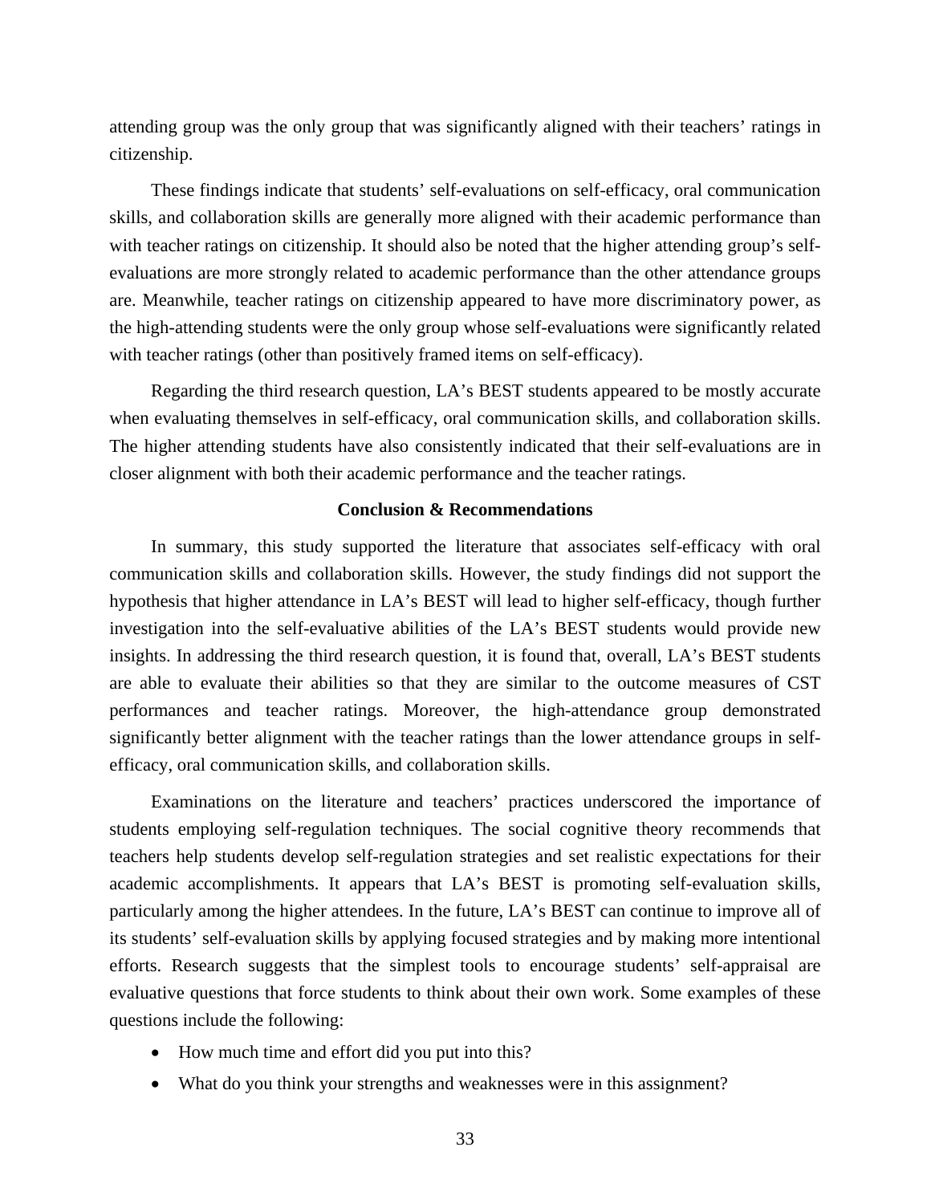attending group was the only group that was significantly aligned with their teachers' ratings in citizenship.

These findings indicate that students' self-evaluations on self-efficacy, oral communication skills, and collaboration skills are generally more aligned with their academic performance than with teacher ratings on citizenship. It should also be noted that the higher attending group's self-evaluations are more strongly related to academic performance than the other attendance groups are. Meanwhile, teacher ratings on citizenship appeared to have more discriminatory power, as the high-attending students were the only group whose self-evaluations were significantly related with teacher ratings (other than positively framed items on self-efficacy).

Regarding the third research question, LA's BEST students appeared to be mostly accurate when evaluating themselves in self-efficacy, oral communication skills, and collaboration skills. The higher attending students have also consistently indicated that their self-evaluations are in closer alignment with both their academic performance and the teacher ratings.

## Conclusion & Recommendations

In summary, this study supported the literature that associates self-efficacy with oral communication skills and collaboration skills. However, the study findings did not support the hypothesis that higher attendance in LA's BEST will lead to higher self-efficacy, though further investigation into the self-evaluative abilities of the LA's BEST students would provide new insights. In addressing the third research question, it is found that, overall, LA's BEST students are able to evaluate their abilities so that they are similar to the outcome measures of CST performances and teacher ratings. Moreover, the high-attendance group demonstrated significantly better alignment with the teacher ratings than the lower attendance groups in self-efficacy, oral communication skills, and collaboration skills.

Examinations on the literature and teachers' practices underscored the importance of students employing self-regulation techniques. The social cognitive theory recommends that teachers help students develop self-regulation strategies and set realistic expectations for their academic accomplishments. It appears that LA's BEST is promoting self-evaluation skills, particularly among the higher attendees. In the future, LA's BEST can continue to improve all of its students' self-evaluation skills by applying focused strategies and by making more intentional efforts. Research suggests that the simplest tools to encourage students' self-appraisal are evaluative questions that force students to think about their own work. Some examples of these questions include the following:

- How much time and effort did you put into this?
- What do you think your strengths and weaknesses were in this assignment?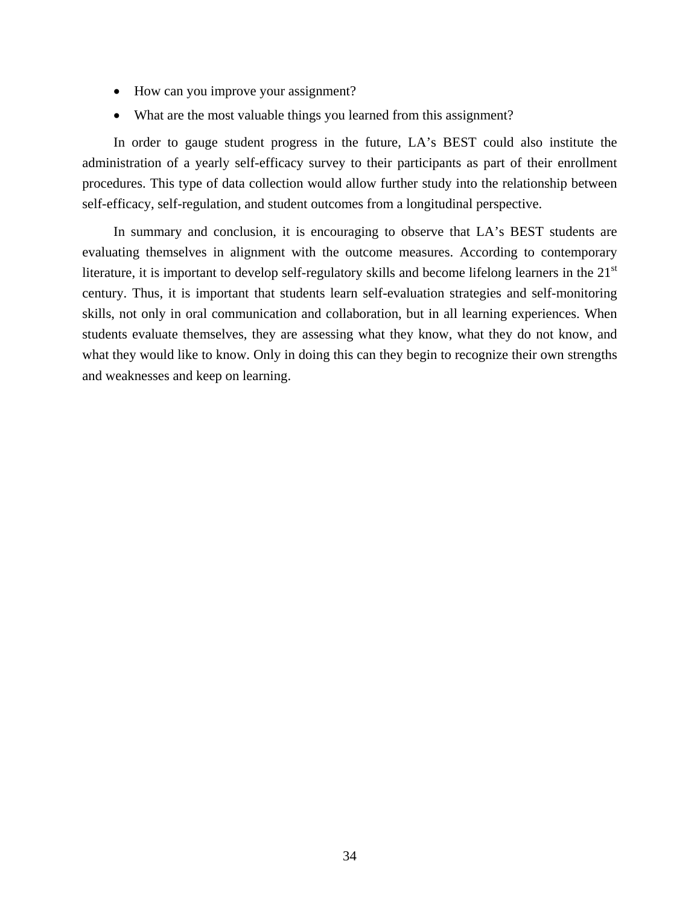- How can you improve your assignment?
- What are the most valuable things you learned from this assignment?

In order to gauge student progress in the future, LA's BEST could also institute the administration of a yearly self-efficacy survey to their participants as part of their enrollment procedures. This type of data collection would allow further study into the relationship between self-efficacy, self-regulation, and student outcomes from a longitudinal perspective.

In summary and conclusion, it is encouraging to observe that LA's BEST students are evaluating themselves in alignment with the outcome measures. According to contemporary literature, it is important to develop self-regulatory skills and become lifelong learners in the 21st century. Thus, it is important that students learn self-evaluation strategies and self-monitoring skills, not only in oral communication and collaboration, but in all learning experiences. When students evaluate themselves, they are assessing what they know, what they do not know, and what they would like to know. Only in doing this can they begin to recognize their own strengths and weaknesses and keep on learning.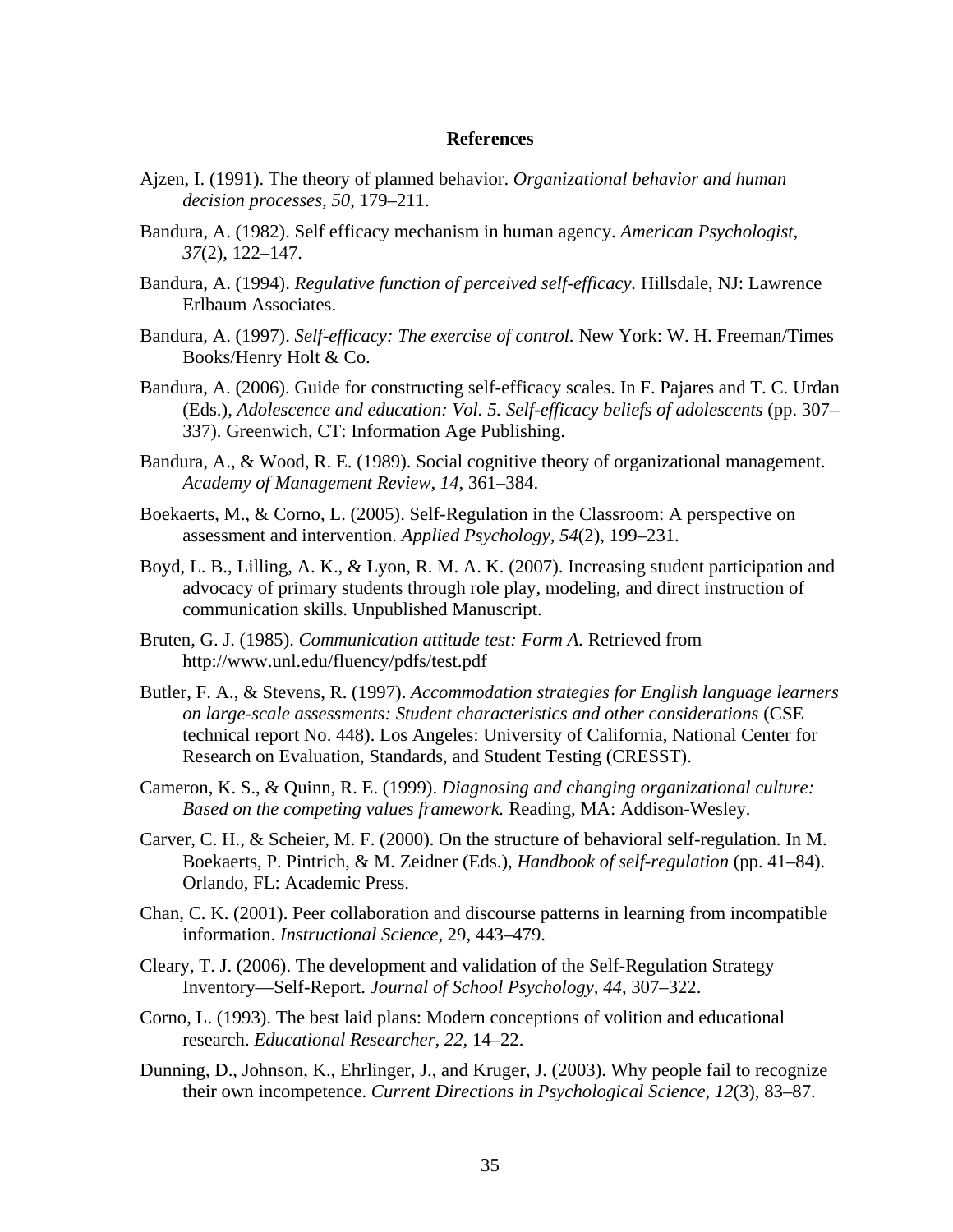## References

Ajzen, I. (1991). The theory of planned behavior. *Organizational behavior and human decision processes, 50*, 179–211.

Bandura, A. (1982). Self efficacy mechanism in human agency. *American Psychologist, 37*(2), 122–147.

Bandura, A. (1994). *Regulative function of perceived self-efficacy.* Hillsdale, NJ: Lawrence Erlbaum Associates.

Bandura, A. (1997). *Self-efficacy: The exercise of control.* New York: W. H. Freeman/Times Books/Henry Holt & Co.

Bandura, A. (2006). Guide for constructing self-efficacy scales. In F. Pajares and T. C. Urdan (Eds.), *Adolescence and education: Vol. 5. Self-efficacy beliefs of adolescents* (pp. 307–337). Greenwich, CT: Information Age Publishing.

Bandura, A., & Wood, R. E. (1989). Social cognitive theory of organizational management. *Academy of Management Review, 14*, 361–384.

Boekaerts, M., & Corno, L. (2005). Self-Regulation in the Classroom: A perspective on assessment and intervention. *Applied Psychology, 54*(2), 199–231.

Boyd, L. B., Lilling, A. K., & Lyon, R. M. A. K. (2007). Increasing student participation and advocacy of primary students through role play, modeling, and direct instruction of communication skills. Unpublished Manuscript.

Bruten, G. J. (1985). *Communication attitude test: Form A.* Retrieved from http://www.unl.edu/fluency/pdfs/test.pdf

Butler, F. A., & Stevens, R. (1997). *Accommodation strategies for English language learners on large-scale assessments: Student characteristics and other considerations* (CSE technical report No. 448). Los Angeles: University of California, National Center for Research on Evaluation, Standards, and Student Testing (CRESST).

Cameron, K. S., & Quinn, R. E. (1999). *Diagnosing and changing organizational culture: Based on the competing values framework.* Reading, MA: Addison-Wesley.

Carver, C. H., & Scheier, M. F. (2000). On the structure of behavioral self-regulation. In M. Boekaerts, P. Pintrich, & M. Zeidner (Eds.), *Handbook of self-regulation* (pp. 41–84). Orlando, FL: Academic Press.

Chan, C. K. (2001). Peer collaboration and discourse patterns in learning from incompatible information. *Instructional Science*, 29, 443–479.

Cleary, T. J. (2006). The development and validation of the Self-Regulation Strategy Inventory—Self-Report. *Journal of School Psychology, 44*, 307–322.

Corno, L. (1993). The best laid plans: Modern conceptions of volition and educational research. *Educational Researcher, 22*, 14–22.

Dunning, D., Johnson, K., Ehrlinger, J., and Kruger, J. (2003). Why people fail to recognize their own incompetence. *Current Directions in Psychological Science, 12*(3), 83–87.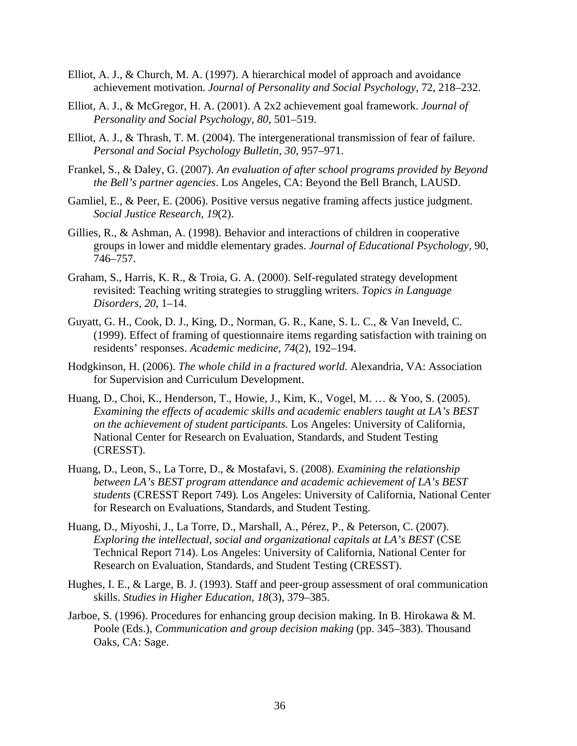Elliot, A. J., & Church, M. A. (1997). A hierarchical model of approach and avoidance achievement motivation. *Journal of Personality and Social Psychology*, 72, 218–232.

Elliot, A. J., & McGregor, H. A. (2001). A 2x2 achievement goal framework. *Journal of Personality and Social Psychology, 80*, 501–519.

Elliot, A. J., & Thrash, T. M. (2004). The intergenerational transmission of fear of failure. *Personal and Social Psychology Bulletin, 30*, 957–971.

Frankel, S., & Daley, G. (2007). *An evaluation of after school programs provided by Beyond the Bell's partner agencies*. Los Angeles, CA: Beyond the Bell Branch, LAUSD.

Gamliel, E., & Peer, E. (2006). Positive versus negative framing affects justice judgment. *Social Justice Research, 19*(2).

Gillies, R., & Ashman, A. (1998). Behavior and interactions of children in cooperative groups in lower and middle elementary grades. *Journal of Educational Psychology*, 90, 746–757.

Graham, S., Harris, K. R., & Troia, G. A. (2000). Self-regulated strategy development revisited: Teaching writing strategies to struggling writers. *Topics in Language Disorders, 20*, 1–14.

Guyatt, G. H., Cook, D. J., King, D., Norman, G. R., Kane, S. L. C., & Van Ineveld, C. (1999). Effect of framing of questionnaire items regarding satisfaction with training on residents' responses. *Academic medicine, 74*(2), 192–194.

Hodgkinson, H. (2006). *The whole child in a fractured world.* Alexandria, VA: Association for Supervision and Curriculum Development.

Huang, D., Choi, K., Henderson, T., Howie, J., Kim, K., Vogel, M. … & Yoo, S. (2005). *Examining the effects of academic skills and academic enablers taught at LA's BEST on the achievement of student participants.* Los Angeles: University of California, National Center for Research on Evaluation, Standards, and Student Testing (CRESST).

Huang, D., Leon, S., La Torre, D., & Mostafavi, S. (2008). *Examining the relationship between LA's BEST program attendance and academic achievement of LA's BEST students* (CRESST Report 749). Los Angeles: University of California, National Center for Research on Evaluations, Standards, and Student Testing.

Huang, D., Miyoshi, J., La Torre, D., Marshall, A., Pérez, P., & Peterson, C. (2007). *Exploring the intellectual, social and organizational capitals at LA's BEST* (CSE Technical Report 714). Los Angeles: University of California, National Center for Research on Evaluation, Standards, and Student Testing (CRESST).

Hughes, I. E., & Large, B. J. (1993). Staff and peer-group assessment of oral communication skills. *Studies in Higher Education, 18*(3), 379–385.

Jarboe, S. (1996). Procedures for enhancing group decision making. In B. Hirokawa & M. Poole (Eds.), *Communication and group decision making* (pp. 345–383). Thousand Oaks, CA: Sage.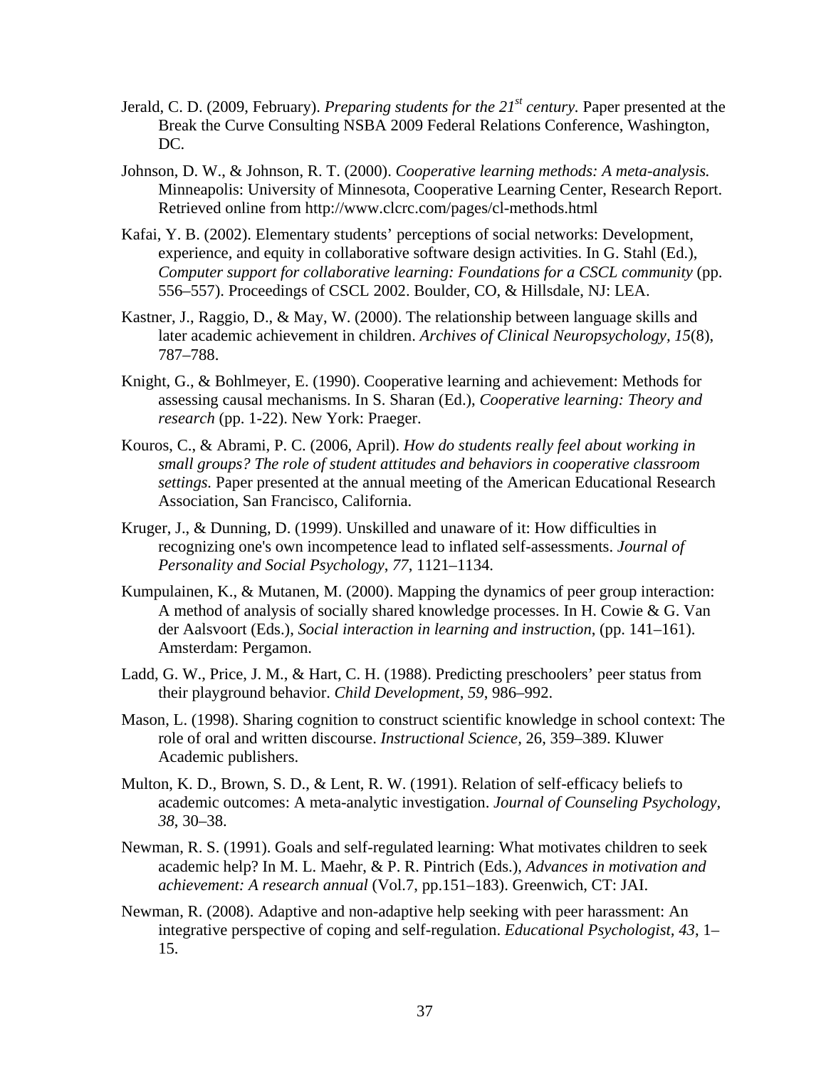Jerald, C. D. (2009, February). *Preparing students for the 21st century.* Paper presented at the Break the Curve Consulting NSBA 2009 Federal Relations Conference, Washington, DC.

Johnson, D. W., & Johnson, R. T. (2000). *Cooperative learning methods: A meta-analysis.* Minneapolis: University of Minnesota, Cooperative Learning Center, Research Report. Retrieved online from http://www.clcrc.com/pages/cl-methods.html

Kafai, Y. B. (2002). Elementary students' perceptions of social networks: Development, experience, and equity in collaborative software design activities. In G. Stahl (Ed.), *Computer support for collaborative learning: Foundations for a CSCL community* (pp. 556–557). Proceedings of CSCL 2002. Boulder, CO, & Hillsdale, NJ: LEA.

Kastner, J., Raggio, D., & May, W. (2000). The relationship between language skills and later academic achievement in children. *Archives of Clinical Neuropsychology*, *15*(8), 787–788.

Knight, G., & Bohlmeyer, E. (1990). Cooperative learning and achievement: Methods for assessing causal mechanisms. In S. Sharan (Ed.), *Cooperative learning: Theory and research* (pp. 1-22). New York: Praeger.

Kouros, C., & Abrami, P. C. (2006, April). *How do students really feel about working in small groups? The role of student attitudes and behaviors in cooperative classroom settings.* Paper presented at the annual meeting of the American Educational Research Association, San Francisco, California.

Kruger, J., & Dunning, D. (1999). Unskilled and unaware of it: How difficulties in recognizing one's own incompetence lead to inflated self-assessments. *Journal of Personality and Social Psychology*, *77*, 1121–1134.

Kumpulainen, K., & Mutanen, M. (2000). Mapping the dynamics of peer group interaction: A method of analysis of socially shared knowledge processes. In H. Cowie & G. Van der Aalsvoort (Eds.), *Social interaction in learning and instruction*, (pp. 141–161). Amsterdam: Pergamon.

Ladd, G. W., Price, J. M., & Hart, C. H. (1988). Predicting preschoolers' peer status from their playground behavior. *Child Development*, *59*, 986–992.

Mason, L. (1998). Sharing cognition to construct scientific knowledge in school context: The role of oral and written discourse. *Instructional Science*, 26, 359–389. Kluwer Academic publishers.

Multon, K. D., Brown, S. D., & Lent, R. W. (1991). Relation of self-efficacy beliefs to academic outcomes: A meta-analytic investigation. *Journal of Counseling Psychology*, *38*, 30–38.

Newman, R. S. (1991). Goals and self-regulated learning: What motivates children to seek academic help? In M. L. Maehr, & P. R. Pintrich (Eds.), *Advances in motivation and achievement: A research annual* (Vol.7, pp.151–183). Greenwich, CT: JAI.

Newman, R. (2008). Adaptive and non-adaptive help seeking with peer harassment: An integrative perspective of coping and self-regulation. *Educational Psychologist*, *43*, 1–15.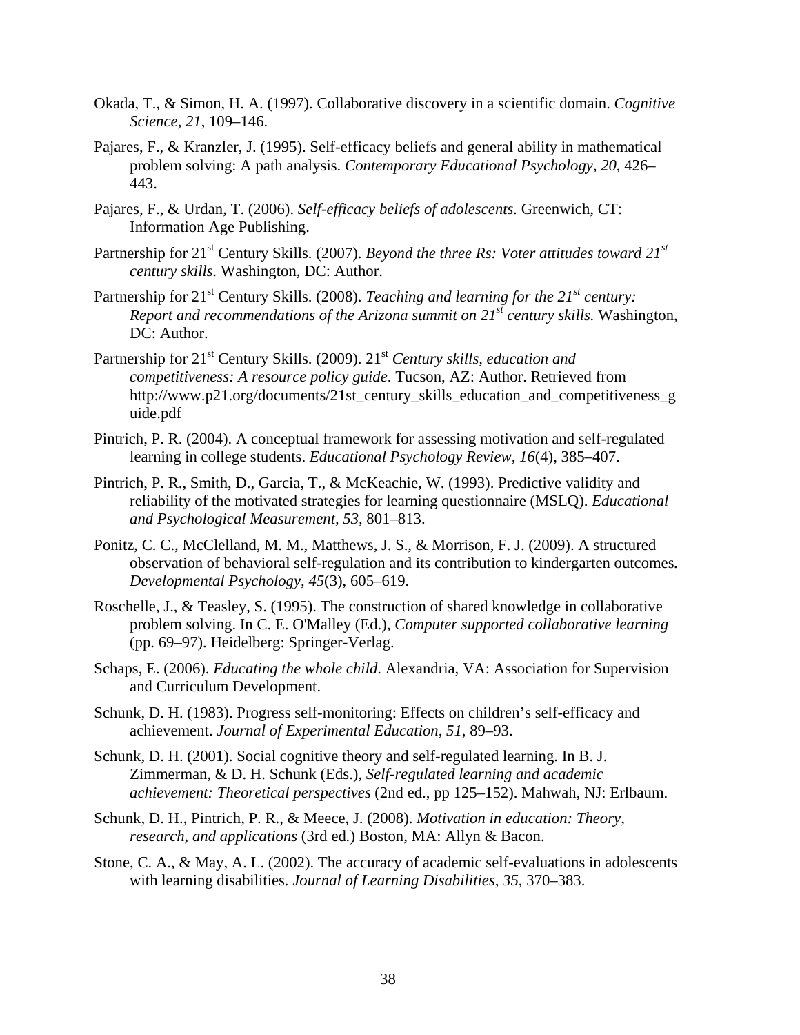Okada, T., & Simon, H. A. (1997). Collaborative discovery in a scientific domain. *Cognitive Science, 21*, 109–146.

Pajares, F., & Kranzler, J. (1995). Self-efficacy beliefs and general ability in mathematical problem solving: A path analysis. *Contemporary Educational Psychology, 20*, 426–443.

Pajares, F., & Urdan, T. (2006). *Self-efficacy beliefs of adolescents.* Greenwich, CT: Information Age Publishing.

Partnership for 21st Century Skills. (2007). *Beyond the three Rs: Voter attitudes toward 21st century skills.* Washington, DC: Author.

Partnership for 21st Century Skills. (2008). *Teaching and learning for the 21st century: Report and recommendations of the Arizona summit on 21st century skills.* Washington, DC: Author.

Partnership for 21st Century Skills. (2009). 21st *Century skills, education and competitiveness: A resource policy guide*. Tucson, AZ: Author. Retrieved from http://www.p21.org/documents/21st_century_skills_education_and_competitiveness_guide.pdf

Pintrich, P. R. (2004). A conceptual framework for assessing motivation and self-regulated learning in college students. *Educational Psychology Review, 16*(4), 385–407.

Pintrich, P. R., Smith, D., Garcia, T., & McKeachie, W. (1993). Predictive validity and reliability of the motivated strategies for learning questionnaire (MSLQ). *Educational and Psychological Measurement, 53,* 801–813.

Ponitz, C. C., McClelland, M. M., Matthews, J. S., & Morrison, F. J. (2009). A structured observation of behavioral self-regulation and its contribution to kindergarten outcomes. *Developmental Psychology, 45*(3), 605–619.

Roschelle, J., & Teasley, S. (1995). The construction of shared knowledge in collaborative problem solving. In C. E. O'Malley (Ed.), *Computer supported collaborative learning* (pp. 69–97). Heidelberg: Springer-Verlag.

Schaps, E. (2006). *Educating the whole child.* Alexandria, VA: Association for Supervision and Curriculum Development.

Schunk, D. H. (1983). Progress self-monitoring: Effects on children's self-efficacy and achievement. *Journal of Experimental Education, 51*, 89–93.

Schunk, D. H. (2001). Social cognitive theory and self-regulated learning. In B. J. Zimmerman, & D. H. Schunk (Eds.), *Self-regulated learning and academic achievement: Theoretical perspectives* (2nd ed., pp 125–152). Mahwah, NJ: Erlbaum.

Schunk, D. H., Pintrich, P. R., & Meece, J. (2008). *Motivation in education: Theory, research, and applications* (3rd ed.) Boston, MA: Allyn & Bacon.

Stone, C. A., & May, A. L. (2002). The accuracy of academic self-evaluations in adolescents with learning disabilities. *Journal of Learning Disabilities, 35*, 370–383.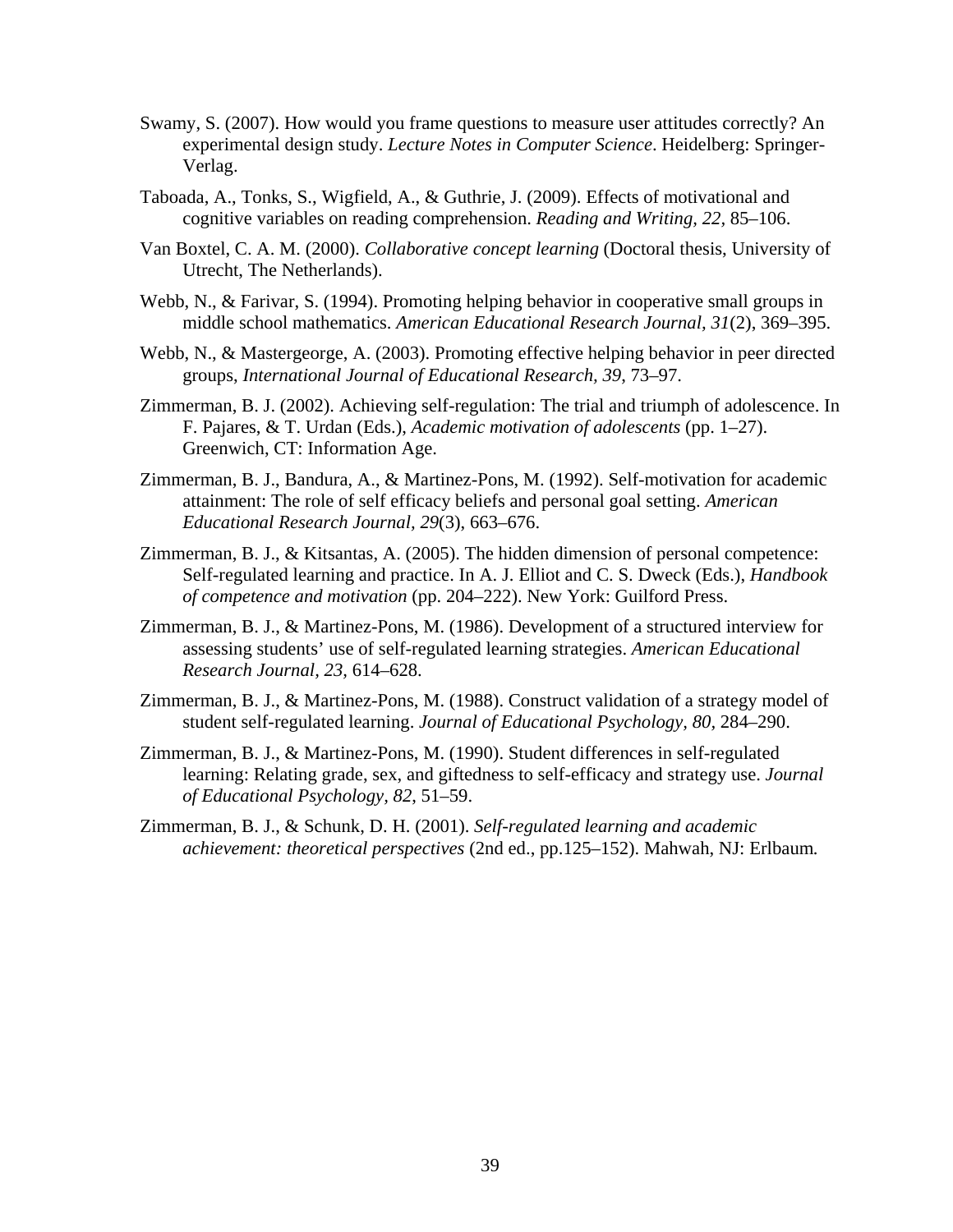Swamy, S. (2007). How would you frame questions to measure user attitudes correctly? An experimental design study. *Lecture Notes in Computer Science*. Heidelberg: Springer-Verlag.

Taboada, A., Tonks, S., Wigfield, A., & Guthrie, J. (2009). Effects of motivational and cognitive variables on reading comprehension. *Reading and Writing, 22,* 85–106.

Van Boxtel, C. A. M. (2000). *Collaborative concept learning* (Doctoral thesis, University of Utrecht, The Netherlands).

Webb, N., & Farivar, S. (1994). Promoting helping behavior in cooperative small groups in middle school mathematics. *American Educational Research Journal, 31*(2), 369–395.

Webb, N., & Mastergeorge, A. (2003). Promoting effective helping behavior in peer directed groups, *International Journal of Educational Research, 39*, 73–97.

Zimmerman, B. J. (2002). Achieving self-regulation: The trial and triumph of adolescence. In F. Pajares, & T. Urdan (Eds.), *Academic motivation of adolescents* (pp. 1–27). Greenwich, CT: Information Age.

Zimmerman, B. J., Bandura, A., & Martinez-Pons, M. (1992). Self-motivation for academic attainment: The role of self efficacy beliefs and personal goal setting. *American Educational Research Journal*, *29*(3), 663–676.

Zimmerman, B. J., & Kitsantas, A. (2005). The hidden dimension of personal competence: Self-regulated learning and practice. In A. J. Elliot and C. S. Dweck (Eds.), *Handbook of competence and motivation* (pp. 204–222). New York: Guilford Press.

Zimmerman, B. J., & Martinez-Pons, M. (1986). Development of a structured interview for assessing students' use of self-regulated learning strategies. *American Educational Research Journal, 23,* 614–628.

Zimmerman, B. J., & Martinez-Pons, M. (1988). Construct validation of a strategy model of student self-regulated learning. *Journal of Educational Psychology, 80,* 284–290.

Zimmerman, B. J., & Martinez-Pons, M. (1990). Student differences in self-regulated learning: Relating grade, sex, and giftedness to self-efficacy and strategy use. *Journal of Educational Psychology, 82,* 51–59.

Zimmerman, B. J., & Schunk, D. H. (2001). *Self-regulated learning and academic achievement: theoretical perspectives* (2nd ed., pp.125–152). Mahwah, NJ: Erlbaum.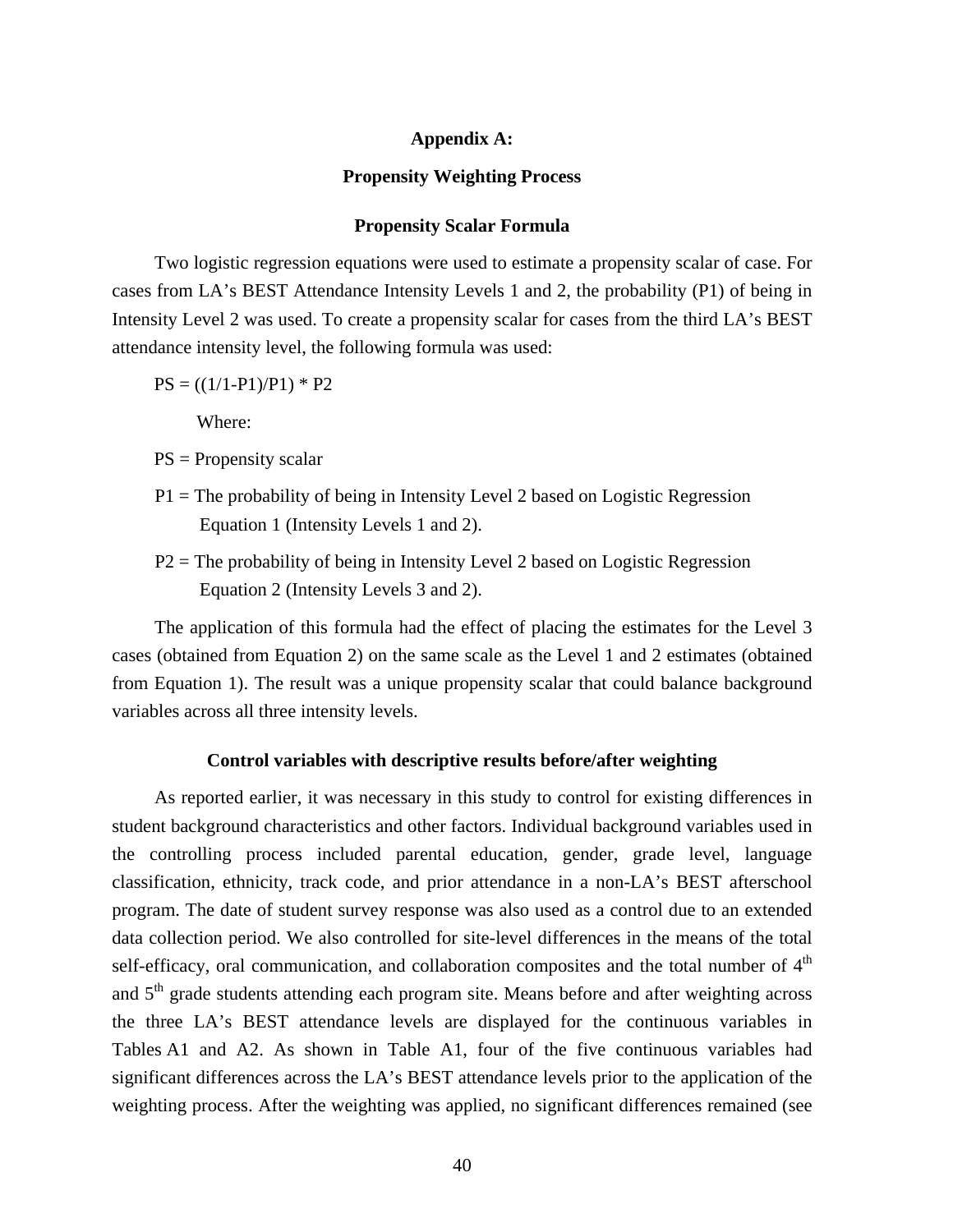# Appendix A:

## Propensity Weighting Process

### Propensity Scalar Formula

Two logistic regression equations were used to estimate a propensity scalar of case. For cases from LA's BEST Attendance Intensity Levels 1 and 2, the probability (P1) of being in Intensity Level 2 was used. To create a propensity scalar for cases from the third LA's BEST attendance intensity level, the following formula was used:

$$PS = ((1/1-P1)/P1) * P2$$

Where:

PS = Propensity scalar

P1 = The probability of being in Intensity Level 2 based on Logistic Regression Equation 1 (Intensity Levels 1 and 2).

P2 = The probability of being in Intensity Level 2 based on Logistic Regression Equation 2 (Intensity Levels 3 and 2).

The application of this formula had the effect of placing the estimates for the Level 3 cases (obtained from Equation 2) on the same scale as the Level 1 and 2 estimates (obtained from Equation 1). The result was a unique propensity scalar that could balance background variables across all three intensity levels.

### Control variables with descriptive results before/after weighting

As reported earlier, it was necessary in this study to control for existing differences in student background characteristics and other factors. Individual background variables used in the controlling process included parental education, gender, grade level, language classification, ethnicity, track code, and prior attendance in a non-LA's BEST afterschool program. The date of student survey response was also used as a control due to an extended data collection period. We also controlled for site-level differences in the means of the total self-efficacy, oral communication, and collaboration composites and the total number of 4th and 5th grade students attending each program site. Means before and after weighting across the three LA's BEST attendance levels are displayed for the continuous variables in Tables A1 and A2. As shown in Table A1, four of the five continuous variables had significant differences across the LA's BEST attendance levels prior to the application of the weighting process. After the weighting was applied, no significant differences remained (see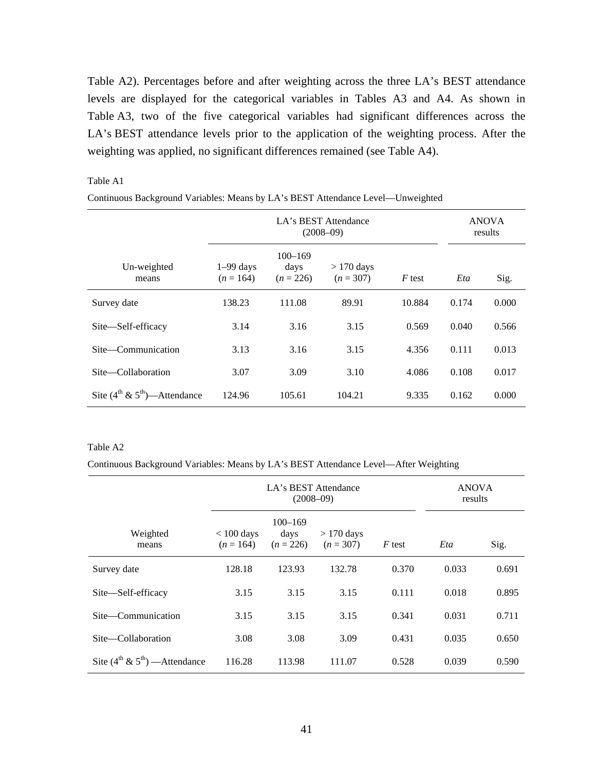Table A2). Percentages before and after weighting across the three LA's BEST attendance levels are displayed for the categorical variables in Tables A3 and A4. As shown in Table A3, two of the five categorical variables had significant differences across the LA's BEST attendance levels prior to the application of the weighting process. After the weighting was applied, no significant differences remained (see Table A4).

Table A1

Continuous Background Variables: Means by LA's BEST Attendance Level—Unweighted

| | LA's BEST Attendance (2008–09) | | | | ANOVA results | |
|---|---|---|---|---|---|---|
| Un-weighted means | 1–99 days (*n* = 164) | 100–169 days (*n* = 226) | > 170 days (*n* = 307) | *F* test | *Eta* | Sig. |
| Survey date | 138.23 | 111.08 | 89.91 | 10.884 | 0.174 | 0.000 |
| Site—Self-efficacy | 3.14 | 3.16 | 3.15 | 0.569 | 0.040 | 0.566 |
| Site—Communication | 3.13 | 3.16 | 3.15 | 4.356 | 0.111 | 0.013 |
| Site—Collaboration | 3.07 | 3.09 | 3.10 | 4.086 | 0.108 | 0.017 |
| Site ($4^{th}$ & $5^{th}$)—Attendance | 124.96 | 105.61 | 104.21 | 9.335 | 0.162 | 0.000 |

Table A2

Continuous Background Variables: Means by LA's BEST Attendance Level—After Weighting

| | LA's BEST Attendance (2008–09) | | | | ANOVA results | |
|---|---|---|---|---|---|---|
| Weighted means | < 100 days (*n* = 164) | 100–169 days (*n* = 226) | > 170 days (*n* = 307) | *F* test | *Eta* | Sig. |
| Survey date | 128.18 | 123.93 | 132.78 | 0.370 | 0.033 | 0.691 |
| Site—Self-efficacy | 3.15 | 3.15 | 3.15 | 0.111 | 0.018 | 0.895 |
| Site—Communication | 3.15 | 3.15 | 3.15 | 0.341 | 0.031 | 0.711 |
| Site—Collaboration | 3.08 | 3.08 | 3.09 | 0.431 | 0.035 | 0.650 |
| Site ($4^{th}$ & $5^{th}$) —Attendance | 116.28 | 113.98 | 111.07 | 0.528 | 0.039 | 0.590 |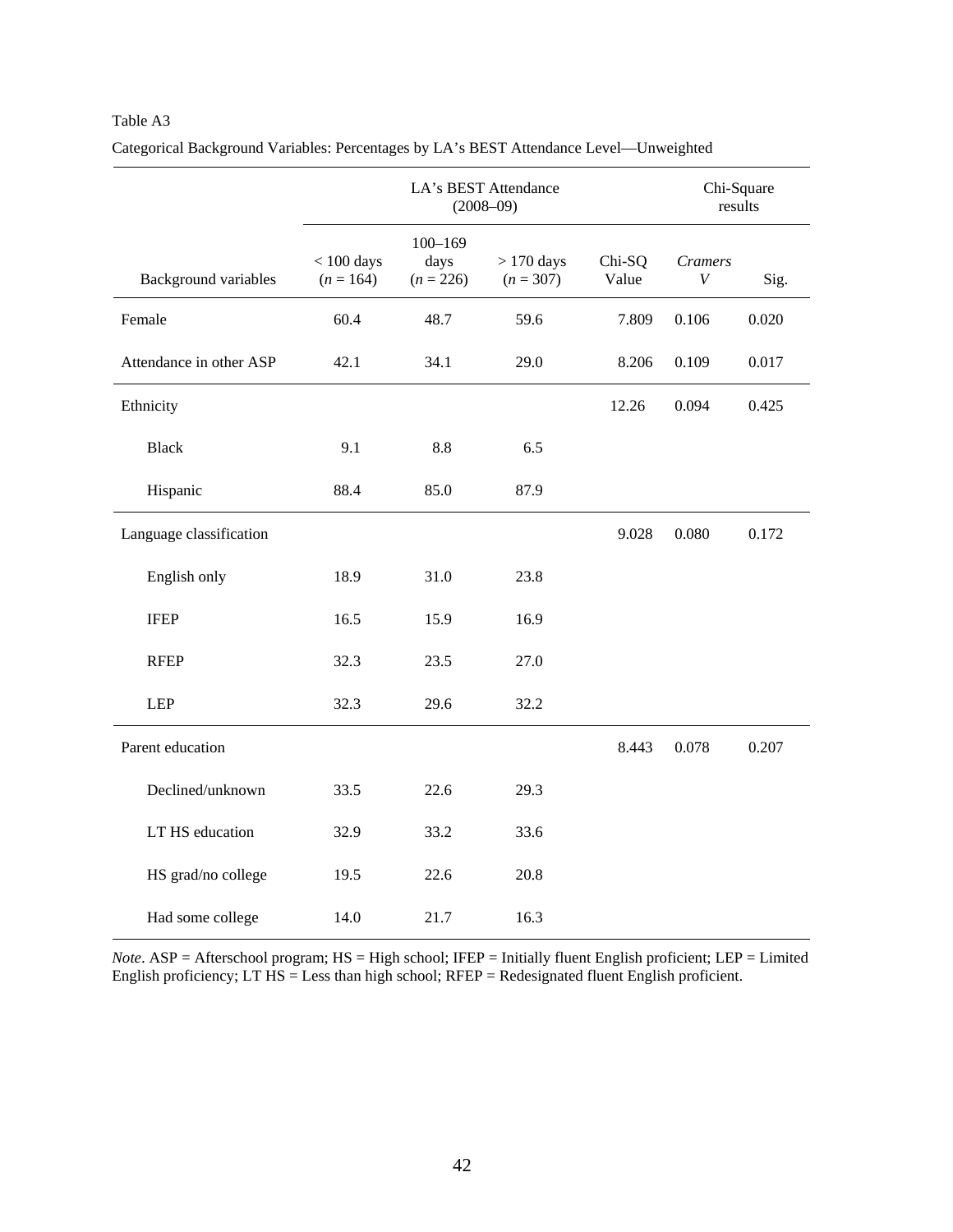Table A3

Categorical Background Variables: Percentages by LA's BEST Attendance Level—Unweighted

| | LA's BEST Attendance (2008–09) | | | Chi-Square results | | |
|---|---|---|---|---|---|---|
| Background variables | < 100 days (*n* = 164) | 100–169 days (*n* = 226) | > 170 days (*n* = 307) | Chi-SQ Value | *Cramers V* | Sig. |
| Female | 60.4 | 48.7 | 59.6 | 7.809 | 0.106 | 0.020 |
| Attendance in other ASP | 42.1 | 34.1 | 29.0 | 8.206 | 0.109 | 0.017 |
| Ethnicity | | | | 12.26 | 0.094 | 0.425 |
| Black | 9.1 | 8.8 | 6.5 | | | |
| Hispanic | 88.4 | 85.0 | 87.9 | | | |
| Language classification | | | | 9.028 | 0.080 | 0.172 |
| English only | 18.9 | 31.0 | 23.8 | | | |
| IFEP | 16.5 | 15.9 | 16.9 | | | |
| RFEP | 32.3 | 23.5 | 27.0 | | | |
| LEP | 32.3 | 29.6 | 32.2 | | | |
| Parent education | | | | 8.443 | 0.078 | 0.207 |
| Declined/unknown | 33.5 | 22.6 | 29.3 | | | |
| LT HS education | 32.9 | 33.2 | 33.6 | | | |
| HS grad/no college | 19.5 | 22.6 | 20.8 | | | |
| Had some college | 14.0 | 21.7 | 16.3 | | | |

*Note*. ASP = Afterschool program; HS = High school; IFEP = Initially fluent English proficient; LEP = Limited English proficiency; LT HS = Less than high school; RFEP = Redesignated fluent English proficient.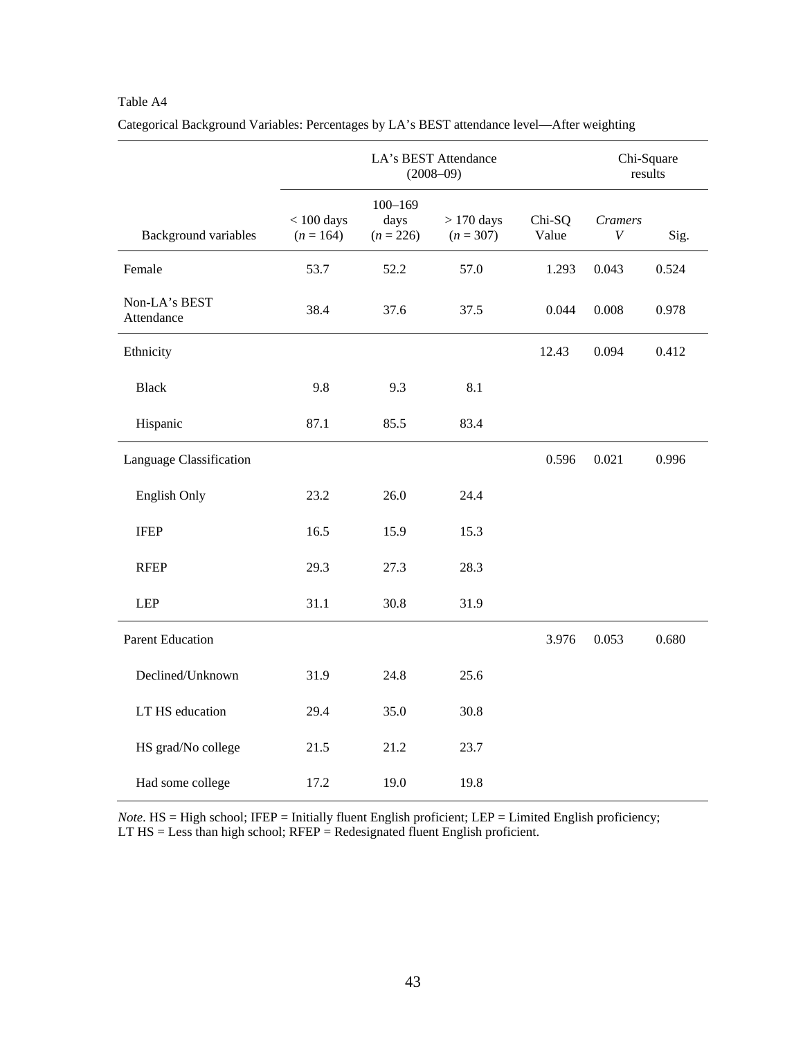Table A4

Categorical Background Variables: Percentages by LA's BEST attendance level—After weighting

| Background variables | LA's BEST Attendance (2008–09) | | | Chi-Square results | | |
|---|---|---|---|---|---|---|
| | < 100 days ($n$ = 164) | 100–169 days ($n$ = 226) | > 170 days ($n$ = 307) | Chi-SQ Value | *Cramers V* | Sig. |
| Female | 53.7 | 52.2 | 57.0 | 1.293 | 0.043 | 0.524 |
| Non-LA's BEST Attendance | 38.4 | 37.6 | 37.5 | 0.044 | 0.008 | 0.978 |
| Ethnicity | | | | 12.43 | 0.094 | 0.412 |
| Black | 9.8 | 9.3 | 8.1 | | | |
| Hispanic | 87.1 | 85.5 | 83.4 | | | |
| Language Classification | | | | 0.596 | 0.021 | 0.996 |
| English Only | 23.2 | 26.0 | 24.4 | | | |
| IFEP | 16.5 | 15.9 | 15.3 | | | |
| RFEP | 29.3 | 27.3 | 28.3 | | | |
| LEP | 31.1 | 30.8 | 31.9 | | | |
| Parent Education | | | | 3.976 | 0.053 | 0.680 |
| Declined/Unknown | 31.9 | 24.8 | 25.6 | | | |
| LT HS education | 29.4 | 35.0 | 30.8 | | | |
| HS grad/No college | 21.5 | 21.2 | 23.7 | | | |
| Had some college | 17.2 | 19.0 | 19.8 | | | |

*Note*. HS = High school; IFEP = Initially fluent English proficient; LEP = Limited English proficiency; LT HS = Less than high school; RFEP = Redesignated fluent English proficient.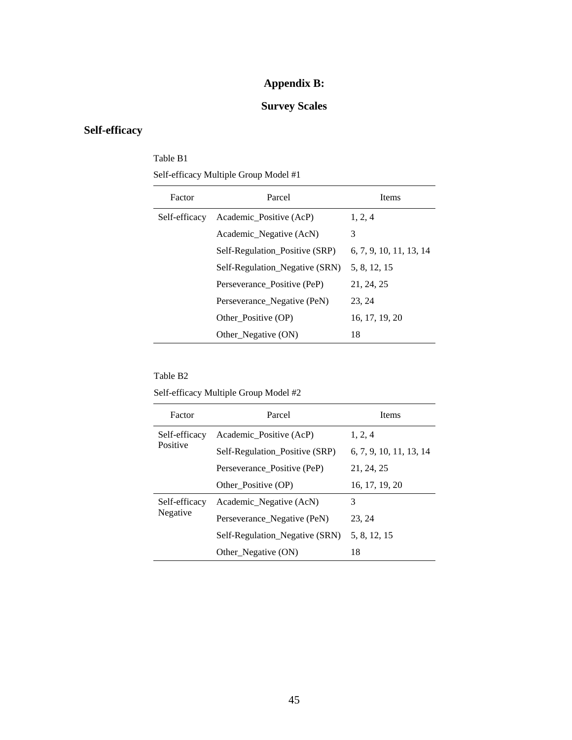# Appendix B:

# Survey Scales

## Self-efficacy

Table B1

Self-efficacy Multiple Group Model #1

| Factor | Parcel | Items |
| --- | --- | --- |
| Self-efficacy | Academic_Positive (AcP) | 1, 2, 4 |
| | Academic_Negative (AcN) | 3 |
| | Self-Regulation_Positive (SRP) | 6, 7, 9, 10, 11, 13, 14 |
| | Self-Regulation_Negative (SRN) | 5, 8, 12, 15 |
| | Perseverance_Positive (PeP) | 21, 24, 25 |
| | Perseverance_Negative (PeN) | 23, 24 |
| | Other_Positive (OP) | 16, 17, 19, 20 |
| | Other_Negative (ON) | 18 |

Table B2

Self-efficacy Multiple Group Model #2

| Factor | Parcel | Items |
| --- | --- | --- |
| Self-efficacy Positive | Academic_Positive (AcP) | 1, 2, 4 |
| | Self-Regulation_Positive (SRP) | 6, 7, 9, 10, 11, 13, 14 |
| | Perseverance_Positive (PeP) | 21, 24, 25 |
| | Other_Positive (OP) | 16, 17, 19, 20 |
| Self-efficacy Negative | Academic_Negative (AcN) | 3 |
| | Perseverance_Negative (PeN) | 23, 24 |
| | Self-Regulation_Negative (SRN) | 5, 8, 12, 15 |
| | Other_Negative (ON) | 18 |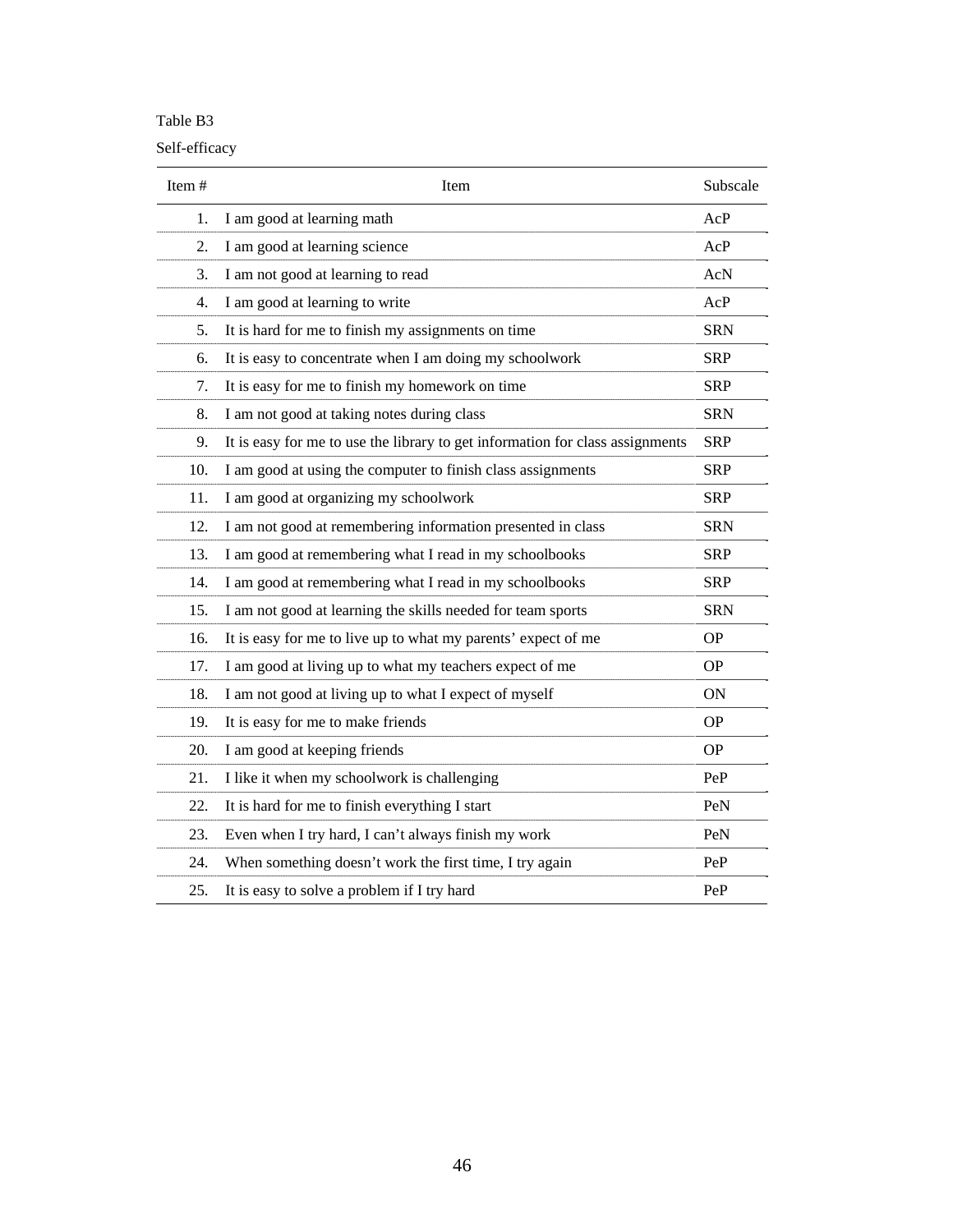Table B3

Self-efficacy

| Item # | Item | Subscale |
|---|---|---|
| 1. | I am good at learning math | AcP |
| 2. | I am good at learning science | AcP |
| 3. | I am not good at learning to read | AcN |
| 4. | I am good at learning to write | AcP |
| 5. | It is hard for me to finish my assignments on time | SRN |
| 6. | It is easy to concentrate when I am doing my schoolwork | SRP |
| 7. | It is easy for me to finish my homework on time | SRP |
| 8. | I am not good at taking notes during class | SRN |
| 9. | It is easy for me to use the library to get information for class assignments | SRP |
| 10. | I am good at using the computer to finish class assignments | SRP |
| 11. | I am good at organizing my schoolwork | SRP |
| 12. | I am not good at remembering information presented in class | SRN |
| 13. | I am good at remembering what I read in my schoolbooks | SRP |
| 14. | I am good at remembering what I read in my schoolbooks | SRP |
| 15. | I am not good at learning the skills needed for team sports | SRN |
| 16. | It is easy for me to live up to what my parents' expect of me | OP |
| 17. | I am good at living up to what my teachers expect of me | OP |
| 18. | I am not good at living up to what I expect of myself | ON |
| 19. | It is easy for me to make friends | OP |
| 20. | I am good at keeping friends | OP |
| 21. | I like it when my schoolwork is challenging | PeP |
| 22. | It is hard for me to finish everything I start | PeN |
| 23. | Even when I try hard, I can't always finish my work | PeN |
| 24. | When something doesn't work the first time, I try again | PeP |
| 25. | It is easy to solve a problem if I try hard | PeP |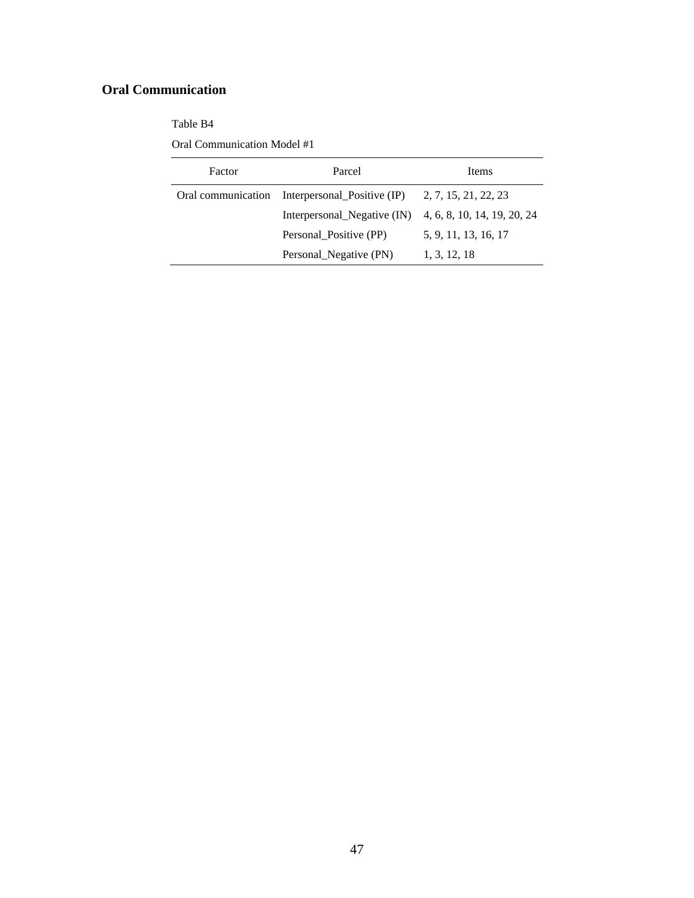## Oral Communication

Table B4

Oral Communication Model #1

| Factor | Parcel | Items |
|---|---|---|
| Oral communication | Interpersonal_Positive (IP) | 2, 7, 15, 21, 22, 23 |
| | Interpersonal_Negative (IN) | 4, 6, 8, 10, 14, 19, 20, 24 |
| | Personal_Positive (PP) | 5, 9, 11, 13, 16, 17 |
| | Personal_Negative (PN) | 1, 3, 12, 18 |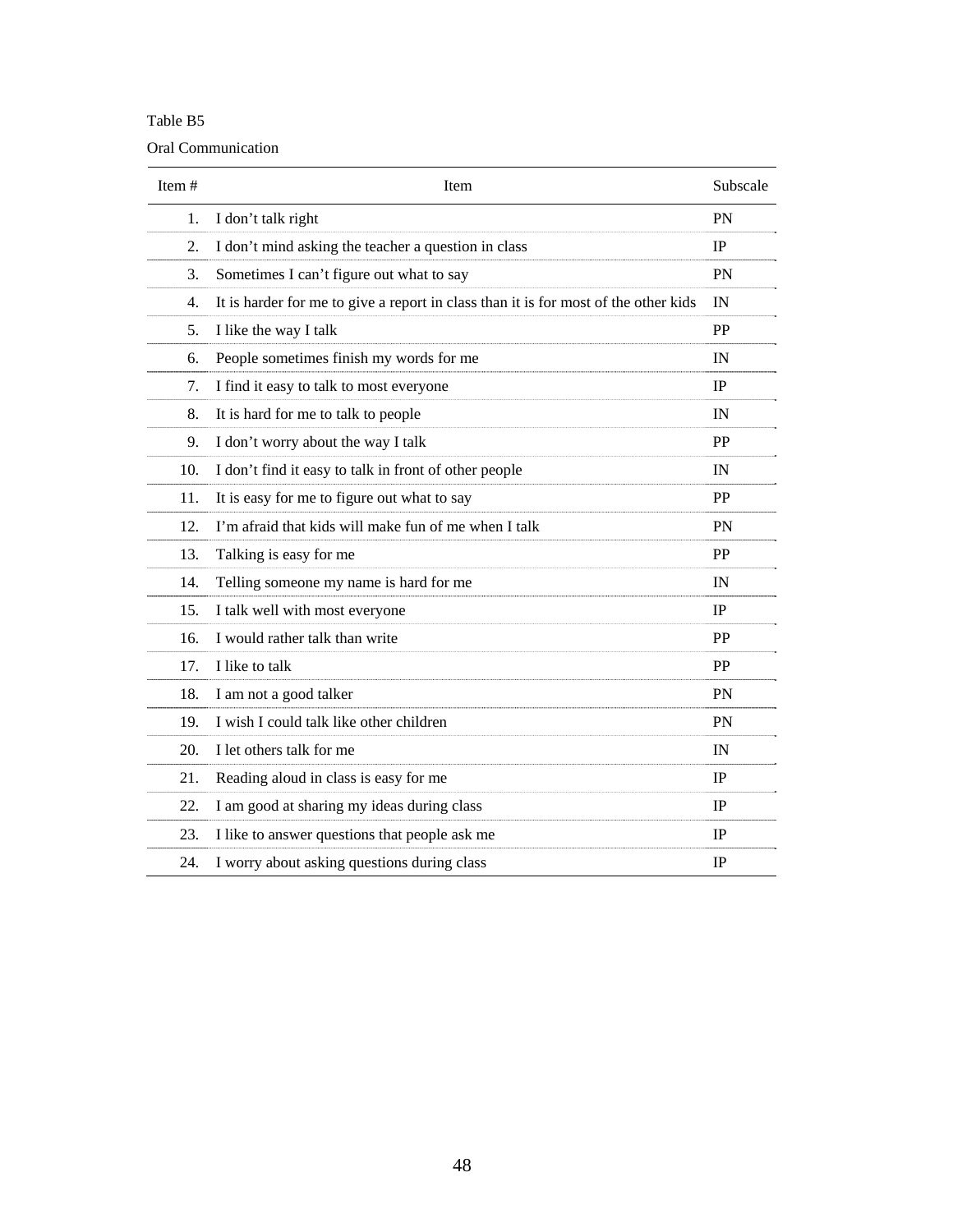Table B5

Oral Communication

| Item # | Item | Subscale |
|---|---|---|
| 1. | I don't talk right | PN |
| 2. | I don't mind asking the teacher a question in class | IP |
| 3. | Sometimes I can't figure out what to say | PN |
| 4. | It is harder for me to give a report in class than it is for most of the other kids | IN |
| 5. | I like the way I talk | PP |
| 6. | People sometimes finish my words for me | IN |
| 7. | I find it easy to talk to most everyone | IP |
| 8. | It is hard for me to talk to people | IN |
| 9. | I don't worry about the way I talk | PP |
| 10. | I don't find it easy to talk in front of other people | IN |
| 11. | It is easy for me to figure out what to say | PP |
| 12. | I'm afraid that kids will make fun of me when I talk | PN |
| 13. | Talking is easy for me | PP |
| 14. | Telling someone my name is hard for me | IN |
| 15. | I talk well with most everyone | IP |
| 16. | I would rather talk than write | PP |
| 17. | I like to talk | PP |
| 18. | I am not a good talker | PN |
| 19. | I wish I could talk like other children | PN |
| 20. | I let others talk for me | IN |
| 21. | Reading aloud in class is easy for me | IP |
| 22. | I am good at sharing my ideas during class | IP |
| 23. | I like to answer questions that people ask me | IP |
| 24. | I worry about asking questions during class | IP |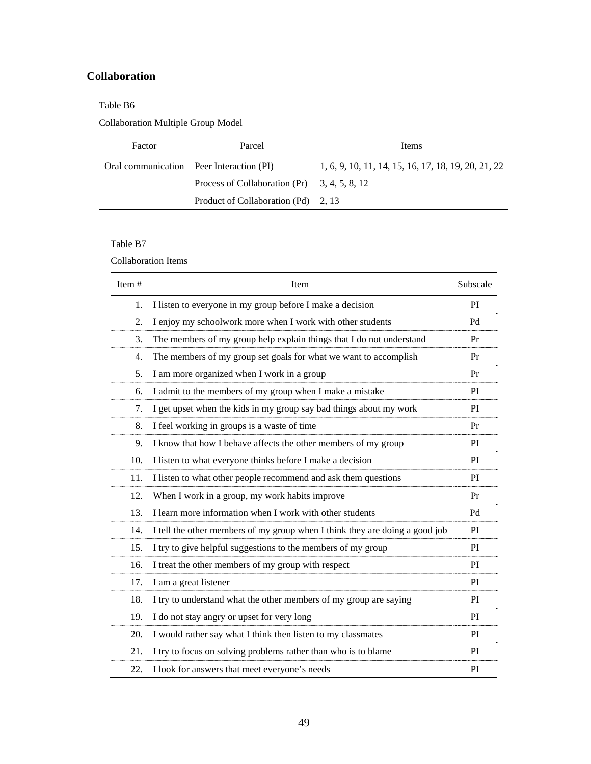## Collaboration

Table B6

Collaboration Multiple Group Model

| Factor | Parcel | Items |
|---|---|---|
| Oral communication | Peer Interaction (PI) | 1, 6, 9, 10, 11, 14, 15, 16, 17, 18, 19, 20, 21, 22 |
| | Process of Collaboration (Pr) | 3, 4, 5, 8, 12 |
| | Product of Collaboration (Pd) | 2, 13 |

Table B7

Collaboration Items

| Item # | Item | Subscale |
|---|---|---|
| 1. | I listen to everyone in my group before I make a decision | PI |
| 2. | I enjoy my schoolwork more when I work with other students | Pd |
| 3. | The members of my group help explain things that I do not understand | Pr |
| 4. | The members of my group set goals for what we want to accomplish | Pr |
| 5. | I am more organized when I work in a group | Pr |
| 6. | I admit to the members of my group when I make a mistake | PI |
| 7. | I get upset when the kids in my group say bad things about my work | PI |
| 8. | I feel working in groups is a waste of time | Pr |
| 9. | I know that how I behave affects the other members of my group | PI |
| 10. | I listen to what everyone thinks before I make a decision | PI |
| 11. | I listen to what other people recommend and ask them questions | PI |
| 12. | When I work in a group, my work habits improve | Pr |
| 13. | I learn more information when I work with other students | Pd |
| 14. | I tell the other members of my group when I think they are doing a good job | PI |
| 15. | I try to give helpful suggestions to the members of my group | PI |
| 16. | I treat the other members of my group with respect | PI |
| 17. | I am a great listener | PI |
| 18. | I try to understand what the other members of my group are saying | PI |
| 19. | I do not stay angry or upset for very long | PI |
| 20. | I would rather say what I think then listen to my classmates | PI |
| 21. | I try to focus on solving problems rather than who is to blame | PI |
| 22. | I look for answers that meet everyone's needs | PI |